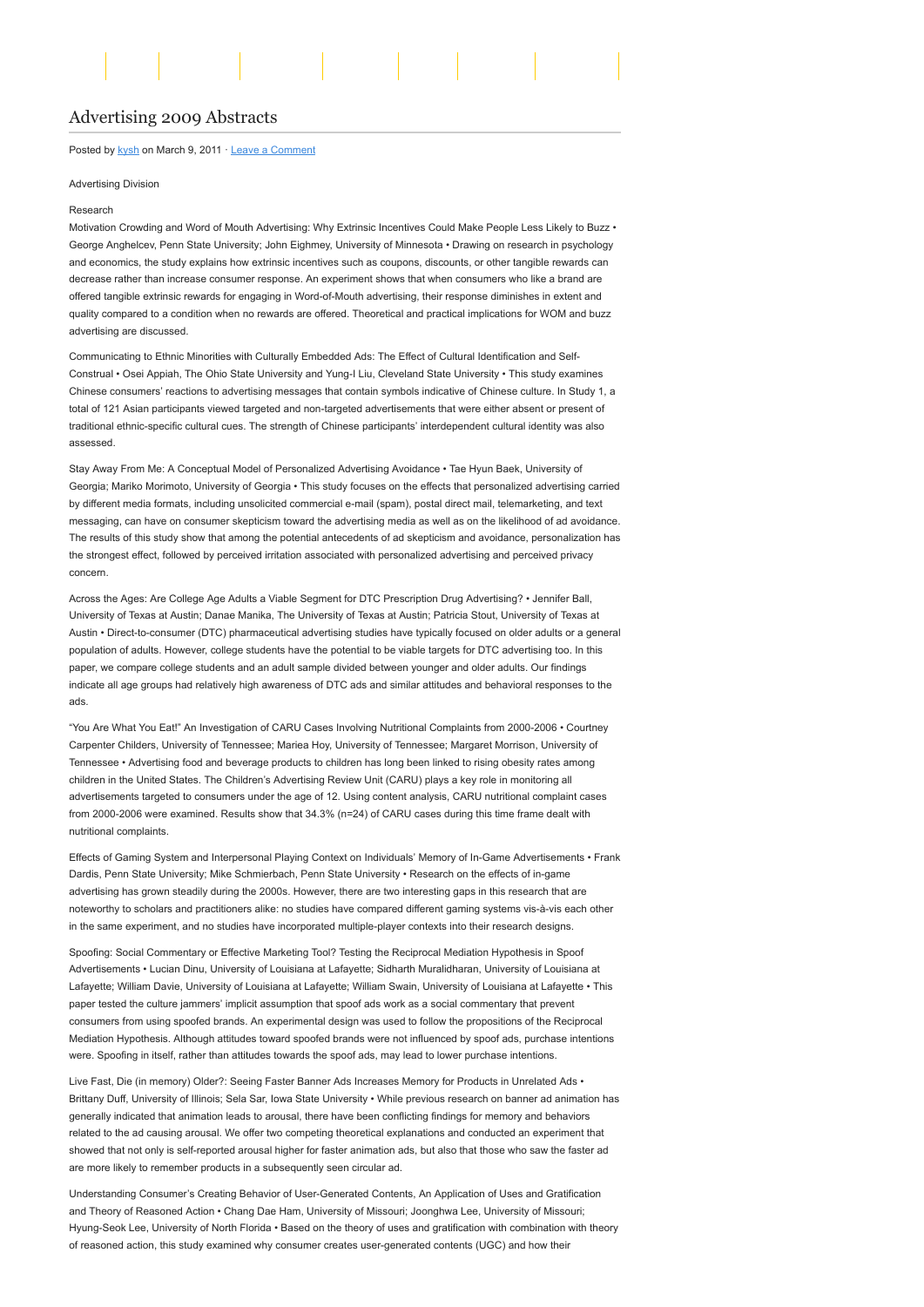# Advertising 2009 Abstracts

Posted by kysh on March 9, 2011 · Leave a Comment

Advertising Division

Research

Motivation Crowding and Word of Mouth Advertising: Why Extrinsic Incentives Could Make People Less Likely to Buzz • George Anghelcev, Penn State University; John Eighmey, University of Minnesota • Drawing on research in psychology and economics, the study explains how extrinsic incentives such as coupons, discounts, or other tangible rewards can decrease rather than increase consumer response. An experiment shows that when consumers who like a brand are offered tangible extrinsic rewards for engaging in Word-of-Mouth advertising, their response diminishes in extent and quality compared to a condition when no rewards are offered. Theoretical and practical implications for WOM and buzz advertising are discussed.

Communicating to Ethnic Minorities with Culturally Embedded Ads: The Effect of Cultural Identification and Self-Construal • Osei Appiah, The Ohio State University and Yung-I Liu, Cleveland State University • This study examines Chinese consumers' reactions to advertising messages that contain symbols indicative of Chinese culture. In Study 1, a total of 121 Asian participants viewed targeted and non-targeted advertisements that were either absent or present of traditional ethnic-specific cultural cues. The strength of Chinese participants' interdependent cultural identity was also assessed.

Stay Away From Me: A Conceptual Model of Personalized Advertising Avoidance • Tae Hyun Baek, University of Georgia; Mariko Morimoto, University of Georgia • This study focuses on the effects that personalized advertising carried by different media formats, including unsolicited commercial e-mail (spam), postal direct mail, telemarketing, and text messaging, can have on consumer skepticism toward the advertising media as well as on the likelihood of ad avoidance. The results of this study show that among the potential antecedents of ad skepticism and avoidance, personalization has the strongest effect, followed by perceived irritation associated with personalized advertising and perceived privacy concern.

Across the Ages: Are College Age Adults a Viable Segment for DTC Prescription Drug Advertising? • Jennifer Ball, University of Texas at Austin; Danae Manika, The University of Texas at Austin; Patricia Stout, University of Texas at Austin • Direct-to-consumer (DTC) pharmaceutical advertising studies have typically focused on older adults or a general population of adults. However, college students have the potential to be viable targets for DTC advertising too. In this paper, we compare college students and an adult sample divided between younger and older adults. Our findings indicate all age groups had relatively high awareness of DTC ads and similar attitudes and behavioral responses to the ads.

"You Are What You Eat!" An Investigation of CARU Cases Involving Nutritional Complaints from 2000-2006 • Courtney Carpenter Childers, University of Tennessee; Mariea Hoy, University of Tennessee; Margaret Morrison, University of Tennessee • Advertising food and beverage products to children has long been linked to rising obesity rates among children in the United States. The Children's Advertising Review Unit (CARU) plays a key role in monitoring all advertisements targeted to consumers under the age of 12. Using content analysis, CARU nutritional complaint cases from 2000-2006 were examined. Results show that 34.3% (n=24) of CARU cases during this time frame dealt with nutritional complaints.

Effects of Gaming System and Interpersonal Playing Context on Individuals' Memory of In-Game Advertisements • Frank Dardis, Penn State University; Mike Schmierbach, Penn State University • Research on the effects of in-game advertising has grown steadily during the 2000s. However, there are two interesting gaps in this research that are noteworthy to scholars and practitioners alike: no studies have compared different gaming systems vis-à-vis each other in the same experiment, and no studies have incorporated multiple-player contexts into their research designs.

Spoofing: Social Commentary or Effective Marketing Tool? Testing the Reciprocal Mediation Hypothesis in Spoof Advertisements • Lucian Dinu, University of Louisiana at Lafayette; Sidharth Muralidharan, University of Louisiana at Lafayette; William Davie, University of Louisiana at Lafayette; William Swain, University of Louisiana at Lafayette • This paper tested the culture jammers' implicit assumption that spoof ads work as a social commentary that prevent consumers from using spoofed brands. An experimental design was used to follow the propositions of the Reciprocal Mediation Hypothesis. Although attitudes toward spoofed brands were not influenced by spoof ads, purchase intentions were. Spoofing in itself, rather than attitudes towards the spoof ads, may lead to lower purchase intentions.

Live Fast, Die (in memory) Older?: Seeing Faster Banner Ads Increases Memory for Products in Unrelated Ads • Brittany Duff, University of Illinois; Sela Sar, Iowa State University • While previous research on banner ad animation has generally indicated that animation leads to arousal, there have been conflicting findings for memory and behaviors related to the ad causing arousal. We offer two competing theoretical explanations and conducted an experiment that showed that not only is self-reported arousal higher for faster animation ads, but also that those who saw the faster ad are more likely to remember products in a subsequently seen circular ad.

Understanding Consumer's Creating Behavior of User-Generated Contents, An Application of Uses and Gratification and Theory of Reasoned Action • Chang Dae Ham, University of Missouri; Joonghwa Lee, University of Missouri; Hyung-Seok Lee, University of North Florida • Based on the theory of uses and gratification with combination with theory of reasoned action, this study examined why consumer creates user-generated contents (UGC) and how their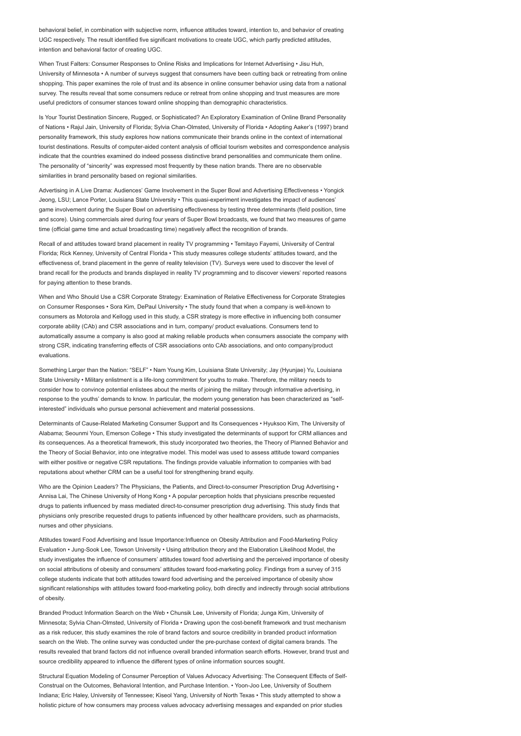behavioral belief, in combination with subjective norm, influence attitudes toward, intention to, and behavior of creating UGC respectively. The result identified five significant motivations to create UGC, which partly predicted attitudes, intention and behavioral factor of creating UGC.

When Trust Falters: Consumer Responses to Online Risks and Implications for Internet Advertising • Jisu Huh, University of Minnesota • A number of surveys suggest that consumers have been cutting back or retreating from online shopping. This paper examines the role of trust and its absence in online consumer behavior using data from a national survey. The results reveal that some consumers reduce or retreat from online shopping and trust measures are more useful predictors of consumer stances toward online shopping than demographic characteristics.

Is Your Tourist Destination Sincere, Rugged, or Sophisticated? An Exploratory Examination of Online Brand Personality of Nations • Rajul Jain, University of Florida; Sylvia Chan-Olmsted, University of Florida • Adopting Aaker's (1997) brand personality framework, this study explores how nations communicate their brands online in the context of international tourist destinations. Results of computer-aided content analysis of official tourism websites and correspondence analysis indicate that the countries examined do indeed possess distinctive brand personalities and communicate them online. The personality of "sincerity" was expressed most frequently by these nation brands. There are no observable similarities in brand personality based on regional similarities.

Advertising in A Live Drama: Audiences' Game Involvement in the Super Bowl and Advertising Effectiveness • Yongick Jeong, LSU; Lance Porter, Louisiana State University • This quasi-experiment investigates the impact of audiences' game involvement during the Super Bowl on advertising effectiveness by testing three determinants (field position, time and score). Using commercials aired during four years of Super Bowl broadcasts, we found that two measures of game time (official game time and actual broadcasting time) negatively affect the recognition of brands.

Recall of and attitudes toward brand placement in reality TV programming • Temitayo Fayemi, University of Central Florida; Rick Kenney, University of Central Florida • This study measures college students' attitudes toward, and the effectiveness of, brand placement in the genre of reality television (TV). Surveys were used to discover the level of brand recall for the products and brands displayed in reality TV programming and to discover viewers' reported reasons for paying attention to these brands.

When and Who Should Use a CSR Corporate Strategy: Examination of Relative Effectiveness for Corporate Strategies on Consumer Responses • Sora Kim, DePaul University • The study found that when a company is well-known to consumers as Motorola and Kellogg used in this study, a CSR strategy is more effective in influencing both consumer corporate ability (CAb) and CSR associations and in turn, company/ product evaluations. Consumers tend to automatically assume a company is also good at making reliable products when consumers associate the company with strong CSR, indicating transferring effects of CSR associations onto CAb associations, and onto company/product evaluations.

Something Larger than the Nation: "SELF" • Nam Young Kim, Louisiana State University; Jay (Hyunjae) Yu, Louisiana State University • Military enlistment is a life-long commitment for youths to make. Therefore, the military needs to consider how to convince potential enlistees about the merits of joining the military through informative advertising, in response to the youths' demands to know. In particular, the modern young generation has been characterized as "self-interested" individuals who pursue personal achievement and material possessions.

Determinants of Cause-Related Marketing Consumer Support and Its Consequences • Hyuksoo Kim, The University of Alabama; Seounmi Youn, Emerson College • This study investigated the determinants of support for CRM alliances and its consequences. As a theoretical framework, this study incorporated two theories, the Theory of Planned Behavior and the Theory of Social Behavior, into one integrative model. This model was used to assess attitude toward companies with either positive or negative CSR reputations. The findings provide valuable information to companies with bad reputations about whether CRM can be a useful tool for strengthening brand equity.

Who are the Opinion Leaders? The Physicians, the Patients, and Direct-to-consumer Prescription Drug Advertising • Annisa Lai, The Chinese University of Hong Kong • A popular perception holds that physicians prescribe requested drugs to patients influenced by mass mediated direct-to-consumer prescription drug advertising. This study finds that physicians only prescribe requested drugs to patients influenced by other healthcare providers, such as pharmacists, nurses and other physicians.

Attitudes toward Food Advertising and Issue Importance:Influence on Obesity Attribution and Food-Marketing Policy Evaluation • Jung-Sook Lee, Towson University • Using attribution theory and the Elaboration Likelihood Model, the study investigates the influence of consumers' attitudes toward food advertising and the perceived importance of obesity on social attributions of obesity and consumers' attitudes toward food-marketing policy. Findings from a survey of 315 college students indicate that both attitudes toward food advertising and the perceived importance of obesity show significant relationships with attitudes toward food-marketing policy, both directly and indirectly through social attributions of obesity.

Branded Product Information Search on the Web • Chunsik Lee, University of Florida; Junga Kim, University of Minnesota; Sylvia Chan-Olmsted, University of Florida • Drawing upon the cost-benefit framework and trust mechanism as a risk reducer, this study examines the role of brand factors and source credibility in branded product information search on the Web. The online survey was conducted under the pre-purchase context of digital camera brands. The results revealed that brand factors did not influence overall branded information search efforts. However, brand trust and source credibility appeared to influence the different types of online information sources sought.

Structural Equation Modeling of Consumer Perception of Values Advocacy Advertising: The Consequent Effects of Self-Construal on the Outcomes, Behavioral Intention, and Purchase Intention. • Yoon-Joo Lee, University of Southern Indiana; Eric Haley, University of Tennessee; Kiseol Yang, University of North Texas • This study attempted to show a holistic picture of how consumers may process values advocacy advertising messages and expanded on prior studies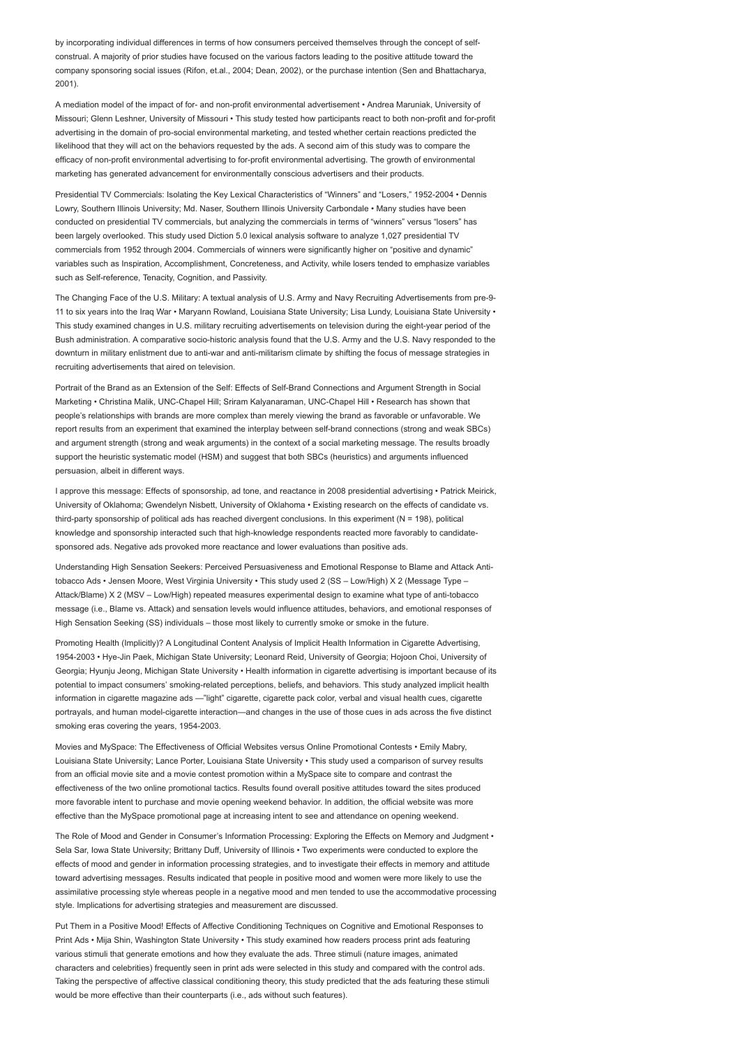by incorporating individual differences in terms of how consumers perceived themselves through the concept of self-construal. A majority of prior studies have focused on the various factors leading to the positive attitude toward the company sponsoring social issues (Rifon, et.al., 2004; Dean, 2002), or the purchase intention (Sen and Bhattacharya, 2001).

A mediation model of the impact of for- and non-profit environmental advertisement • Andrea Maruniak, University of Missouri; Glenn Leshner, University of Missouri • This study tested how participants react to both non-profit and for-profit advertising in the domain of pro-social environmental marketing, and tested whether certain reactions predicted the likelihood that they will act on the behaviors requested by the ads. A second aim of this study was to compare the efficacy of non-profit environmental advertising to for-profit environmental advertising. The growth of environmental marketing has generated advancement for environmentally conscious advertisers and their products.

Presidential TV Commercials: Isolating the Key Lexical Characteristics of "Winners" and "Losers," 1952-2004 • Dennis Lowry, Southern Illinois University; Md. Naser, Southern Illinois University Carbondale • Many studies have been conducted on presidential TV commercials, but analyzing the commercials in terms of "winners" versus "losers" has been largely overlooked. This study used Diction 5.0 lexical analysis software to analyze 1,027 presidential TV commercials from 1952 through 2004. Commercials of winners were significantly higher on "positive and dynamic" variables such as Inspiration, Accomplishment, Concreteness, and Activity, while losers tended to emphasize variables such as Self-reference, Tenacity, Cognition, and Passivity.

The Changing Face of the U.S. Military: A textual analysis of U.S. Army and Navy Recruiting Advertisements from pre-9-11 to six years into the Iraq War • Maryann Rowland, Louisiana State University; Lisa Lundy, Louisiana State University • This study examined changes in U.S. military recruiting advertisements on television during the eight-year period of the Bush administration. A comparative socio-historic analysis found that the U.S. Army and the U.S. Navy responded to the downturn in military enlistment due to anti-war and anti-militarism climate by shifting the focus of message strategies in recruiting advertisements that aired on television.

Portrait of the Brand as an Extension of the Self: Effects of Self-Brand Connections and Argument Strength in Social Marketing • Christina Malik, UNC-Chapel Hill; Sriram Kalyanaraman, UNC-Chapel Hill • Research has shown that people's relationships with brands are more complex than merely viewing the brand as favorable or unfavorable. We report results from an experiment that examined the interplay between self-brand connections (strong and weak SBCs) and argument strength (strong and weak arguments) in the context of a social marketing message. The results broadly support the heuristic systematic model (HSM) and suggest that both SBCs (heuristics) and arguments influenced persuasion, albeit in different ways.

I approve this message: Effects of sponsorship, ad tone, and reactance in 2008 presidential advertising • Patrick Meirick, University of Oklahoma; Gwendelyn Nisbett, University of Oklahoma • Existing research on the effects of candidate vs. third-party sponsorship of political ads has reached divergent conclusions. In this experiment (N = 198), political knowledge and sponsorship interacted such that high-knowledge respondents reacted more favorably to candidate-sponsored ads. Negative ads provoked more reactance and lower evaluations than positive ads.

Understanding High Sensation Seekers: Perceived Persuasiveness and Emotional Response to Blame and Attack Anti-tobacco Ads • Jensen Moore, West Virginia University • This study used 2 (SS – Low/High) X 2 (Message Type – Attack/Blame) X 2 (MSV – Low/High) repeated measures experimental design to examine what type of anti-tobacco message (i.e., Blame vs. Attack) and sensation levels would influence attitudes, behaviors, and emotional responses of High Sensation Seeking (SS) individuals – those most likely to currently smoke or smoke in the future.

Promoting Health (Implicitly)? A Longitudinal Content Analysis of Implicit Health Information in Cigarette Advertising, 1954-2003 • Hye-Jin Paek, Michigan State University; Leonard Reid, University of Georgia; Hojoon Choi, University of Georgia; Hyunju Jeong, Michigan State University • Health information in cigarette advertising is important because of its potential to impact consumers' smoking-related perceptions, beliefs, and behaviors. This study analyzed implicit health information in cigarette magazine ads —"light" cigarette, cigarette pack color, verbal and visual health cues, cigarette portrayals, and human model-cigarette interaction—and changes in the use of those cues in ads across the five distinct smoking eras covering the years, 1954-2003.

Movies and MySpace: The Effectiveness of Official Websites versus Online Promotional Contests • Emily Mabry, Louisiana State University; Lance Porter, Louisiana State University • This study used a comparison of survey results from an official movie site and a movie contest promotion within a MySpace site to compare and contrast the effectiveness of the two online promotional tactics. Results found overall positive attitudes toward the sites produced more favorable intent to purchase and movie opening weekend behavior. In addition, the official website was more effective than the MySpace promotional page at increasing intent to see and attendance on opening weekend.

The Role of Mood and Gender in Consumer's Information Processing: Exploring the Effects on Memory and Judgment • Sela Sar, Iowa State University; Brittany Duff, University of Illinois • Two experiments were conducted to explore the effects of mood and gender in information processing strategies, and to investigate their effects in memory and attitude toward advertising messages. Results indicated that people in positive mood and women were more likely to use the assimilative processing style whereas people in a negative mood and men tended to use the accommodative processing style. Implications for advertising strategies and measurement are discussed.

Put Them in a Positive Mood! Effects of Affective Conditioning Techniques on Cognitive and Emotional Responses to Print Ads • Mija Shin, Washington State University • This study examined how readers process print ads featuring various stimuli that generate emotions and how they evaluate the ads. Three stimuli (nature images, animated characters and celebrities) frequently seen in print ads were selected in this study and compared with the control ads. Taking the perspective of affective classical conditioning theory, this study predicted that the ads featuring these stimuli would be more effective than their counterparts (i.e., ads without such features).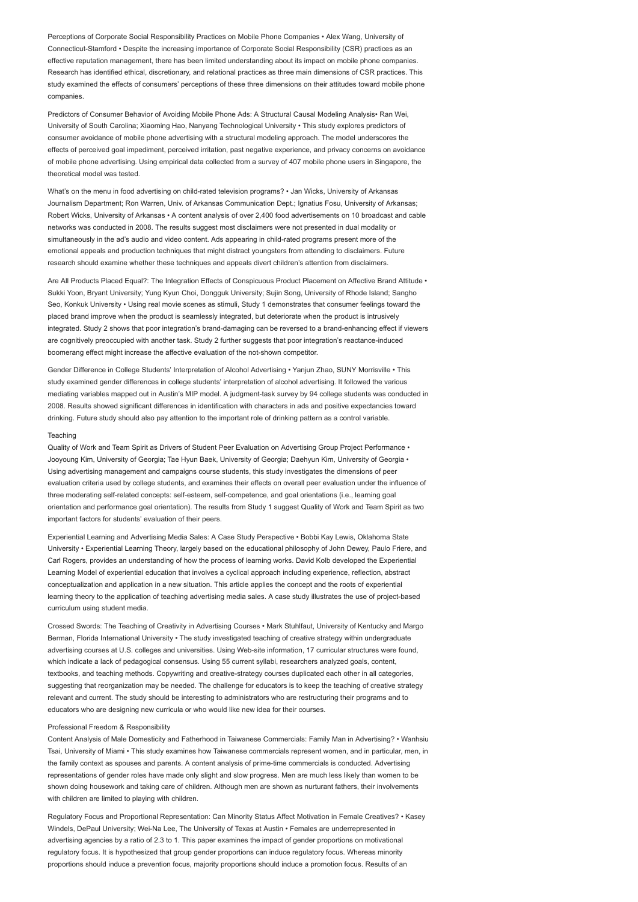Perceptions of Corporate Social Responsibility Practices on Mobile Phone Companies • Alex Wang, University of Connecticut-Stamford • Despite the increasing importance of Corporate Social Responsibility (CSR) practices as an effective reputation management, there has been limited understanding about its impact on mobile phone companies. Research has identified ethical, discretionary, and relational practices as three main dimensions of CSR practices. This study examined the effects of consumers' perceptions of these three dimensions on their attitudes toward mobile phone companies.

Predictors of Consumer Behavior of Avoiding Mobile Phone Ads: A Structural Causal Modeling Analysis• Ran Wei, University of South Carolina; Xiaoming Hao, Nanyang Technological University • This study explores predictors of consumer avoidance of mobile phone advertising with a structural modeling approach. The model underscores the effects of perceived goal impediment, perceived irritation, past negative experience, and privacy concerns on avoidance of mobile phone advertising. Using empirical data collected from a survey of 407 mobile phone users in Singapore, the theoretical model was tested.

What's on the menu in food advertising on child-rated television programs? • Jan Wicks, University of Arkansas Journalism Department; Ron Warren, Univ. of Arkansas Communication Dept.; Ignatius Fosu, University of Arkansas; Robert Wicks, University of Arkansas • A content analysis of over 2,400 food advertisements on 10 broadcast and cable networks was conducted in 2008. The results suggest most disclaimers were not presented in dual modality or simultaneously in the ad's audio and video content. Ads appearing in child-rated programs present more of the emotional appeals and production techniques that might distract youngsters from attending to disclaimers. Future research should examine whether these techniques and appeals divert children's attention from disclaimers.

Are All Products Placed Equal?: The Integration Effects of Conspicuous Product Placement on Affective Brand Attitude • Sukki Yoon, Bryant University; Yung Kyun Choi, Dongguk University; Sujin Song, University of Rhode Island; Sangho Seo, Konkuk University • Using real movie scenes as stimuli, Study 1 demonstrates that consumer feelings toward the placed brand improve when the product is seamlessly integrated, but deteriorate when the product is intrusively integrated. Study 2 shows that poor integration's brand-damaging can be reversed to a brand-enhancing effect if viewers are cognitively preoccupied with another task. Study 2 further suggests that poor integration's reactance-induced boomerang effect might increase the affective evaluation of the not-shown competitor.

Gender Difference in College Students' Interpretation of Alcohol Advertising • Yanjun Zhao, SUNY Morrisville • This study examined gender differences in college students' interpretation of alcohol advertising. It followed the various mediating variables mapped out in Austin's MIP model. A judgment-task survey by 94 college students was conducted in 2008. Results showed significant differences in identification with characters in ads and positive expectancies toward drinking. Future study should also pay attention to the important role of drinking pattern as a control variable.

## Teaching

Quality of Work and Team Spirit as Drivers of Student Peer Evaluation on Advertising Group Project Performance • Jooyoung Kim, University of Georgia; Tae Hyun Baek, University of Georgia; Daehyun Kim, University of Georgia • Using advertising management and campaigns course students, this study investigates the dimensions of peer evaluation criteria used by college students, and examines their effects on overall peer evaluation under the influence of three moderating self-related concepts: self-esteem, self-competence, and goal orientations (i.e., learning goal orientation and performance goal orientation). The results from Study 1 suggest Quality of Work and Team Spirit as two important factors for students' evaluation of their peers.

Experiential Learning and Advertising Media Sales: A Case Study Perspective • Bobbi Kay Lewis, Oklahoma State University • Experiential Learning Theory, largely based on the educational philosophy of John Dewey, Paulo Friere, and Carl Rogers, provides an understanding of how the process of learning works. David Kolb developed the Experiential Learning Model of experiential education that involves a cyclical approach including experience, reflection, abstract conceptualization and application in a new situation. This article applies the concept and the roots of experiential learning theory to the application of teaching advertising media sales. A case study illustrates the use of project-based curriculum using student media.

Crossed Swords: The Teaching of Creativity in Advertising Courses • Mark Stuhlfaut, University of Kentucky and Margo Berman, Florida International University • The study investigated teaching of creative strategy within undergraduate advertising courses at U.S. colleges and universities. Using Web-site information, 17 curricular structures were found, which indicate a lack of pedagogical consensus. Using 55 current syllabi, researchers analyzed goals, content, textbooks, and teaching methods. Copywriting and creative-strategy courses duplicated each other in all categories, suggesting that reorganization may be needed. The challenge for educators is to keep the teaching of creative strategy relevant and current. The study should be interesting to administrators who are restructuring their programs and to educators who are designing new curricula or who would like new idea for their courses.

## Professional Freedom & Responsibility

Content Analysis of Male Domesticity and Fatherhood in Taiwanese Commercials: Family Man in Advertising? • Wanhsiu Tsai, University of Miami • This study examines how Taiwanese commercials represent women, and in particular, men, in the family context as spouses and parents. A content analysis of prime-time commercials is conducted. Advertising representations of gender roles have made only slight and slow progress. Men are much less likely than women to be shown doing housework and taking care of children. Although men are shown as nurturant fathers, their involvements with children are limited to playing with children.

Regulatory Focus and Proportional Representation: Can Minority Status Affect Motivation in Female Creatives? • Kasey Windels, DePaul University; Wei-Na Lee, The University of Texas at Austin • Females are underrepresented in advertising agencies by a ratio of 2.3 to 1. This paper examines the impact of gender proportions on motivational regulatory focus. It is hypothesized that group gender proportions can induce regulatory focus. Whereas minority proportions should induce a prevention focus, majority proportions should induce a promotion focus. Results of an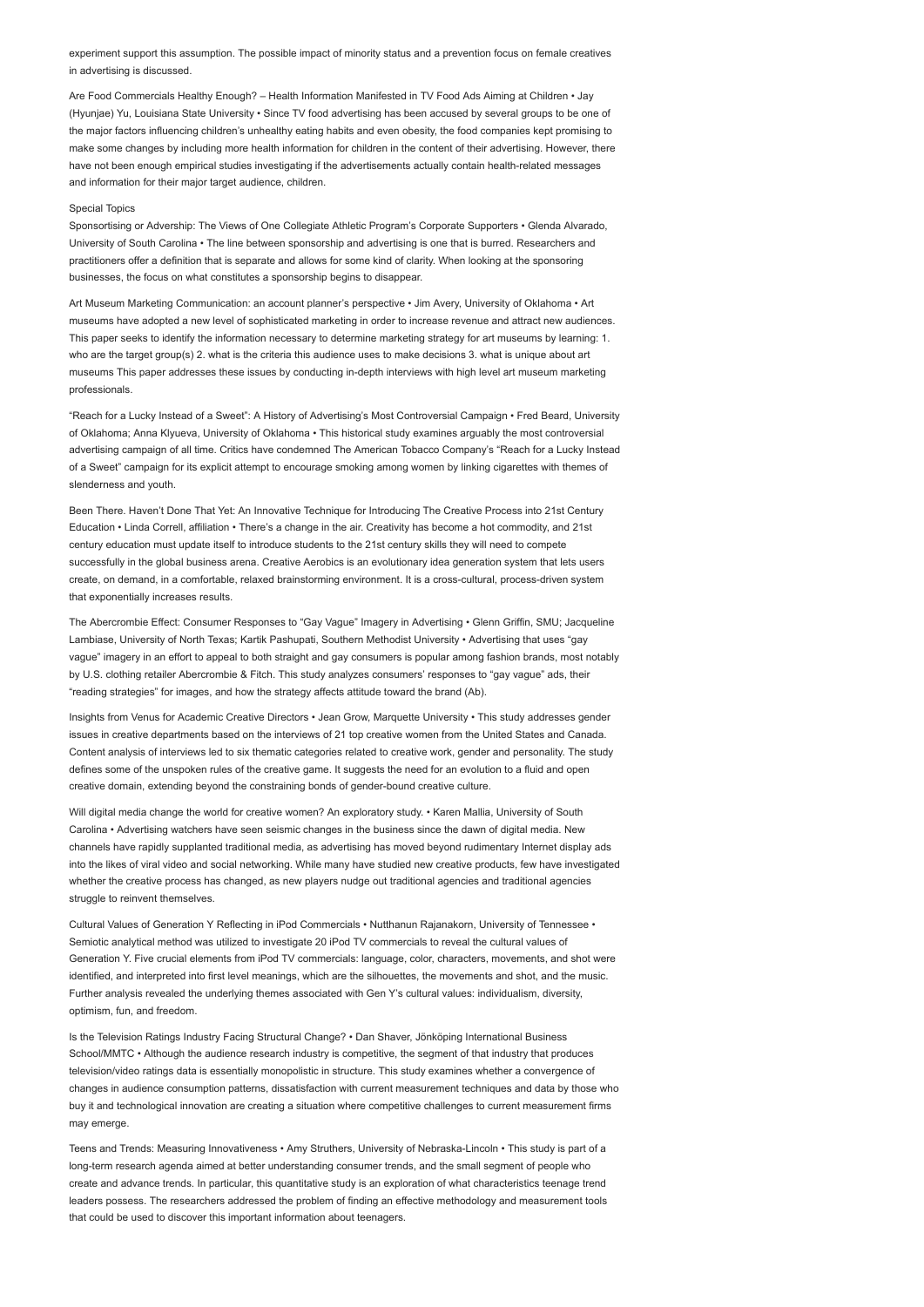experiment support this assumption. The possible impact of minority status and a prevention focus on female creatives in advertising is discussed.

Are Food Commercials Healthy Enough? – Health Information Manifested in TV Food Ads Aiming at Children • Jay (Hyunjae) Yu, Louisiana State University • Since TV food advertising has been accused by several groups to be one of the major factors influencing children's unhealthy eating habits and even obesity, the food companies kept promising to make some changes by including more health information for children in the content of their advertising. However, there have not been enough empirical studies investigating if the advertisements actually contain health-related messages and information for their major target audience, children.

Special Topics

Sponsortising or Advership: The Views of One Collegiate Athletic Program's Corporate Supporters • Glenda Alvarado, University of South Carolina • The line between sponsorship and advertising is one that is burred. Researchers and practitioners offer a definition that is separate and allows for some kind of clarity. When looking at the sponsoring businesses, the focus on what constitutes a sponsorship begins to disappear.

Art Museum Marketing Communication: an account planner's perspective • Jim Avery, University of Oklahoma • Art museums have adopted a new level of sophisticated marketing in order to increase revenue and attract new audiences. This paper seeks to identify the information necessary to determine marketing strategy for art museums by learning: 1. who are the target group(s) 2. what is the criteria this audience uses to make decisions 3. what is unique about art museums This paper addresses these issues by conducting in-depth interviews with high level art museum marketing professionals.

"Reach for a Lucky Instead of a Sweet": A History of Advertising's Most Controversial Campaign • Fred Beard, University of Oklahoma; Anna Klyueva, University of Oklahoma • This historical study examines arguably the most controversial advertising campaign of all time. Critics have condemned The American Tobacco Company's "Reach for a Lucky Instead of a Sweet" campaign for its explicit attempt to encourage smoking among women by linking cigarettes with themes of slenderness and youth.

Been There. Haven't Done That Yet: An Innovative Technique for Introducing The Creative Process into 21st Century Education • Linda Correll, affiliation • There's a change in the air. Creativity has become a hot commodity, and 21st century education must update itself to introduce students to the 21st century skills they will need to compete successfully in the global business arena. Creative Aerobics is an evolutionary idea generation system that lets users create, on demand, in a comfortable, relaxed brainstorming environment. It is a cross-cultural, process-driven system that exponentially increases results.

The Abercrombie Effect: Consumer Responses to "Gay Vague" Imagery in Advertising • Glenn Griffin, SMU; Jacqueline Lambiase, University of North Texas; Kartik Pashupati, Southern Methodist University • Advertising that uses "gay vague" imagery in an effort to appeal to both straight and gay consumers is popular among fashion brands, most notably by U.S. clothing retailer Abercrombie & Fitch. This study analyzes consumers' responses to "gay vague" ads, their "reading strategies" for images, and how the strategy affects attitude toward the brand (Ab).

Insights from Venus for Academic Creative Directors • Jean Grow, Marquette University • This study addresses gender issues in creative departments based on the interviews of 21 top creative women from the United States and Canada. Content analysis of interviews led to six thematic categories related to creative work, gender and personality. The study defines some of the unspoken rules of the creative game. It suggests the need for an evolution to a fluid and open creative domain, extending beyond the constraining bonds of gender-bound creative culture.

Will digital media change the world for creative women? An exploratory study. • Karen Mallia, University of South Carolina • Advertising watchers have seen seismic changes in the business since the dawn of digital media. New channels have rapidly supplanted traditional media, as advertising has moved beyond rudimentary Internet display ads into the likes of viral video and social networking. While many have studied new creative products, few have investigated whether the creative process has changed, as new players nudge out traditional agencies and traditional agencies struggle to reinvent themselves.

Cultural Values of Generation Y Reflecting in iPod Commercials • Nutthanun Rajanakorn, University of Tennessee • Semiotic analytical method was utilized to investigate 20 iPod TV commercials to reveal the cultural values of Generation Y. Five crucial elements from iPod TV commercials: language, color, characters, movements, and shot were identified, and interpreted into first level meanings, which are the silhouettes, the movements and shot, and the music. Further analysis revealed the underlying themes associated with Gen Y's cultural values: individualism, diversity, optimism, fun, and freedom.

Is the Television Ratings Industry Facing Structural Change? • Dan Shaver, Jönköping International Business School/MMTC • Although the audience research industry is competitive, the segment of that industry that produces television/video ratings data is essentially monopolistic in structure. This study examines whether a convergence of changes in audience consumption patterns, dissatisfaction with current measurement techniques and data by those who buy it and technological innovation are creating a situation where competitive challenges to current measurement firms may emerge.

Teens and Trends: Measuring Innovativeness • Amy Struthers, University of Nebraska-Lincoln • This study is part of a long-term research agenda aimed at better understanding consumer trends, and the small segment of people who create and advance trends. In particular, this quantitative study is an exploration of what characteristics teenage trend leaders possess. The researchers addressed the problem of finding an effective methodology and measurement tools that could be used to discover this important information about teenagers.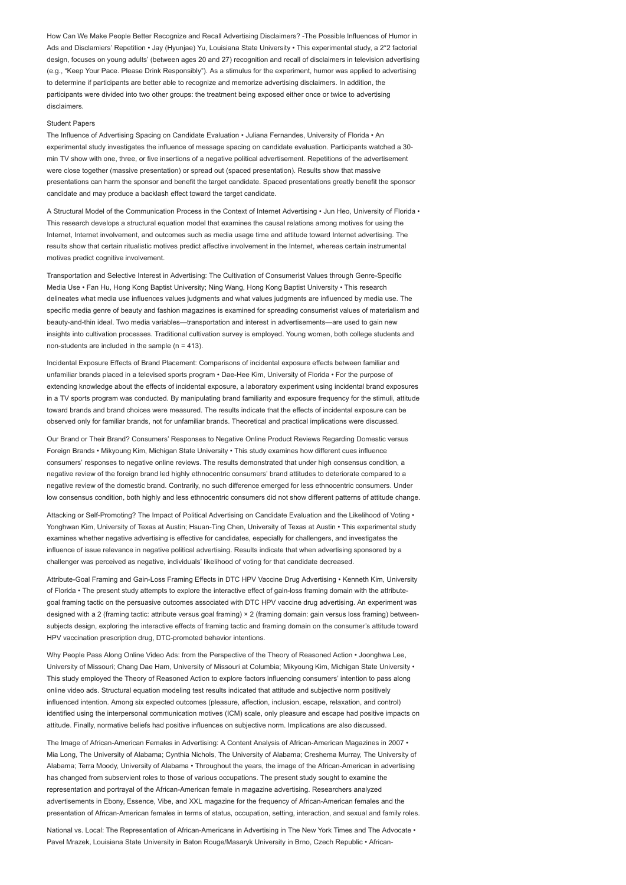How Can We Make People Better Recognize and Recall Advertising Disclaimers? -The Possible Influences of Humor in Ads and Disclamiers' Repetition • Jay (Hyunjae) Yu, Louisiana State University • This experimental study, a 2*2 factorial design, focuses on young adults' (between ages 20 and 27) recognition and recall of disclaimers in television advertising (e.g., "Keep Your Pace. Please Drink Responsibly"). As a stimulus for the experiment, humor was applied to advertising to determine if participants are better able to recognize and memorize advertising disclaimers. In addition, the participants were divided into two other groups: the treatment being exposed either once or twice to advertising disclaimers.

## Student Papers

The Influence of Advertising Spacing on Candidate Evaluation • Juliana Fernandes, University of Florida • An experimental study investigates the influence of message spacing on candidate evaluation. Participants watched a 30-min TV show with one, three, or five insertions of a negative political advertisement. Repetitions of the advertisement were close together (massive presentation) or spread out (spaced presentation). Results show that massive presentations can harm the sponsor and benefit the target candidate. Spaced presentations greatly benefit the sponsor candidate and may produce a backlash effect toward the target candidate.

A Structural Model of the Communication Process in the Context of Internet Advertising • Jun Heo, University of Florida • This research develops a structural equation model that examines the causal relations among motives for using the Internet, Internet involvement, and outcomes such as media usage time and attitude toward Internet advertising. The results show that certain ritualistic motives predict affective involvement in the Internet, whereas certain instrumental motives predict cognitive involvement.

Transportation and Selective Interest in Advertising: The Cultivation of Consumerist Values through Genre-Specific Media Use • Fan Hu, Hong Kong Baptist University; Ning Wang, Hong Kong Baptist University • This research delineates what media use influences values judgments and what values judgments are influenced by media use. The specific media genre of beauty and fashion magazines is examined for spreading consumerist values of materialism and beauty-and-thin ideal. Two media variables—transportation and interest in advertisements—are used to gain new insights into cultivation processes. Traditional cultivation survey is employed. Young women, both college students and non-students are included in the sample (n = 413).

Incidental Exposure Effects of Brand Placement: Comparisons of incidental exposure effects between familiar and unfamiliar brands placed in a televised sports program • Dae-Hee Kim, University of Florida • For the purpose of extending knowledge about the effects of incidental exposure, a laboratory experiment using incidental brand exposures in a TV sports program was conducted. By manipulating brand familiarity and exposure frequency for the stimuli, attitude toward brands and brand choices were measured. The results indicate that the effects of incidental exposure can be observed only for familiar brands, not for unfamiliar brands. Theoretical and practical implications were discussed.

Our Brand or Their Brand? Consumers' Responses to Negative Online Product Reviews Regarding Domestic versus Foreign Brands • Mikyoung Kim, Michigan State University • This study examines how different cues influence consumers' responses to negative online reviews. The results demonstrated that under high consensus condition, a negative review of the foreign brand led highly ethnocentric consumers' brand attitudes to deteriorate compared to a negative review of the domestic brand. Contrarily, no such difference emerged for less ethnocentric consumers. Under low consensus condition, both highly and less ethnocentric consumers did not show different patterns of attitude change.

Attacking or Self-Promoting? The Impact of Political Advertising on Candidate Evaluation and the Likelihood of Voting • Yonghwan Kim, University of Texas at Austin; Hsuan-Ting Chen, University of Texas at Austin • This experimental study examines whether negative advertising is effective for candidates, especially for challengers, and investigates the influence of issue relevance in negative political advertising. Results indicate that when advertising sponsored by a challenger was perceived as negative, individuals' likelihood of voting for that candidate decreased.

Attribute-Goal Framing and Gain-Loss Framing Effects in DTC HPV Vaccine Drug Advertising • Kenneth Kim, University of Florida • The present study attempts to explore the interactive effect of gain-loss framing domain with the attribute-goal framing tactic on the persuasive outcomes associated with DTC HPV vaccine drug advertising. An experiment was designed with a 2 (framing tactic: attribute versus goal framing) × 2 (framing domain: gain versus loss framing) between-subjects design, exploring the interactive effects of framing tactic and framing domain on the consumer's attitude toward HPV vaccination prescription drug, DTC-promoted behavior intentions.

Why People Pass Along Online Video Ads: from the Perspective of the Theory of Reasoned Action • Joonghwa Lee, University of Missouri; Chang Dae Ham, University of Missouri at Columbia; Mikyoung Kim, Michigan State University • This study employed the Theory of Reasoned Action to explore factors influencing consumers' intention to pass along online video ads. Structural equation modeling test results indicated that attitude and subjective norm positively influenced intention. Among six expected outcomes (pleasure, affection, inclusion, escape, relaxation, and control) identified using the interpersonal communication motives (ICM) scale, only pleasure and escape had positive impacts on attitude. Finally, normative beliefs had positive influences on subjective norm. Implications are also discussed.

The Image of African-American Females in Advertising: A Content Analysis of African-American Magazines in 2007 • Mia Long, The University of Alabama; Cynthia Nichols, The University of Alabama; Creshema Murray, The University of Alabama; Terra Moody, University of Alabama • Throughout the years, the image of the African-American in advertising has changed from subservient roles to those of various occupations. The present study sought to examine the representation and portrayal of the African-American female in magazine advertising. Researchers analyzed advertisements in Ebony, Essence, Vibe, and XXL magazine for the frequency of African-American females and the presentation of African-American females in terms of status, occupation, setting, interaction, and sexual and family roles.

National vs. Local: The Representation of African-Americans in Advertising in The New York Times and The Advocate • Pavel Mrazek, Louisiana State University in Baton Rouge/Masaryk University in Brno, Czech Republic • African-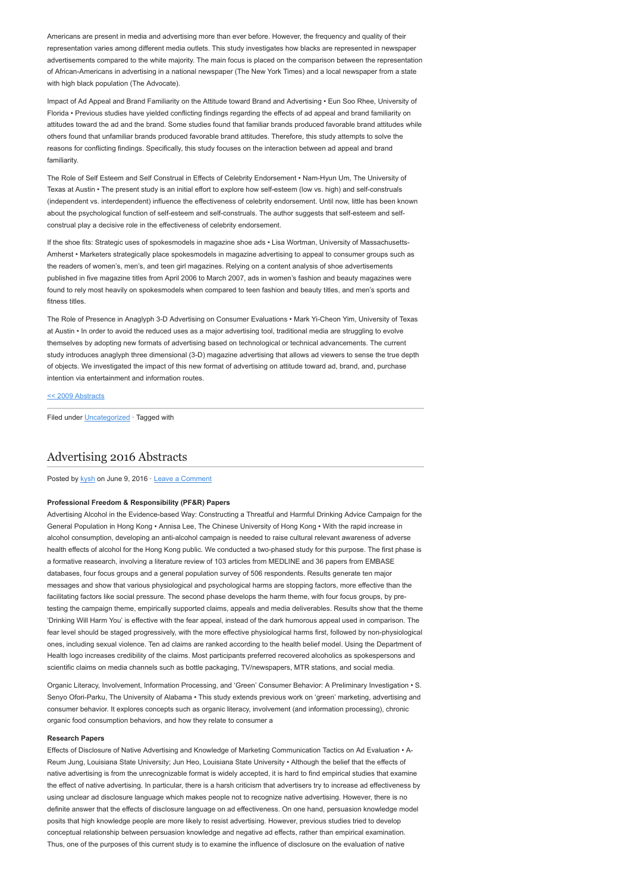Americans are present in media and advertising more than ever before. However, the frequency and quality of their representation varies among different media outlets. This study investigates how blacks are represented in newspaper advertisements compared to the white majority. The main focus is placed on the comparison between the representation of African-Americans in advertising in a national newspaper (The New York Times) and a local newspaper from a state with high black population (The Advocate).

Impact of Ad Appeal and Brand Familiarity on the Attitude toward Brand and Advertising • Eun Soo Rhee, University of Florida • Previous studies have yielded conflicting findings regarding the effects of ad appeal and brand familiarity on attitudes toward the ad and the brand. Some studies found that familiar brands produced favorable brand attitudes while others found that unfamiliar brands produced favorable brand attitudes. Therefore, this study attempts to solve the reasons for conflicting findings. Specifically, this study focuses on the interaction between ad appeal and brand familiarity.

The Role of Self Esteem and Self Construal in Effects of Celebrity Endorsement • Nam-Hyun Um, The University of Texas at Austin • The present study is an initial effort to explore how self-esteem (low vs. high) and self-construals (independent vs. interdependent) influence the effectiveness of celebrity endorsement. Until now, little has been known about the psychological function of self-esteem and self-construals. The author suggests that self-esteem and self-construal play a decisive role in the effectiveness of celebrity endorsement.

If the shoe fits: Strategic uses of spokesmodels in magazine shoe ads • Lisa Wortman, University of Massachusetts-Amherst • Marketers strategically place spokesmodels in magazine advertising to appeal to consumer groups such as the readers of women's, men's, and teen girl magazines. Relying on a content analysis of shoe advertisements published in five magazine titles from April 2006 to March 2007, ads in women's fashion and beauty magazines were found to rely most heavily on spokesmodels when compared to teen fashion and beauty titles, and men's sports and fitness titles.

The Role of Presence in Anaglyph 3-D Advertising on Consumer Evaluations • Mark Yi-Cheon Yim, University of Texas at Austin • In order to avoid the reduced uses as a major advertising tool, traditional media are struggling to evolve themselves by adopting new formats of advertising based on technological or technical advancements. The current study introduces anaglyph three dimensional (3-D) magazine advertising that allows ad viewers to sense the true depth of objects. We investigated the impact of this new format of advertising on attitude toward ad, brand, and, purchase intention via entertainment and information routes.

<< 2009 Abstracts

Filed under Uncategorized · Tagged with

## Advertising 2016 Abstracts

Posted by kysh on June 9, 2016 · Leave a Comment

**Professional Freedom & Responsibility (PF&R) Papers**

Advertising Alcohol in the Evidence-based Way: Constructing a Threatful and Harmful Drinking Advice Campaign for the General Population in Hong Kong • Annisa Lee, The Chinese University of Hong Kong • With the rapid increase in alcohol consumption, developing an anti-alcohol campaign is needed to raise cultural relevant awareness of adverse health effects of alcohol for the Hong Kong public. We conducted a two-phased study for this purpose. The first phase is a formative reasearch, involving a literature review of 103 articles from MEDLINE and 36 papers from EMBASE databases, four focus groups and a general population survey of 506 respondents. Results generate ten major messages and show that various physiological and psychological harms are stopping factors, more effective than the facilitating factors like social pressure. The second phase develops the harm theme, with four focus groups, by pre-testing the campaign theme, empirically supported claims, appeals and media deliverables. Results show that the theme 'Drinking Will Harm You' is effective with the fear appeal, instead of the dark humorous appeal used in comparison. The fear level should be staged progressively, with the more effective physiological harms first, followed by non-physiological ones, including sexual violence. Ten ad claims are ranked according to the health belief model. Using the Department of Health logo increases credibility of the claims. Most participants preferred recovered alcoholics as spokespersons and scientific claims on media channels such as bottle packaging, TV/newspapers, MTR stations, and social media.

Organic Literacy, Involvement, Information Processing, and 'Green' Consumer Behavior: A Preliminary Investigation • S. Senyo Ofori-Parku, The University of Alabama • This study extends previous work on 'green' marketing, advertising and consumer behavior. It explores concepts such as organic literacy, involvement (and information processing), chronic organic food consumption behaviors, and how they relate to consumer a

**Research Papers**

Effects of Disclosure of Native Advertising and Knowledge of Marketing Communication Tactics on Ad Evaluation • A-Reum Jung, Louisiana State University; Jun Heo, Louisiana State University • Although the belief that the effects of native advertising is from the unrecognizable format is widely accepted, it is hard to find empirical studies that examine the effect of native advertising. In particular, there is a harsh criticism that advertisers try to increase ad effectiveness by using unclear ad disclosure language which makes people not to recognize native advertising. However, there is no definite answer that the effects of disclosure language on ad effectiveness. On one hand, persuasion knowledge model posits that high knowledge people are more likely to resist advertising. However, previous studies tried to develop conceptual relationship between persuasion knowledge and negative ad effects, rather than empirical examination. Thus, one of the purposes of this current study is to examine the influence of disclosure on the evaluation of native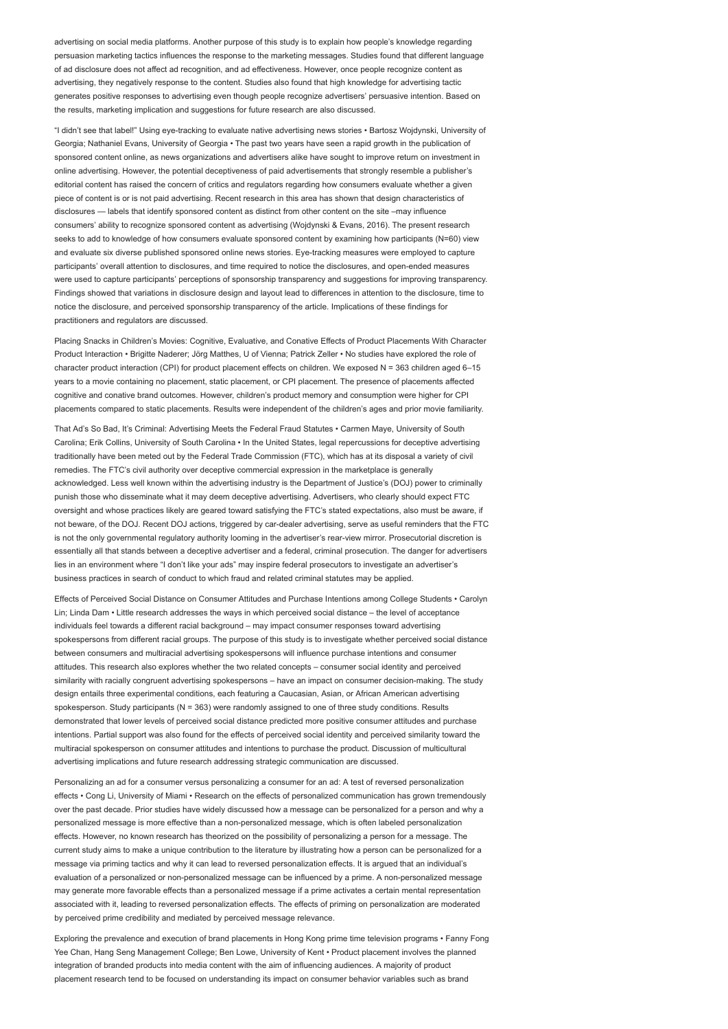advertising on social media platforms. Another purpose of this study is to explain how people's knowledge regarding persuasion marketing tactics influences the response to the marketing messages. Studies found that different language of ad disclosure does not affect ad recognition, and ad effectiveness. However, once people recognize content as advertising, they negatively response to the content. Studies also found that high knowledge for advertising tactic generates positive responses to advertising even though people recognize advertisers' persuasive intention. Based on the results, marketing implication and suggestions for future research are also discussed.

"I didn't see that label!" Using eye-tracking to evaluate native advertising news stories • Bartosz Wojdynski, University of Georgia; Nathaniel Evans, University of Georgia • The past two years have seen a rapid growth in the publication of sponsored content online, as news organizations and advertisers alike have sought to improve return on investment in online advertising. However, the potential deceptiveness of paid advertisements that strongly resemble a publisher's editorial content has raised the concern of critics and regulators regarding how consumers evaluate whether a given piece of content is or is not paid advertising. Recent research in this area has shown that design characteristics of disclosures — labels that identify sponsored content as distinct from other content on the site –may influence consumers' ability to recognize sponsored content as advertising (Wojdynski & Evans, 2016). The present research seeks to add to knowledge of how consumers evaluate sponsored content by examining how participants (N=60) view and evaluate six diverse published sponsored online news stories. Eye-tracking measures were employed to capture participants' overall attention to disclosures, and time required to notice the disclosures, and open-ended measures were used to capture participants' perceptions of sponsorship transparency and suggestions for improving transparency. Findings showed that variations in disclosure design and layout lead to differences in attention to the disclosure, time to notice the disclosure, and perceived sponsorship transparency of the article. Implications of these findings for practitioners and regulators are discussed.

Placing Snacks in Children's Movies: Cognitive, Evaluative, and Conative Effects of Product Placements With Character Product Interaction • Brigitte Naderer; Jörg Matthes, U of Vienna; Patrick Zeller • No studies have explored the role of character product interaction (CPI) for product placement effects on children. We exposed N = 363 children aged 6–15 years to a movie containing no placement, static placement, or CPI placement. The presence of placements affected cognitive and conative brand outcomes. However, children's product memory and consumption were higher for CPI placements compared to static placements. Results were independent of the children's ages and prior movie familiarity.

That Ad's So Bad, It's Criminal: Advertising Meets the Federal Fraud Statutes • Carmen Maye, University of South Carolina; Erik Collins, University of South Carolina • In the United States, legal repercussions for deceptive advertising traditionally have been meted out by the Federal Trade Commission (FTC), which has at its disposal a variety of civil remedies. The FTC's civil authority over deceptive commercial expression in the marketplace is generally acknowledged. Less well known within the advertising industry is the Department of Justice's (DOJ) power to criminally punish those who disseminate what it may deem deceptive advertising. Advertisers, who clearly should expect FTC oversight and whose practices likely are geared toward satisfying the FTC's stated expectations, also must be aware, if not beware, of the DOJ. Recent DOJ actions, triggered by car-dealer advertising, serve as useful reminders that the FTC is not the only governmental regulatory authority looming in the advertiser's rear-view mirror. Prosecutorial discretion is essentially all that stands between a deceptive advertiser and a federal, criminal prosecution. The danger for advertisers lies in an environment where "I don't like your ads" may inspire federal prosecutors to investigate an advertiser's business practices in search of conduct to which fraud and related criminal statutes may be applied.

Effects of Perceived Social Distance on Consumer Attitudes and Purchase Intentions among College Students • Carolyn Lin; Linda Dam • Little research addresses the ways in which perceived social distance – the level of acceptance individuals feel towards a different racial background – may impact consumer responses toward advertising spokespersons from different racial groups. The purpose of this study is to investigate whether perceived social distance between consumers and multiracial advertising spokespersons will influence purchase intentions and consumer attitudes. This research also explores whether the two related concepts – consumer social identity and perceived similarity with racially congruent advertising spokespersons – have an impact on consumer decision-making. The study design entails three experimental conditions, each featuring a Caucasian, Asian, or African American advertising spokesperson. Study participants (N = 363) were randomly assigned to one of three study conditions. Results demonstrated that lower levels of perceived social distance predicted more positive consumer attitudes and purchase intentions. Partial support was also found for the effects of perceived social identity and perceived similarity toward the multiracial spokesperson on consumer attitudes and intentions to purchase the product. Discussion of multicultural advertising implications and future research addressing strategic communication are discussed.

Personalizing an ad for a consumer versus personalizing a consumer for an ad: A test of reversed personalization effects • Cong Li, University of Miami • Research on the effects of personalized communication has grown tremendously over the past decade. Prior studies have widely discussed how a message can be personalized for a person and why a personalized message is more effective than a non-personalized message, which is often labeled personalization effects. However, no known research has theorized on the possibility of personalizing a person for a message. The current study aims to make a unique contribution to the literature by illustrating how a person can be personalized for a message via priming tactics and why it can lead to reversed personalization effects. It is argued that an individual's evaluation of a personalized or non-personalized message can be influenced by a prime. A non-personalized message may generate more favorable effects than a personalized message if a prime activates a certain mental representation associated with it, leading to reversed personalization effects. The effects of priming on personalization are moderated by perceived prime credibility and mediated by perceived message relevance.

Exploring the prevalence and execution of brand placements in Hong Kong prime time television programs • Fanny Fong Yee Chan, Hang Seng Management College; Ben Lowe, University of Kent • Product placement involves the planned integration of branded products into media content with the aim of influencing audiences. A majority of product placement research tend to be focused on understanding its impact on consumer behavior variables such as brand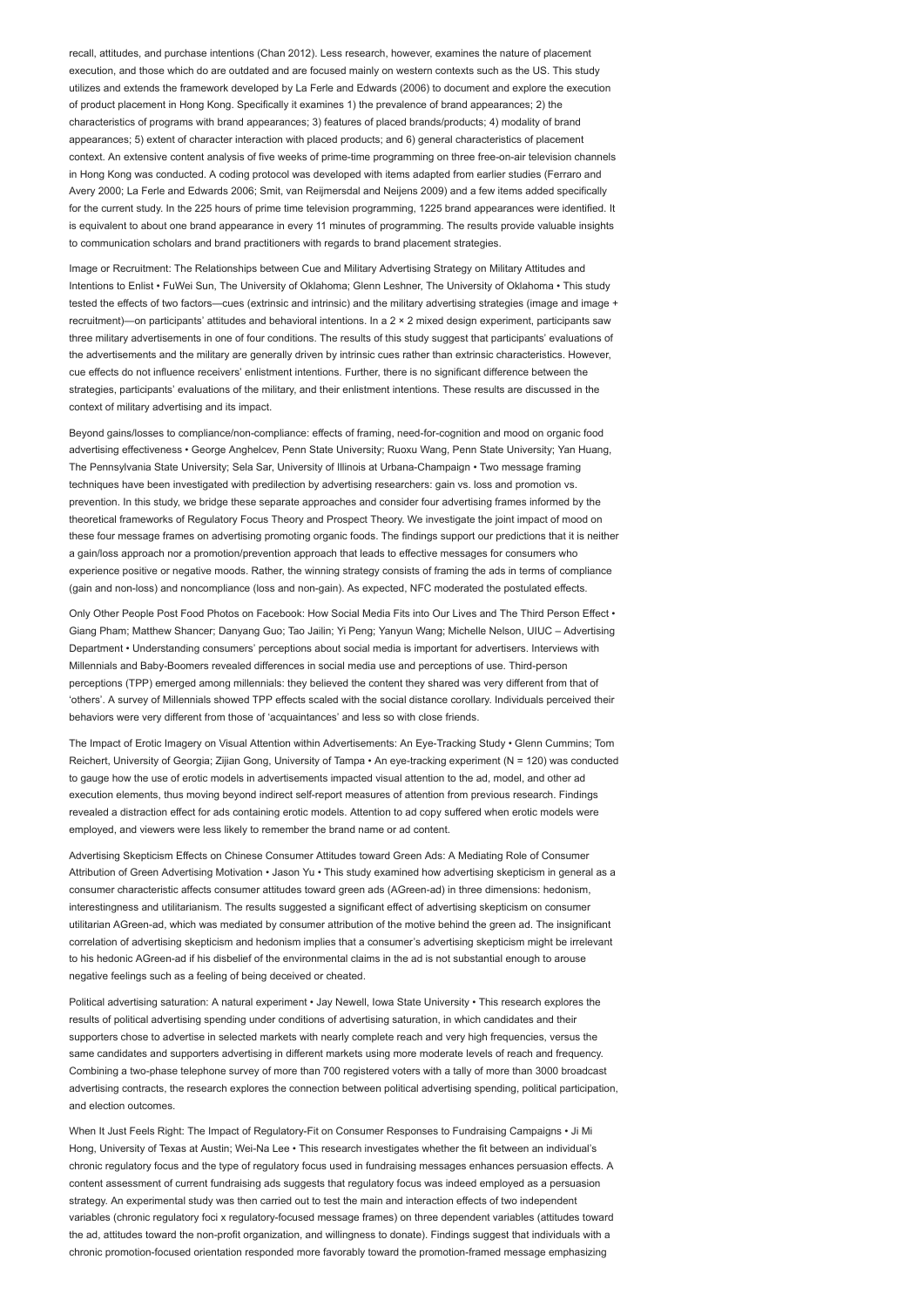recall, attitudes, and purchase intentions (Chan 2012). Less research, however, examines the nature of placement execution, and those which do are outdated and are focused mainly on western contexts such as the US. This study utilizes and extends the framework developed by La Ferle and Edwards (2006) to document and explore the execution of product placement in Hong Kong. Specifically it examines 1) the prevalence of brand appearances; 2) the characteristics of programs with brand appearances; 3) features of placed brands/products; 4) modality of brand appearances; 5) extent of character interaction with placed products; and 6) general characteristics of placement context. An extensive content analysis of five weeks of prime-time programming on three free-on-air television channels in Hong Kong was conducted. A coding protocol was developed with items adapted from earlier studies (Ferraro and Avery 2000; La Ferle and Edwards 2006; Smit, van Reijmersdal and Neijens 2009) and a few items added specifically for the current study. In the 225 hours of prime time television programming, 1225 brand appearances were identified. It is equivalent to about one brand appearance in every 11 minutes of programming. The results provide valuable insights to communication scholars and brand practitioners with regards to brand placement strategies.

Image or Recruitment: The Relationships between Cue and Military Advertising Strategy on Military Attitudes and Intentions to Enlist • FuWei Sun, The University of Oklahoma; Glenn Leshner, The University of Oklahoma • This study tested the effects of two factors—cues (extrinsic and intrinsic) and the military advertising strategies (image and image + recruitment)—on participants' attitudes and behavioral intentions. In a 2 × 2 mixed design experiment, participants saw three military advertisements in one of four conditions. The results of this study suggest that participants' evaluations of the advertisements and the military are generally driven by intrinsic cues rather than extrinsic characteristics. However, cue effects do not influence receivers' enlistment intentions. Further, there is no significant difference between the strategies, participants' evaluations of the military, and their enlistment intentions. These results are discussed in the context of military advertising and its impact.

Beyond gains/losses to compliance/non-compliance: effects of framing, need-for-cognition and mood on organic food advertising effectiveness • George Anghelcev, Penn State University; Ruoxu Wang, Penn State University; Yan Huang, The Pennsylvania State University; Sela Sar, University of Illinois at Urbana-Champaign • Two message framing techniques have been investigated with predilection by advertising researchers: gain vs. loss and promotion vs. prevention. In this study, we bridge these separate approaches and consider four advertising frames informed by the theoretical frameworks of Regulatory Focus Theory and Prospect Theory. We investigate the joint impact of mood on these four message frames on advertising promoting organic foods. The findings support our predictions that it is neither a gain/loss approach nor a promotion/prevention approach that leads to effective messages for consumers who experience positive or negative moods. Rather, the winning strategy consists of framing the ads in terms of compliance (gain and non-loss) and noncompliance (loss and non-gain). As expected, NFC moderated the postulated effects.

Only Other People Post Food Photos on Facebook: How Social Media Fits into Our Lives and The Third Person Effect • Giang Pham; Matthew Shancer; Danyang Guo; Tao Jailin; Yi Peng; Yanyun Wang; Michelle Nelson, UIUC – Advertising Department • Understanding consumers' perceptions about social media is important for advertisers. Interviews with Millennials and Baby-Boomers revealed differences in social media use and perceptions of use. Third-person perceptions (TPP) emerged among millennials: they believed the content they shared was very different from that of 'others'. A survey of Millennials showed TPP effects scaled with the social distance corollary. Individuals perceived their behaviors were very different from those of 'acquaintances' and less so with close friends.

The Impact of Erotic Imagery on Visual Attention within Advertisements: An Eye-Tracking Study • Glenn Cummins; Tom Reichert, University of Georgia; Zijian Gong, University of Tampa • An eye-tracking experiment (N = 120) was conducted to gauge how the use of erotic models in advertisements impacted visual attention to the ad, model, and other ad execution elements, thus moving beyond indirect self-report measures of attention from previous research. Findings revealed a distraction effect for ads containing erotic models. Attention to ad copy suffered when erotic models were employed, and viewers were less likely to remember the brand name or ad content.

Advertising Skepticism Effects on Chinese Consumer Attitudes toward Green Ads: A Mediating Role of Consumer Attribution of Green Advertising Motivation • Jason Yu • This study examined how advertising skepticism in general as a consumer characteristic affects consumer attitudes toward green ads (AGreen-ad) in three dimensions: hedonism, interestingness and utilitarianism. The results suggested a significant effect of advertising skepticism on consumer utilitarian AGreen-ad, which was mediated by consumer attribution of the motive behind the green ad. The insignificant correlation of advertising skepticism and hedonism implies that a consumer's advertising skepticism might be irrelevant to his hedonic AGreen-ad if his disbelief of the environmental claims in the ad is not substantial enough to arouse negative feelings such as a feeling of being deceived or cheated.

Political advertising saturation: A natural experiment • Jay Newell, Iowa State University • This research explores the results of political advertising spending under conditions of advertising saturation, in which candidates and their supporters chose to advertise in selected markets with nearly complete reach and very high frequencies, versus the same candidates and supporters advertising in different markets using more moderate levels of reach and frequency. Combining a two-phase telephone survey of more than 700 registered voters with a tally of more than 3000 broadcast advertising contracts, the research explores the connection between political advertising spending, political participation, and election outcomes.

When It Just Feels Right: The Impact of Regulatory-Fit on Consumer Responses to Fundraising Campaigns • Ji Mi Hong, University of Texas at Austin; Wei-Na Lee • This research investigates whether the fit between an individual's chronic regulatory focus and the type of regulatory focus used in fundraising messages enhances persuasion effects. A content assessment of current fundraising ads suggests that regulatory focus was indeed employed as a persuasion strategy. An experimental study was then carried out to test the main and interaction effects of two independent variables (chronic regulatory foci x regulatory-focused message frames) on three dependent variables (attitudes toward the ad, attitudes toward the non-profit organization, and willingness to donate). Findings suggest that individuals with a chronic promotion-focused orientation responded more favorably toward the promotion-framed message emphasizing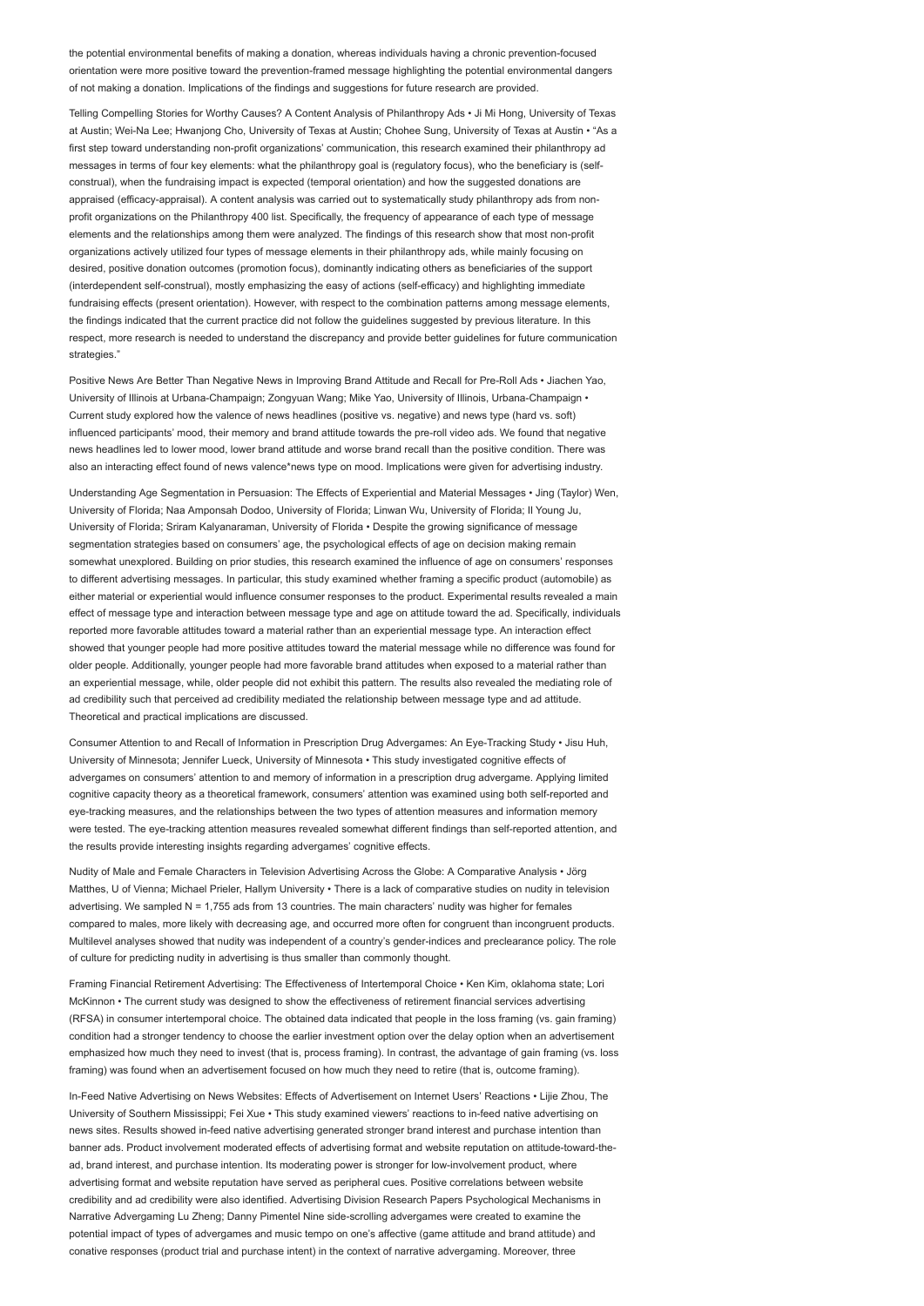the potential environmental benefits of making a donation, whereas individuals having a chronic prevention-focused orientation were more positive toward the prevention-framed message highlighting the potential environmental dangers of not making a donation. Implications of the findings and suggestions for future research are provided.

Telling Compelling Stories for Worthy Causes? A Content Analysis of Philanthropy Ads • Ji Mi Hong, University of Texas at Austin; Wei-Na Lee; Hwanjong Cho, University of Texas at Austin; Chohee Sung, University of Texas at Austin • "As a first step toward understanding non-profit organizations' communication, this research examined their philanthropy ad messages in terms of four key elements: what the philanthropy goal is (regulatory focus), who the beneficiary is (self-construal), when the fundraising impact is expected (temporal orientation) and how the suggested donations are appraised (efficacy-appraisal). A content analysis was carried out to systematically study philanthropy ads from non-profit organizations on the Philanthropy 400 list. Specifically, the frequency of appearance of each type of message elements and the relationships among them were analyzed. The findings of this research show that most non-profit organizations actively utilized four types of message elements in their philanthropy ads, while mainly focusing on desired, positive donation outcomes (promotion focus), dominantly indicating others as beneficiaries of the support (interdependent self-construal), mostly emphasizing the easy of actions (self-efficacy) and highlighting immediate fundraising effects (present orientation). However, with respect to the combination patterns among message elements, the findings indicated that the current practice did not follow the guidelines suggested by previous literature. In this respect, more research is needed to understand the discrepancy and provide better guidelines for future communication strategies."

Positive News Are Better Than Negative News in Improving Brand Attitude and Recall for Pre-Roll Ads • Jiachen Yao, University of Illinois at Urbana-Champaign; Zongyuan Wang; Mike Yao, University of Illinois, Urbana-Champaign • Current study explored how the valence of news headlines (positive vs. negative) and news type (hard vs. soft) influenced participants' mood, their memory and brand attitude towards the pre-roll video ads. We found that negative news headlines led to lower mood, lower brand attitude and worse brand recall than the positive condition. There was also an interacting effect found of news valence*news type on mood. Implications were given for advertising industry.

Understanding Age Segmentation in Persuasion: The Effects of Experiential and Material Messages • Jing (Taylor) Wen, University of Florida; Naa Amponsah Dodoo, University of Florida; Linwan Wu, University of Florida; Il Young Ju, University of Florida; Sriram Kalyanaraman, University of Florida • Despite the growing significance of message segmentation strategies based on consumers' age, the psychological effects of age on decision making remain somewhat unexplored. Building on prior studies, this research examined the influence of age on consumers' responses to different advertising messages. In particular, this study examined whether framing a specific product (automobile) as either material or experiential would influence consumer responses to the product. Experimental results revealed a main effect of message type and interaction between message type and age on attitude toward the ad. Specifically, individuals reported more favorable attitudes toward a material rather than an experiential message type. An interaction effect showed that younger people had more positive attitudes toward the material message while no difference was found for older people. Additionally, younger people had more favorable brand attitudes when exposed to a material rather than an experiential message, while, older people did not exhibit this pattern. The results also revealed the mediating role of ad credibility such that perceived ad credibility mediated the relationship between message type and ad attitude. Theoretical and practical implications are discussed.

Consumer Attention to and Recall of Information in Prescription Drug Advergames: An Eye-Tracking Study • Jisu Huh, University of Minnesota; Jennifer Lueck, University of Minnesota • This study investigated cognitive effects of advergames on consumers' attention to and memory of information in a prescription drug advergame. Applying limited cognitive capacity theory as a theoretical framework, consumers' attention was examined using both self-reported and eye-tracking measures, and the relationships between the two types of attention measures and information memory were tested. The eye-tracking attention measures revealed somewhat different findings than self-reported attention, and the results provide interesting insights regarding advergames' cognitive effects.

Nudity of Male and Female Characters in Television Advertising Across the Globe: A Comparative Analysis • Jörg Matthes, U of Vienna; Michael Prieler, Hallym University • There is a lack of comparative studies on nudity in television advertising. We sampled N = 1,755 ads from 13 countries. The main characters' nudity was higher for females compared to males, more likely with decreasing age, and occurred more often for congruent than incongruent products. Multilevel analyses showed that nudity was independent of a country's gender-indices and preclearance policy. The role of culture for predicting nudity in advertising is thus smaller than commonly thought.

Framing Financial Retirement Advertising: The Effectiveness of Intertemporal Choice • Ken Kim, oklahoma state; Lori McKinnon • The current study was designed to show the effectiveness of retirement financial services advertising (RFSA) in consumer intertemporal choice. The obtained data indicated that people in the loss framing (vs. gain framing) condition had a stronger tendency to choose the earlier investment option over the delay option when an advertisement emphasized how much they need to invest (that is, process framing). In contrast, the advantage of gain framing (vs. loss framing) was found when an advertisement focused on how much they need to retire (that is, outcome framing).

In-Feed Native Advertising on News Websites: Effects of Advertisement on Internet Users' Reactions • Lijie Zhou, The University of Southern Mississippi; Fei Xue • This study examined viewers' reactions to in-feed native advertising on news sites. Results showed in-feed native advertising generated stronger brand interest and purchase intention than banner ads. Product involvement moderated effects of advertising format and website reputation on attitude-toward-the-ad, brand interest, and purchase intention. Its moderating power is stronger for low-involvement product, where advertising format and website reputation have served as peripheral cues. Positive correlations between website credibility and ad credibility were also identified. Advertising Division Research Papers Psychological Mechanisms in Narrative Advergaming Lu Zheng; Danny Pimentel Nine side-scrolling advergames were created to examine the potential impact of types of advergames and music tempo on one's affective (game attitude and brand attitude) and conative responses (product trial and purchase intent) in the context of narrative advergaming. Moreover, three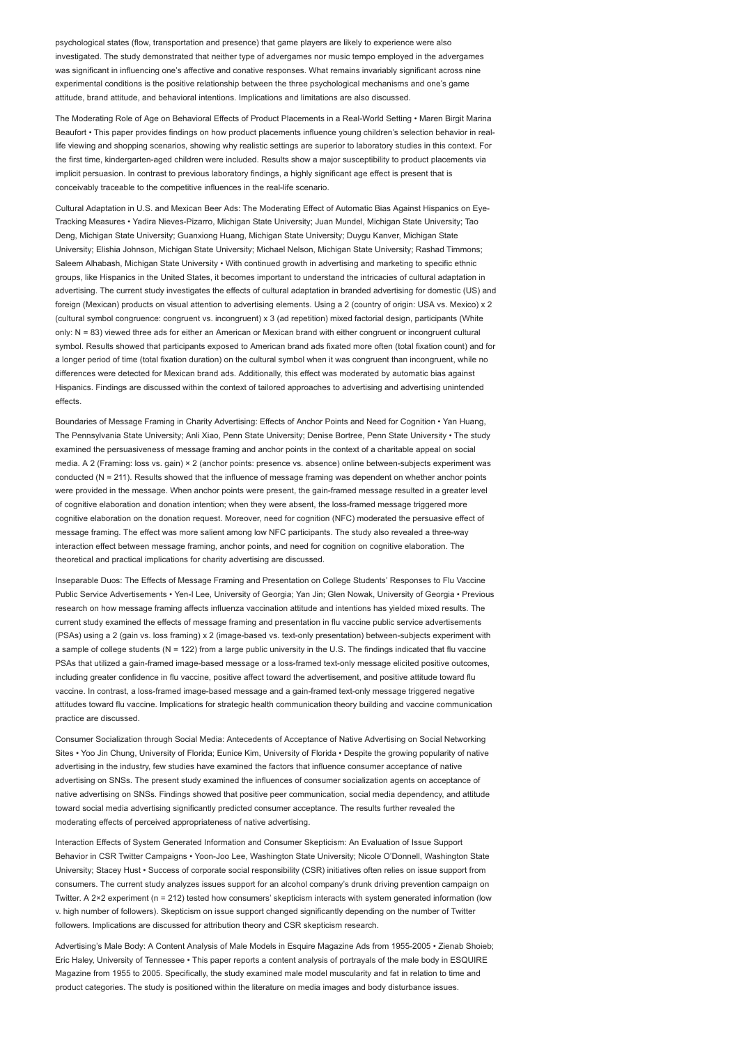psychological states (flow, transportation and presence) that game players are likely to experience were also investigated. The study demonstrated that neither type of advergames nor music tempo employed in the advergames was significant in influencing one's affective and conative responses. What remains invariably significant across nine experimental conditions is the positive relationship between the three psychological mechanisms and one's game attitude, brand attitude, and behavioral intentions. Implications and limitations are also discussed.

The Moderating Role of Age on Behavioral Effects of Product Placements in a Real-World Setting • Maren Birgit Marina Beaufort • This paper provides findings on how product placements influence young children's selection behavior in real-life viewing and shopping scenarios, showing why realistic settings are superior to laboratory studies in this context. For the first time, kindergarten-aged children were included. Results show a major susceptibility to product placements via implicit persuasion. In contrast to previous laboratory findings, a highly significant age effect is present that is conceivably traceable to the competitive influences in the real-life scenario.

Cultural Adaptation in U.S. and Mexican Beer Ads: The Moderating Effect of Automatic Bias Against Hispanics on Eye-Tracking Measures • Yadira Nieves-Pizarro, Michigan State University; Juan Mundel, Michigan State University; Tao Deng, Michigan State University; Guanxiong Huang, Michigan State University; Duygu Kanver, Michigan State University; Elishia Johnson, Michigan State University; Michael Nelson, Michigan State University; Rashad Timmons; Saleem Alhabash, Michigan State University • With continued growth in advertising and marketing to specific ethnic groups, like Hispanics in the United States, it becomes important to understand the intricacies of cultural adaptation in advertising. The current study investigates the effects of cultural adaptation in branded advertising for domestic (US) and foreign (Mexican) products on visual attention to advertising elements. Using a 2 (country of origin: USA vs. Mexico) x 2 (cultural symbol congruence: congruent vs. incongruent) x 3 (ad repetition) mixed factorial design, participants (White only: N = 83) viewed three ads for either an American or Mexican brand with either congruent or incongruent cultural symbol. Results showed that participants exposed to American brand ads fixated more often (total fixation count) and for a longer period of time (total fixation duration) on the cultural symbol when it was congruent than incongruent, while no differences were detected for Mexican brand ads. Additionally, this effect was moderated by automatic bias against Hispanics. Findings are discussed within the context of tailored approaches to advertising and advertising unintended effects.

Boundaries of Message Framing in Charity Advertising: Effects of Anchor Points and Need for Cognition • Yan Huang, The Pennsylvania State University; Anli Xiao, Penn State University; Denise Bortree, Penn State University • The study examined the persuasiveness of message framing and anchor points in the context of a charitable appeal on social media. A 2 (Framing: loss vs. gain) × 2 (anchor points: presence vs. absence) online between-subjects experiment was conducted (N = 211). Results showed that the influence of message framing was dependent on whether anchor points were provided in the message. When anchor points were present, the gain-framed message resulted in a greater level of cognitive elaboration and donation intention; when they were absent, the loss-framed message triggered more cognitive elaboration on the donation request. Moreover, need for cognition (NFC) moderated the persuasive effect of message framing. The effect was more salient among low NFC participants. The study also revealed a three-way interaction effect between message framing, anchor points, and need for cognition on cognitive elaboration. The theoretical and practical implications for charity advertising are discussed.

Inseparable Duos: The Effects of Message Framing and Presentation on College Students' Responses to Flu Vaccine Public Service Advertisements • Yen-I Lee, University of Georgia; Yan Jin; Glen Nowak, University of Georgia • Previous research on how message framing affects influenza vaccination attitude and intentions has yielded mixed results. The current study examined the effects of message framing and presentation in flu vaccine public service advertisements (PSAs) using a 2 (gain vs. loss framing) x 2 (image-based vs. text-only presentation) between-subjects experiment with a sample of college students (N = 122) from a large public university in the U.S. The findings indicated that flu vaccine PSAs that utilized a gain-framed image-based message or a loss-framed text-only message elicited positive outcomes, including greater confidence in flu vaccine, positive affect toward the advertisement, and positive attitude toward flu vaccine. In contrast, a loss-framed image-based message and a gain-framed text-only message triggered negative attitudes toward flu vaccine. Implications for strategic health communication theory building and vaccine communication practice are discussed.

Consumer Socialization through Social Media: Antecedents of Acceptance of Native Advertising on Social Networking Sites • Yoo Jin Chung, University of Florida; Eunice Kim, University of Florida • Despite the growing popularity of native advertising in the industry, few studies have examined the factors that influence consumer acceptance of native advertising on SNSs. The present study examined the influences of consumer socialization agents on acceptance of native advertising on SNSs. Findings showed that positive peer communication, social media dependency, and attitude toward social media advertising significantly predicted consumer acceptance. The results further revealed the moderating effects of perceived appropriateness of native advertising.

Interaction Effects of System Generated Information and Consumer Skepticism: An Evaluation of Issue Support Behavior in CSR Twitter Campaigns • Yoon-Joo Lee, Washington State University; Nicole O'Donnell, Washington State University; Stacey Hust • Success of corporate social responsibility (CSR) initiatives often relies on issue support from consumers. The current study analyzes issues support for an alcohol company's drunk driving prevention campaign on Twitter. A 2×2 experiment (n = 212) tested how consumers' skepticism interacts with system generated information (low v. high number of followers). Skepticism on issue support changed significantly depending on the number of Twitter followers. Implications are discussed for attribution theory and CSR skepticism research.

Advertising's Male Body: A Content Analysis of Male Models in Esquire Magazine Ads from 1955-2005 • Zienab Shoieb; Eric Haley, University of Tennessee • This paper reports a content analysis of portrayals of the male body in ESQUIRE Magazine from 1955 to 2005. Specifically, the study examined male model muscularity and fat in relation to time and product categories. The study is positioned within the literature on media images and body disturbance issues.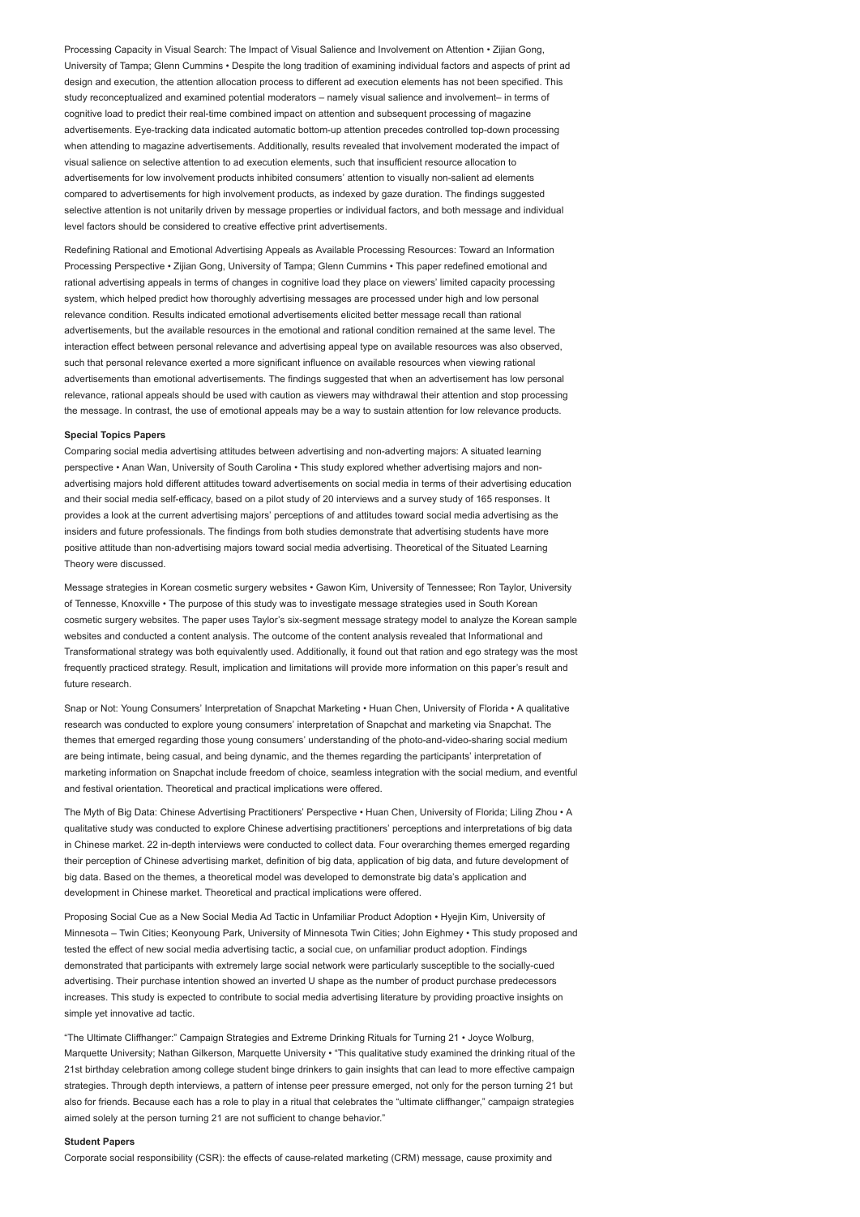Processing Capacity in Visual Search: The Impact of Visual Salience and Involvement on Attention • Zijian Gong, University of Tampa; Glenn Cummins • Despite the long tradition of examining individual factors and aspects of print ad design and execution, the attention allocation process to different ad execution elements has not been specified. This study reconceptualized and examined potential moderators – namely visual salience and involvement– in terms of cognitive load to predict their real-time combined impact on attention and subsequent processing of magazine advertisements. Eye-tracking data indicated automatic bottom-up attention precedes controlled top-down processing when attending to magazine advertisements. Additionally, results revealed that involvement moderated the impact of visual salience on selective attention to ad execution elements, such that insufficient resource allocation to advertisements for low involvement products inhibited consumers' attention to visually non-salient ad elements compared to advertisements for high involvement products, as indexed by gaze duration. The findings suggested selective attention is not unitarily driven by message properties or individual factors, and both message and individual level factors should be considered to creative effective print advertisements.

Redefining Rational and Emotional Advertising Appeals as Available Processing Resources: Toward an Information Processing Perspective • Zijian Gong, University of Tampa; Glenn Cummins • This paper redefined emotional and rational advertising appeals in terms of changes in cognitive load they place on viewers' limited capacity processing system, which helped predict how thoroughly advertising messages are processed under high and low personal relevance condition. Results indicated emotional advertisements elicited better message recall than rational advertisements, but the available resources in the emotional and rational condition remained at the same level. The interaction effect between personal relevance and advertising appeal type on available resources was also observed, such that personal relevance exerted a more significant influence on available resources when viewing rational advertisements than emotional advertisements. The findings suggested that when an advertisement has low personal relevance, rational appeals should be used with caution as viewers may withdrawal their attention and stop processing the message. In contrast, the use of emotional appeals may be a way to sustain attention for low relevance products.

**Special Topics Papers**

Comparing social media advertising attitudes between advertising and non-adverting majors: A situated learning perspective • Anan Wan, University of South Carolina • This study explored whether advertising majors and non-advertising majors hold different attitudes toward advertisements on social media in terms of their advertising education and their social media self-efficacy, based on a pilot study of 20 interviews and a survey study of 165 responses. It provides a look at the current advertising majors' perceptions of and attitudes toward social media advertising as the insiders and future professionals. The findings from both studies demonstrate that advertising students have more positive attitude than non-advertising majors toward social media advertising. Theoretical of the Situated Learning Theory were discussed.

Message strategies in Korean cosmetic surgery websites • Gawon Kim, University of Tennessee; Ron Taylor, University of Tennesse, Knoxville • The purpose of this study was to investigate message strategies used in South Korean cosmetic surgery websites. The paper uses Taylor's six-segment message strategy model to analyze the Korean sample websites and conducted a content analysis. The outcome of the content analysis revealed that Informational and Transformational strategy was both equivalently used. Additionally, it found out that ration and ego strategy was the most frequently practiced strategy. Result, implication and limitations will provide more information on this paper's result and future research.

Snap or Not: Young Consumers' Interpretation of Snapchat Marketing • Huan Chen, University of Florida • A qualitative research was conducted to explore young consumers' interpretation of Snapchat and marketing via Snapchat. The themes that emerged regarding those young consumers' understanding of the photo-and-video-sharing social medium are being intimate, being casual, and being dynamic, and the themes regarding the participants' interpretation of marketing information on Snapchat include freedom of choice, seamless integration with the social medium, and eventful and festival orientation. Theoretical and practical implications were offered.

The Myth of Big Data: Chinese Advertising Practitioners' Perspective • Huan Chen, University of Florida; Liling Zhou • A qualitative study was conducted to explore Chinese advertising practitioners' perceptions and interpretations of big data in Chinese market. 22 in-depth interviews were conducted to collect data. Four overarching themes emerged regarding their perception of Chinese advertising market, definition of big data, application of big data, and future development of big data. Based on the themes, a theoretical model was developed to demonstrate big data's application and development in Chinese market. Theoretical and practical implications were offered.

Proposing Social Cue as a New Social Media Ad Tactic in Unfamiliar Product Adoption • Hyejin Kim, University of Minnesota – Twin Cities; Keonyoung Park, University of Minnesota Twin Cities; John Eighmey • This study proposed and tested the effect of new social media advertising tactic, a social cue, on unfamiliar product adoption. Findings demonstrated that participants with extremely large social network were particularly susceptible to the socially-cued advertising. Their purchase intention showed an inverted U shape as the number of product purchase predecessors increases. This study is expected to contribute to social media advertising literature by providing proactive insights on simple yet innovative ad tactic.

"The Ultimate Cliffhanger:" Campaign Strategies and Extreme Drinking Rituals for Turning 21 • Joyce Wolburg, Marquette University; Nathan Gilkerson, Marquette University • "This qualitative study examined the drinking ritual of the 21st birthday celebration among college student binge drinkers to gain insights that can lead to more effective campaign strategies. Through depth interviews, a pattern of intense peer pressure emerged, not only for the person turning 21 but also for friends. Because each has a role to play in a ritual that celebrates the "ultimate cliffhanger," campaign strategies aimed solely at the person turning 21 are not sufficient to change behavior."

**Student Papers**

Corporate social responsibility (CSR): the effects of cause-related marketing (CRM) message, cause proximity and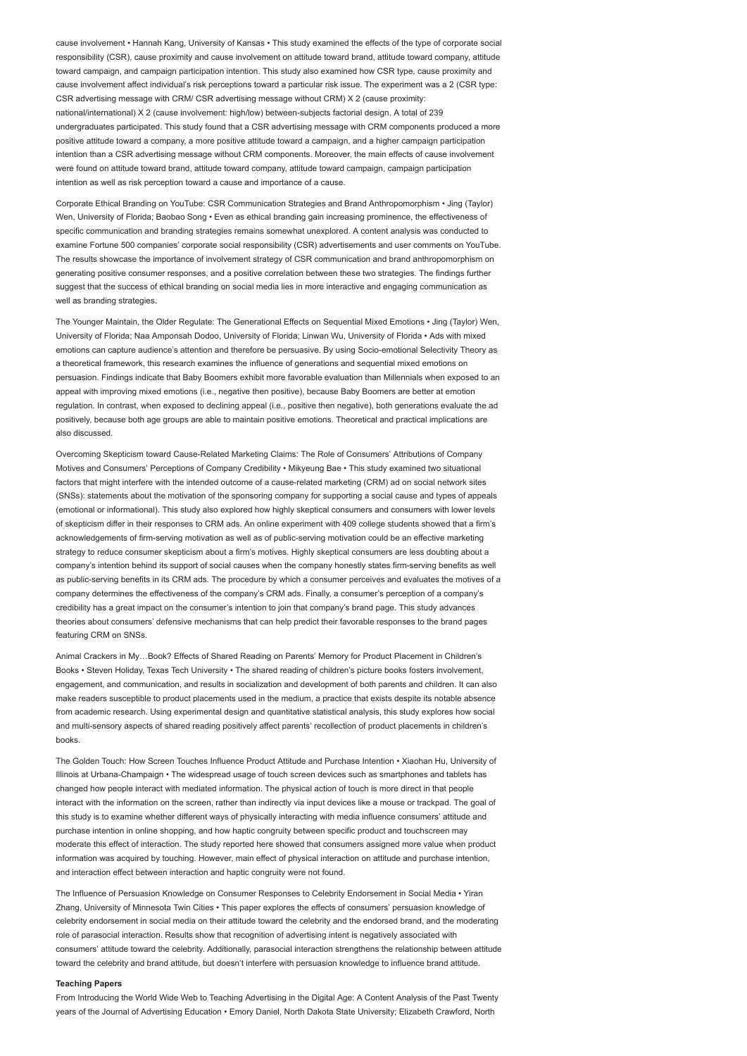cause involvement • Hannah Kang, University of Kansas • This study examined the effects of the type of corporate social responsibility (CSR), cause proximity and cause involvement on attitude toward brand, attitude toward company, attitude toward campaign, and campaign participation intention. This study also examined how CSR type, cause proximity and cause involvement affect individual's risk perceptions toward a particular risk issue. The experiment was a 2 (CSR type: CSR advertising message with CRM/ CSR advertising message without CRM) X 2 (cause proximity: national/international) X 2 (cause involvement: high/low) between-subjects factorial design. A total of 239 undergraduates participated. This study found that a CSR advertising message with CRM components produced a more positive attitude toward a company, a more positive attitude toward a campaign, and a higher campaign participation intention than a CSR advertising message without CRM components. Moreover, the main effects of cause involvement were found on attitude toward brand, attitude toward company, attitude toward campaign, campaign participation intention as well as risk perception toward a cause and importance of a cause.

Corporate Ethical Branding on YouTube: CSR Communication Strategies and Brand Anthropomorphism • Jing (Taylor) Wen, University of Florida; Baobao Song • Even as ethical branding gain increasing prominence, the effectiveness of specific communication and branding strategies remains somewhat unexplored. A content analysis was conducted to examine Fortune 500 companies' corporate social responsibility (CSR) advertisements and user comments on YouTube. The results showcase the importance of involvement strategy of CSR communication and brand anthropomorphism on generating positive consumer responses, and a positive correlation between these two strategies. The findings further suggest that the success of ethical branding on social media lies in more interactive and engaging communication as well as branding strategies.

The Younger Maintain, the Older Regulate: The Generational Effects on Sequential Mixed Emotions • Jing (Taylor) Wen, University of Florida; Naa Amponsah Dodoo, University of Florida; Linwan Wu, University of Florida • Ads with mixed emotions can capture audience's attention and therefore be persuasive. By using Socio-emotional Selectivity Theory as a theoretical framework, this research examines the influence of generations and sequential mixed emotions on persuasion. Findings indicate that Baby Boomers exhibit more favorable evaluation than Millennials when exposed to an appeal with improving mixed emotions (i.e., negative then positive), because Baby Boomers are better at emotion regulation. In contrast, when exposed to declining appeal (i.e., positive then negative), both generations evaluate the ad positively, because both age groups are able to maintain positive emotions. Theoretical and practical implications are also discussed.

Overcoming Skepticism toward Cause-Related Marketing Claims: The Role of Consumers' Attributions of Company Motives and Consumers' Perceptions of Company Credibility • Mikyeung Bae • This study examined two situational factors that might interfere with the intended outcome of a cause-related marketing (CRM) ad on social network sites (SNSs): statements about the motivation of the sponsoring company for supporting a social cause and types of appeals (emotional or informational). This study also explored how highly skeptical consumers and consumers with lower levels of skepticism differ in their responses to CRM ads. An online experiment with 409 college students showed that a firm's acknowledgements of firm-serving motivation as well as of public-serving motivation could be an effective marketing strategy to reduce consumer skepticism about a firm's motives. Highly skeptical consumers are less doubting about a company's intention behind its support of social causes when the company honestly states firm-serving benefits as well as public-serving benefits in its CRM ads. The procedure by which a consumer perceives and evaluates the motives of a company determines the effectiveness of the company's CRM ads. Finally, a consumer's perception of a company's credibility has a great impact on the consumer's intention to join that company's brand page. This study advances theories about consumers' defensive mechanisms that can help predict their favorable responses to the brand pages featuring CRM on SNSs.

Animal Crackers in My…Book? Effects of Shared Reading on Parents' Memory for Product Placement in Children's Books • Steven Holiday, Texas Tech University • The shared reading of children's picture books fosters involvement, engagement, and communication, and results in socialization and development of both parents and children. It can also make readers susceptible to product placements used in the medium, a practice that exists despite its notable absence from academic research. Using experimental design and quantitative statistical analysis, this study explores how social and multi-sensory aspects of shared reading positively affect parents' recollection of product placements in children's books.

The Golden Touch: How Screen Touches Influence Product Attitude and Purchase Intention • Xiaohan Hu, University of Illinois at Urbana-Champaign • The widespread usage of touch screen devices such as smartphones and tablets has changed how people interact with mediated information. The physical action of touch is more direct in that people interact with the information on the screen, rather than indirectly via input devices like a mouse or trackpad. The goal of this study is to examine whether different ways of physically interacting with media influence consumers' attitude and purchase intention in online shopping, and how haptic congruity between specific product and touchscreen may moderate this effect of interaction. The study reported here showed that consumers assigned more value when product information was acquired by touching. However, main effect of physical interaction on attitude and purchase intention, and interaction effect between interaction and haptic congruity were not found.

The Influence of Persuasion Knowledge on Consumer Responses to Celebrity Endorsement in Social Media • Yiran Zhang, University of Minnesota Twin Cities • This paper explores the effects of consumers' persuasion knowledge of celebrity endorsement in social media on their attitude toward the celebrity and the endorsed brand, and the moderating role of parasocial interaction. Results show that recognition of advertising intent is negatively associated with consumers' attitude toward the celebrity. Additionally, parasocial interaction strengthens the relationship between attitude toward the celebrity and brand attitude, but doesn't interfere with persuasion knowledge to influence brand attitude.

**Teaching Papers**

From Introducing the World Wide Web to Teaching Advertising in the Digital Age: A Content Analysis of the Past Twenty years of the Journal of Advertising Education • Emory Daniel, North Dakota State University; Elizabeth Crawford, North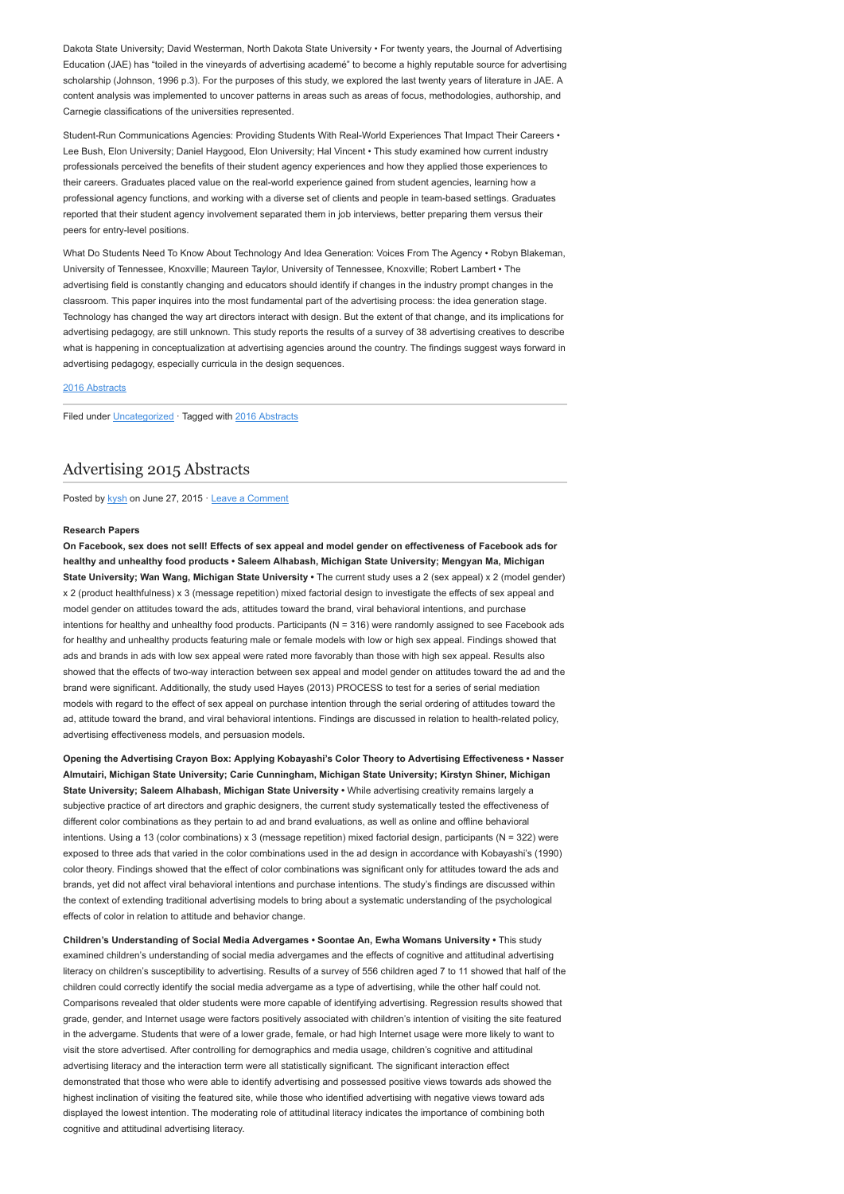Dakota State University; David Westerman, North Dakota State University • For twenty years, the Journal of Advertising Education (JAE) has "toiled in the vineyards of advertising academé" to become a highly reputable source for advertising scholarship (Johnson, 1996 p.3). For the purposes of this study, we explored the last twenty years of literature in JAE. A content analysis was implemented to uncover patterns in areas such as areas of focus, methodologies, authorship, and Carnegie classifications of the universities represented.

Student-Run Communications Agencies: Providing Students With Real-World Experiences That Impact Their Careers • Lee Bush, Elon University; Daniel Haygood, Elon University; Hal Vincent • This study examined how current industry professionals perceived the benefits of their student agency experiences and how they applied those experiences to their careers. Graduates placed value on the real-world experience gained from student agencies, learning how a professional agency functions, and working with a diverse set of clients and people in team-based settings. Graduates reported that their student agency involvement separated them in job interviews, better preparing them versus their peers for entry-level positions.

What Do Students Need To Know About Technology And Idea Generation: Voices From The Agency • Robyn Blakeman, University of Tennessee, Knoxville; Maureen Taylor, University of Tennessee, Knoxville; Robert Lambert • The advertising field is constantly changing and educators should identify if changes in the industry prompt changes in the classroom. This paper inquires into the most fundamental part of the advertising process: the idea generation stage. Technology has changed the way art directors interact with design. But the extent of that change, and its implications for advertising pedagogy, are still unknown. This study reports the results of a survey of 38 advertising creatives to describe what is happening in conceptualization at advertising agencies around the country. The findings suggest ways forward in advertising pedagogy, especially curricula in the design sequences.

[2016 Abstracts]

Filed under [Uncategorized] · Tagged with [2016 Abstracts]

## Advertising 2015 Abstracts

Posted by [kysh] on June 27, 2015 · [Leave a Comment]

**Research Papers**

**On Facebook, sex does not sell! Effects of sex appeal and model gender on effectiveness of Facebook ads for healthy and unhealthy food products • Saleem Alhabash, Michigan State University; Mengyan Ma, Michigan State University; Wan Wang, Michigan State University •** The current study uses a 2 (sex appeal) x 2 (model gender) x 2 (product healthfulness) x 3 (message repetition) mixed factorial design to investigate the effects of sex appeal and model gender on attitudes toward the ads, attitudes toward the brand, viral behavioral intentions, and purchase intentions for healthy and unhealthy food products. Participants (N = 316) were randomly assigned to see Facebook ads for healthy and unhealthy products featuring male or female models with low or high sex appeal. Findings showed that ads and brands in ads with low sex appeal were rated more favorably than those with high sex appeal. Results also showed that the effects of two-way interaction between sex appeal and model gender on attitudes toward the ad and the brand were significant. Additionally, the study used Hayes (2013) PROCESS to test for a series of serial mediation models with regard to the effect of sex appeal on purchase intention through the serial ordering of attitudes toward the ad, attitude toward the brand, and viral behavioral intentions. Findings are discussed in relation to health-related policy, advertising effectiveness models, and persuasion models.

**Opening the Advertising Crayon Box: Applying Kobayashi's Color Theory to Advertising Effectiveness • Nasser Almutairi, Michigan State University; Carie Cunningham, Michigan State University; Kirstyn Shiner, Michigan State University; Saleem Alhabash, Michigan State University •** While advertising creativity remains largely a subjective practice of art directors and graphic designers, the current study systematically tested the effectiveness of different color combinations as they pertain to ad and brand evaluations, as well as online and offline behavioral intentions. Using a 13 (color combinations) x 3 (message repetition) mixed factorial design, participants (N = 322) were exposed to three ads that varied in the color combinations used in the ad design in accordance with Kobayashi's (1990) color theory. Findings showed that the effect of color combinations was significant only for attitudes toward the ads and brands, yet did not affect viral behavioral intentions and purchase intentions. The study's findings are discussed within the context of extending traditional advertising models to bring about a systematic understanding of the psychological effects of color in relation to attitude and behavior change.

**Children's Understanding of Social Media Advergames • Soontae An, Ewha Womans University •** This study examined children's understanding of social media advergames and the effects of cognitive and attitudinal advertising literacy on children's susceptibility to advertising. Results of a survey of 556 children aged 7 to 11 showed that half of the children could correctly identify the social media advergame as a type of advertising, while the other half could not. Comparisons revealed that older students were more capable of identifying advertising. Regression results showed that grade, gender, and Internet usage were factors positively associated with children's intention of visiting the site featured in the advergame. Students that were of a lower grade, female, or had high Internet usage were more likely to want to visit the store advertised. After controlling for demographics and media usage, children's cognitive and attitudinal advertising literacy and the interaction term were all statistically significant. The significant interaction effect demonstrated that those who were able to identify advertising and possessed positive views towards ads showed the highest inclination of visiting the featured site, while those who identified advertising with negative views toward ads displayed the lowest intention. The moderating role of attitudinal literacy indicates the importance of combining both cognitive and attitudinal advertising literacy.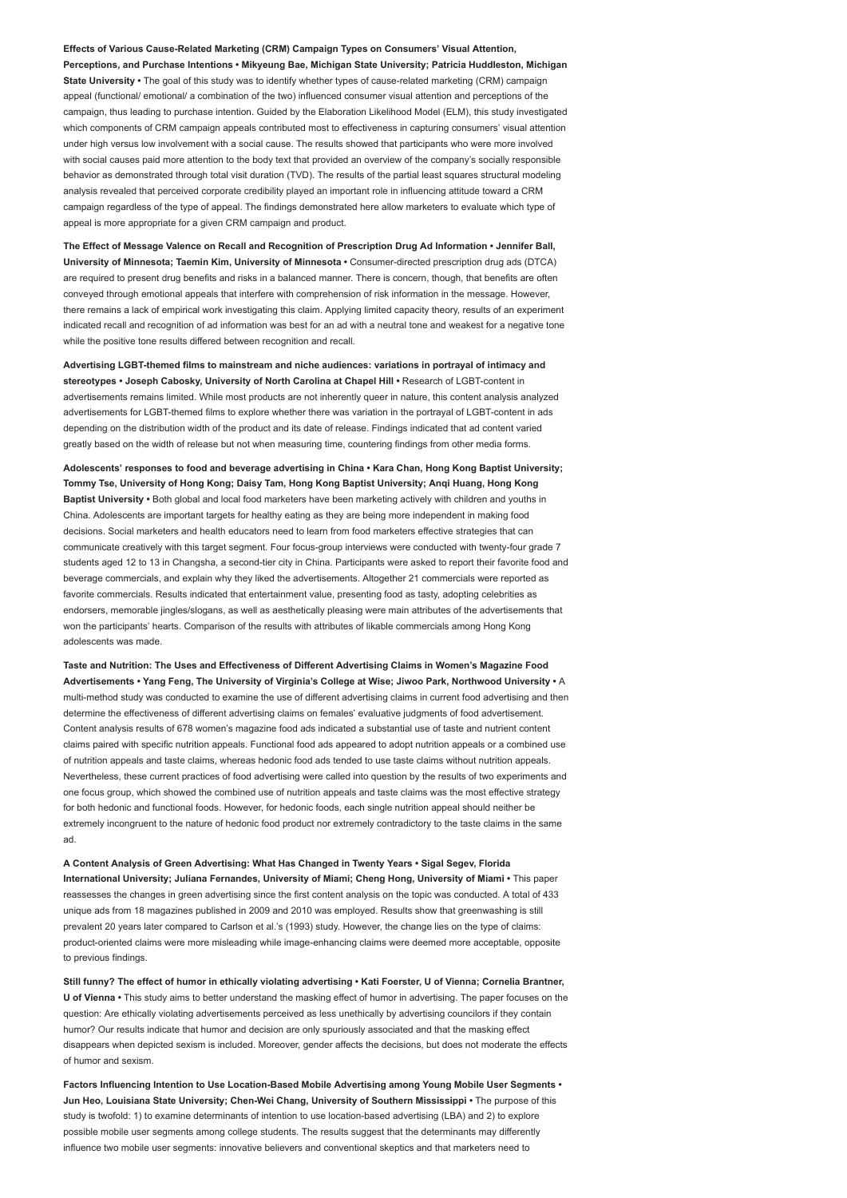**Effects of Various Cause-Related Marketing (CRM) Campaign Types on Consumers' Visual Attention, Perceptions, and Purchase Intentions • Mikyeung Bae, Michigan State University; Patricia Huddleston, Michigan State University •** The goal of this study was to identify whether types of cause-related marketing (CRM) campaign appeal (functional/ emotional/ a combination of the two) influenced consumer visual attention and perceptions of the campaign, thus leading to purchase intention. Guided by the Elaboration Likelihood Model (ELM), this study investigated which components of CRM campaign appeals contributed most to effectiveness in capturing consumers' visual attention under high versus low involvement with a social cause. The results showed that participants who were more involved with social causes paid more attention to the body text that provided an overview of the company's socially responsible behavior as demonstrated through total visit duration (TVD). The results of the partial least squares structural modeling analysis revealed that perceived corporate credibility played an important role in influencing attitude toward a CRM campaign regardless of the type of appeal. The findings demonstrated here allow marketers to evaluate which type of appeal is more appropriate for a given CRM campaign and product.

**The Effect of Message Valence on Recall and Recognition of Prescription Drug Ad Information • Jennifer Ball, University of Minnesota; Taemin Kim, University of Minnesota •** Consumer-directed prescription drug ads (DTCA) are required to present drug benefits and risks in a balanced manner. There is concern, though, that benefits are often conveyed through emotional appeals that interfere with comprehension of risk information in the message. However, there remains a lack of empirical work investigating this claim. Applying limited capacity theory, results of an experiment indicated recall and recognition of ad information was best for an ad with a neutral tone and weakest for a negative tone while the positive tone results differed between recognition and recall.

**Advertising LGBT-themed films to mainstream and niche audiences: variations in portrayal of intimacy and stereotypes • Joseph Cabosky, University of North Carolina at Chapel Hill •** Research of LGBT-content in advertisements remains limited. While most products are not inherently queer in nature, this content analysis analyzed advertisements for LGBT-themed films to explore whether there was variation in the portrayal of LGBT-content in ads depending on the distribution width of the product and its date of release. Findings indicated that ad content varied greatly based on the width of release but not when measuring time, countering findings from other media forms.

**Adolescents' responses to food and beverage advertising in China • Kara Chan, Hong Kong Baptist University; Tommy Tse, University of Hong Kong; Daisy Tam, Hong Kong Baptist University; Anqi Huang, Hong Kong Baptist University •** Both global and local food marketers have been marketing actively with children and youths in China. Adolescents are important targets for healthy eating as they are being more independent in making food decisions. Social marketers and health educators need to learn from food marketers effective strategies that can communicate creatively with this target segment. Four focus-group interviews were conducted with twenty-four grade 7 students aged 12 to 13 in Changsha, a second-tier city in China. Participants were asked to report their favorite food and beverage commercials, and explain why they liked the advertisements. Altogether 21 commercials were reported as favorite commercials. Results indicated that entertainment value, presenting food as tasty, adopting celebrities as endorsers, memorable jingles/slogans, as well as aesthetically pleasing were main attributes of the advertisements that won the participants' hearts. Comparison of the results with attributes of likable commercials among Hong Kong adolescents was made.

**Taste and Nutrition: The Uses and Effectiveness of Different Advertising Claims in Women's Magazine Food Advertisements • Yang Feng, The University of Virginia's College at Wise; Jiwoo Park, Northwood University •** A multi-method study was conducted to examine the use of different advertising claims in current food advertising and then determine the effectiveness of different advertising claims on females' evaluative judgments of food advertisement. Content analysis results of 678 women's magazine food ads indicated a substantial use of taste and nutrient content claims paired with specific nutrition appeals. Functional food ads appeared to adopt nutrition appeals or a combined use of nutrition appeals and taste claims, whereas hedonic food ads tended to use taste claims without nutrition appeals. Nevertheless, these current practices of food advertising were called into question by the results of two experiments and one focus group, which showed the combined use of nutrition appeals and taste claims was the most effective strategy for both hedonic and functional foods. However, for hedonic foods, each single nutrition appeal should neither be extremely incongruent to the nature of hedonic food product nor extremely contradictory to the taste claims in the same ad.

**A Content Analysis of Green Advertising: What Has Changed in Twenty Years • Sigal Segev, Florida International University; Juliana Fernandes, University of Miami; Cheng Hong, University of Miami •** This paper reassesses the changes in green advertising since the first content analysis on the topic was conducted. A total of 433 unique ads from 18 magazines published in 2009 and 2010 was employed. Results show that greenwashing is still prevalent 20 years later compared to Carlson et al.'s (1993) study. However, the change lies on the type of claims: product-oriented claims were more misleading while image-enhancing claims were deemed more acceptable, opposite to previous findings.

**Still funny? The effect of humor in ethically violating advertising • Kati Foerster, U of Vienna; Cornelia Brantner, U of Vienna •** This study aims to better understand the masking effect of humor in advertising. The paper focuses on the question: Are ethically violating advertisements perceived as less unethically by advertising councilors if they contain humor? Our results indicate that humor and decision are only spuriously associated and that the masking effect disappears when depicted sexism is included. Moreover, gender affects the decisions, but does not moderate the effects of humor and sexism.

**Factors Influencing Intention to Use Location-Based Mobile Advertising among Young Mobile User Segments • Jun Heo, Louisiana State University; Chen-Wei Chang, University of Southern Mississippi •** The purpose of this study is twofold: 1) to examine determinants of intention to use location-based advertising (LBA) and 2) to explore possible mobile user segments among college students. The results suggest that the determinants may differently influence two mobile user segments: innovative believers and conventional skeptics and that marketers need to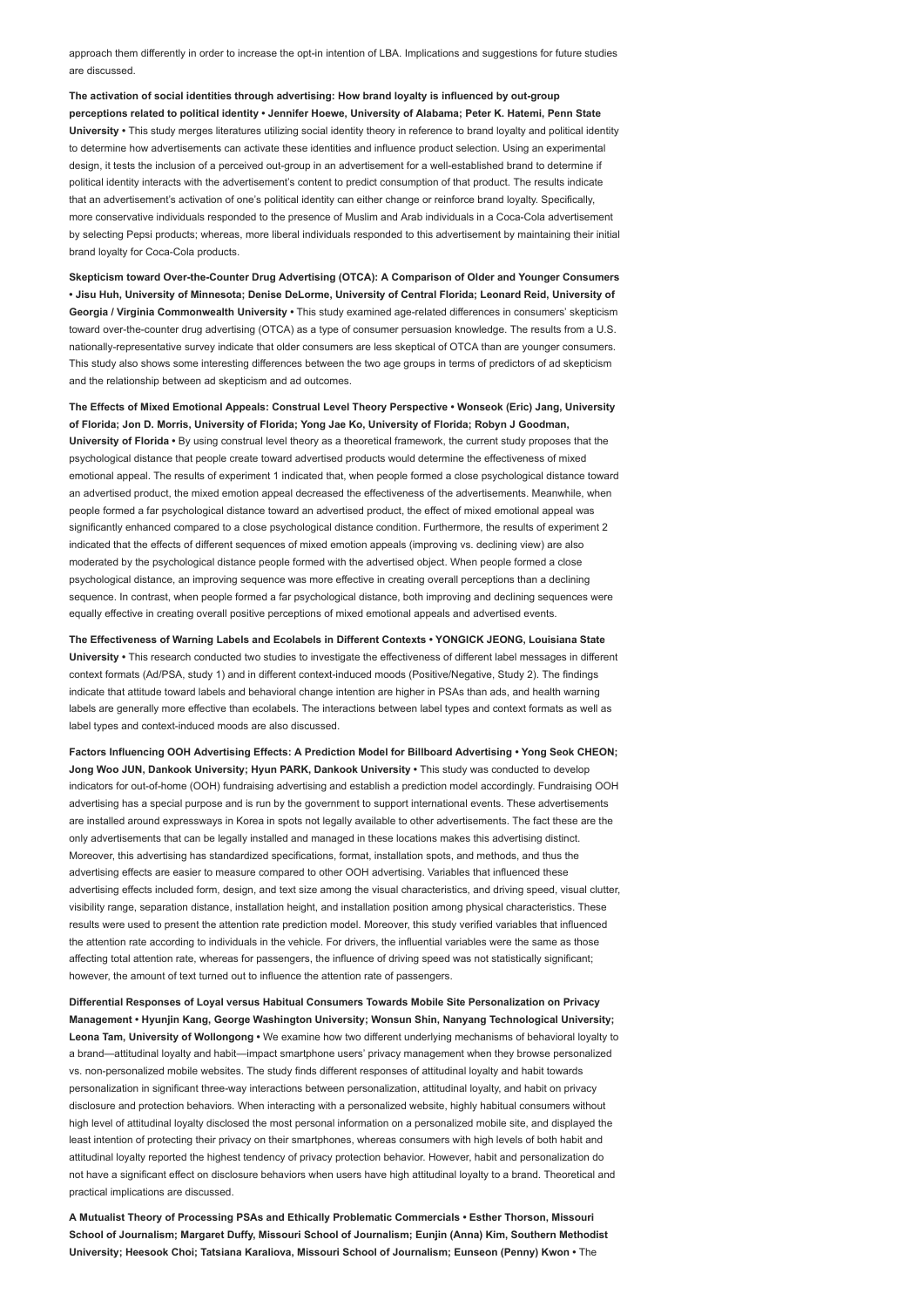approach them differently in order to increase the opt-in intention of LBA. Implications and suggestions for future studies are discussed.

**The activation of social identities through advertising: How brand loyalty is influenced by out-group perceptions related to political identity • Jennifer Hoewe, University of Alabama; Peter K. Hatemi, Penn State University •** This study merges literatures utilizing social identity theory in reference to brand loyalty and political identity to determine how advertisements can activate these identities and influence product selection. Using an experimental design, it tests the inclusion of a perceived out-group in an advertisement for a well-established brand to determine if political identity interacts with the advertisement's content to predict consumption of that product. The results indicate that an advertisement's activation of one's political identity can either change or reinforce brand loyalty. Specifically, more conservative individuals responded to the presence of Muslim and Arab individuals in a Coca-Cola advertisement by selecting Pepsi products; whereas, more liberal individuals responded to this advertisement by maintaining their initial brand loyalty for Coca-Cola products.

**Skepticism toward Over-the-Counter Drug Advertising (OTCA): A Comparison of Older and Younger Consumers • Jisu Huh, University of Minnesota; Denise DeLorme, University of Central Florida; Leonard Reid, University of Georgia / Virginia Commonwealth University •** This study examined age-related differences in consumers' skepticism toward over-the-counter drug advertising (OTCA) as a type of consumer persuasion knowledge. The results from a U.S. nationally-representative survey indicate that older consumers are less skeptical of OTCA than are younger consumers. This study also shows some interesting differences between the two age groups in terms of predictors of ad skepticism and the relationship between ad skepticism and ad outcomes.

**The Effects of Mixed Emotional Appeals: Construal Level Theory Perspective • Wonseok (Eric) Jang, University of Florida; Jon D. Morris, University of Florida; Yong Jae Ko, University of Florida; Robyn J Goodman, University of Florida •** By using construal level theory as a theoretical framework, the current study proposes that the psychological distance that people create toward advertised products would determine the effectiveness of mixed emotional appeal. The results of experiment 1 indicated that, when people formed a close psychological distance toward an advertised product, the mixed emotion appeal decreased the effectiveness of the advertisements. Meanwhile, when people formed a far psychological distance toward an advertised product, the effect of mixed emotional appeal was significantly enhanced compared to a close psychological distance condition. Furthermore, the results of experiment 2 indicated that the effects of different sequences of mixed emotion appeals (improving vs. declining view) are also moderated by the psychological distance people formed with the advertised object. When people formed a close psychological distance, an improving sequence was more effective in creating overall perceptions than a declining sequence. In contrast, when people formed a far psychological distance, both improving and declining sequences were equally effective in creating overall positive perceptions of mixed emotional appeals and advertised events.

**The Effectiveness of Warning Labels and Ecolabels in Different Contexts • YONGICK JEONG, Louisiana State University •** This research conducted two studies to investigate the effectiveness of different label messages in different context formats (Ad/PSA, study 1) and in different context-induced moods (Positive/Negative, Study 2). The findings indicate that attitude toward labels and behavioral change intention are higher in PSAs than ads, and health warning labels are generally more effective than ecolabels. The interactions between label types and context formats as well as label types and context-induced moods are also discussed.

**Factors Influencing OOH Advertising Effects: A Prediction Model for Billboard Advertising • Yong Seok CHEON; Jong Woo JUN, Dankook University; Hyun PARK, Dankook University •** This study was conducted to develop indicators for out-of-home (OOH) fundraising advertising and establish a prediction model accordingly. Fundraising OOH advertising has a special purpose and is run by the government to support international events. These advertisements are installed around expressways in Korea in spots not legally available to other advertisements. The fact these are the only advertisements that can be legally installed and managed in these locations makes this advertising distinct. Moreover, this advertising has standardized specifications, format, installation spots, and methods, and thus the advertising effects are easier to measure compared to other OOH advertising. Variables that influenced these advertising effects included form, design, and text size among the visual characteristics, and driving speed, visual clutter, visibility range, separation distance, installation height, and installation position among physical characteristics. These results were used to present the attention rate prediction model. Moreover, this study verified variables that influenced the attention rate according to individuals in the vehicle. For drivers, the influential variables were the same as those affecting total attention rate, whereas for passengers, the influence of driving speed was not statistically significant; however, the amount of text turned out to influence the attention rate of passengers.

**Differential Responses of Loyal versus Habitual Consumers Towards Mobile Site Personalization on Privacy Management • Hyunjin Kang, George Washington University; Wonsun Shin, Nanyang Technological University; Leona Tam, University of Wollongong •** We examine how two different underlying mechanisms of behavioral loyalty to a brand—attitudinal loyalty and habit—impact smartphone users' privacy management when they browse personalized vs. non-personalized mobile websites. The study finds different responses of attitudinal loyalty and habit towards personalization in significant three-way interactions between personalization, attitudinal loyalty, and habit on privacy disclosure and protection behaviors. When interacting with a personalized website, highly habitual consumers without high level of attitudinal loyalty disclosed the most personal information on a personalized mobile site, and displayed the least intention of protecting their privacy on their smartphones, whereas consumers with high levels of both habit and attitudinal loyalty reported the highest tendency of privacy protection behavior. However, habit and personalization do not have a significant effect on disclosure behaviors when users have high attitudinal loyalty to a brand. Theoretical and practical implications are discussed.

**A Mutualist Theory of Processing PSAs and Ethically Problematic Commercials • Esther Thorson, Missouri School of Journalism; Margaret Duffy, Missouri School of Journalism; Eunjin (Anna) Kim, Southern Methodist University; Heesook Choi; Tatsiana Karaliova, Missouri School of Journalism; Eunseon (Penny) Kwon •** The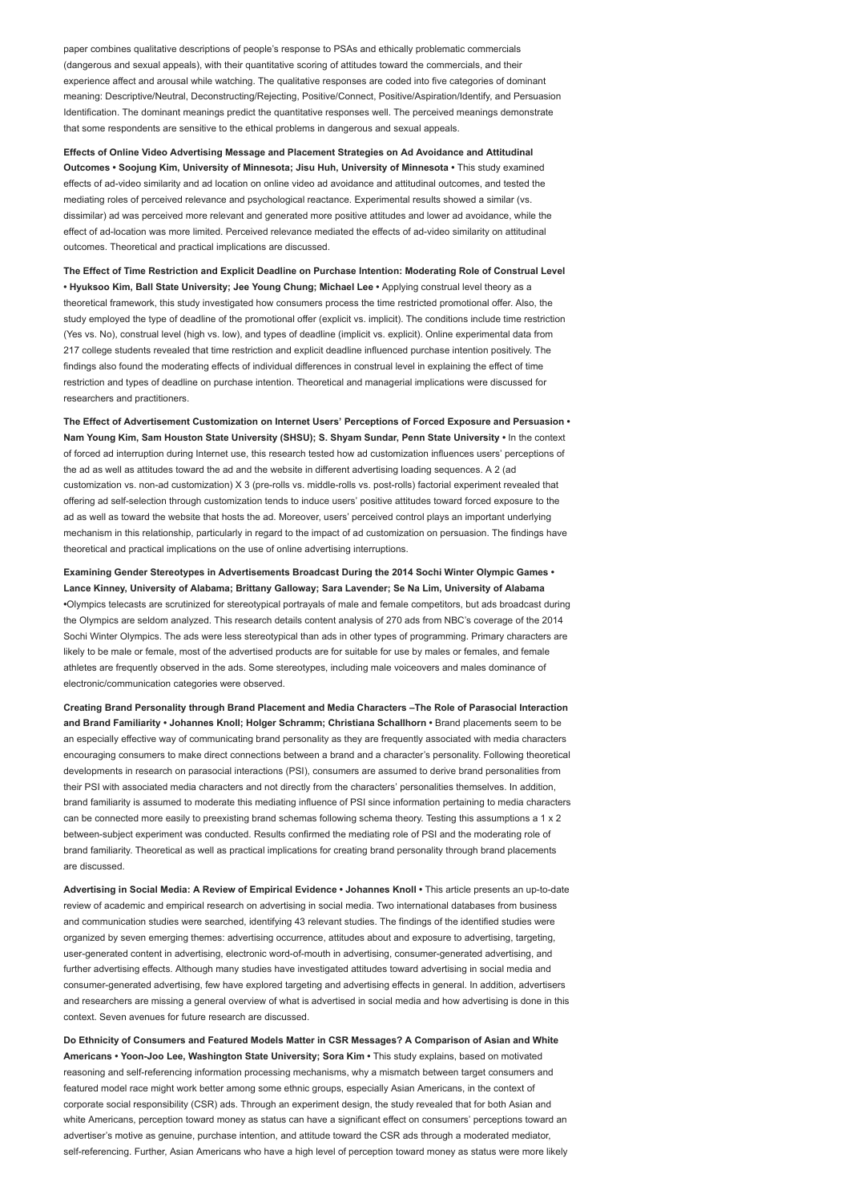paper combines qualitative descriptions of people's response to PSAs and ethically problematic commercials (dangerous and sexual appeals), with their quantitative scoring of attitudes toward the commercials, and their experience affect and arousal while watching. The qualitative responses are coded into five categories of dominant meaning: Descriptive/Neutral, Deconstructing/Rejecting, Positive/Connect, Positive/Aspiration/Identify, and Persuasion Identification. The dominant meanings predict the quantitative responses well. The perceived meanings demonstrate that some respondents are sensitive to the ethical problems in dangerous and sexual appeals.

**Effects of Online Video Advertising Message and Placement Strategies on Ad Avoidance and Attitudinal Outcomes • Soojung Kim, University of Minnesota; Jisu Huh, University of Minnesota •** This study examined effects of ad-video similarity and ad location on online video ad avoidance and attitudinal outcomes, and tested the mediating roles of perceived relevance and psychological reactance. Experimental results showed a similar (vs. dissimilar) ad was perceived more relevant and generated more positive attitudes and lower ad avoidance, while the effect of ad-location was more limited. Perceived relevance mediated the effects of ad-video similarity on attitudinal outcomes. Theoretical and practical implications are discussed.

**The Effect of Time Restriction and Explicit Deadline on Purchase Intention: Moderating Role of Construal Level • Hyuksoo Kim, Ball State University; Jee Young Chung; Michael Lee •** Applying construal level theory as a theoretical framework, this study investigated how consumers process the time restricted promotional offer. Also, the study employed the type of deadline of the promotional offer (explicit vs. implicit). The conditions include time restriction (Yes vs. No), construal level (high vs. low), and types of deadline (implicit vs. explicit). Online experimental data from 217 college students revealed that time restriction and explicit deadline influenced purchase intention positively. The findings also found the moderating effects of individual differences in construal level in explaining the effect of time restriction and types of deadline on purchase intention. Theoretical and managerial implications were discussed for researchers and practitioners.

**The Effect of Advertisement Customization on Internet Users' Perceptions of Forced Exposure and Persuasion • Nam Young Kim, Sam Houston State University (SHSU); S. Shyam Sundar, Penn State University •** In the context of forced ad interruption during Internet use, this research tested how ad customization influences users' perceptions of the ad as well as attitudes toward the ad and the website in different advertising loading sequences. A 2 (ad customization vs. non-ad customization) X 3 (pre-rolls vs. middle-rolls vs. post-rolls) factorial experiment revealed that offering ad self-selection through customization tends to induce users' positive attitudes toward forced exposure to the ad as well as toward the website that hosts the ad. Moreover, users' perceived control plays an important underlying mechanism in this relationship, particularly in regard to the impact of ad customization on persuasion. The findings have theoretical and practical implications on the use of online advertising interruptions.

**Examining Gender Stereotypes in Advertisements Broadcast During the 2014 Sochi Winter Olympic Games • Lance Kinney, University of Alabama; Brittany Galloway; Sara Lavender; Se Na Lim, University of Alabama •**Olympics telecasts are scrutinized for stereotypical portrayals of male and female competitors, but ads broadcast during the Olympics are seldom analyzed. This research details content analysis of 270 ads from NBC's coverage of the 2014 Sochi Winter Olympics. The ads were less stereotypical than ads in other types of programming. Primary characters are likely to be male or female, most of the advertised products are for suitable for use by males or females, and female athletes are frequently observed in the ads. Some stereotypes, including male voiceovers and males dominance of electronic/communication categories were observed.

**Creating Brand Personality through Brand Placement and Media Characters –The Role of Parasocial Interaction and Brand Familiarity • Johannes Knoll; Holger Schramm; Christiana Schallhorn •** Brand placements seem to be an especially effective way of communicating brand personality as they are frequently associated with media characters encouraging consumers to make direct connections between a brand and a character's personality. Following theoretical developments in research on parasocial interactions (PSI), consumers are assumed to derive brand personalities from their PSI with associated media characters and not directly from the characters' personalities themselves. In addition, brand familiarity is assumed to moderate this mediating influence of PSI since information pertaining to media characters can be connected more easily to preexisting brand schemas following schema theory. Testing this assumptions a 1 x 2 between-subject experiment was conducted. Results confirmed the mediating role of PSI and the moderating role of brand familiarity. Theoretical as well as practical implications for creating brand personality through brand placements are discussed.

**Advertising in Social Media: A Review of Empirical Evidence • Johannes Knoll •** This article presents an up-to-date review of academic and empirical research on advertising in social media. Two international databases from business and communication studies were searched, identifying 43 relevant studies. The findings of the identified studies were organized by seven emerging themes: advertising occurrence, attitudes about and exposure to advertising, targeting, user-generated content in advertising, electronic word-of-mouth in advertising, consumer-generated advertising, and further advertising effects. Although many studies have investigated attitudes toward advertising in social media and consumer-generated advertising, few have explored targeting and advertising effects in general. In addition, advertisers and researchers are missing a general overview of what is advertised in social media and how advertising is done in this context. Seven avenues for future research are discussed.

**Do Ethnicity of Consumers and Featured Models Matter in CSR Messages? A Comparison of Asian and White Americans • Yoon-Joo Lee, Washington State University; Sora Kim •** This study explains, based on motivated reasoning and self-referencing information processing mechanisms, why a mismatch between target consumers and featured model race might work better among some ethnic groups, especially Asian Americans, in the context of corporate social responsibility (CSR) ads. Through an experiment design, the study revealed that for both Asian and white Americans, perception toward money as status can have a significant effect on consumers' perceptions toward an advertiser's motive as genuine, purchase intention, and attitude toward the CSR ads through a moderated mediator, self-referencing. Further, Asian Americans who have a high level of perception toward money as status were more likely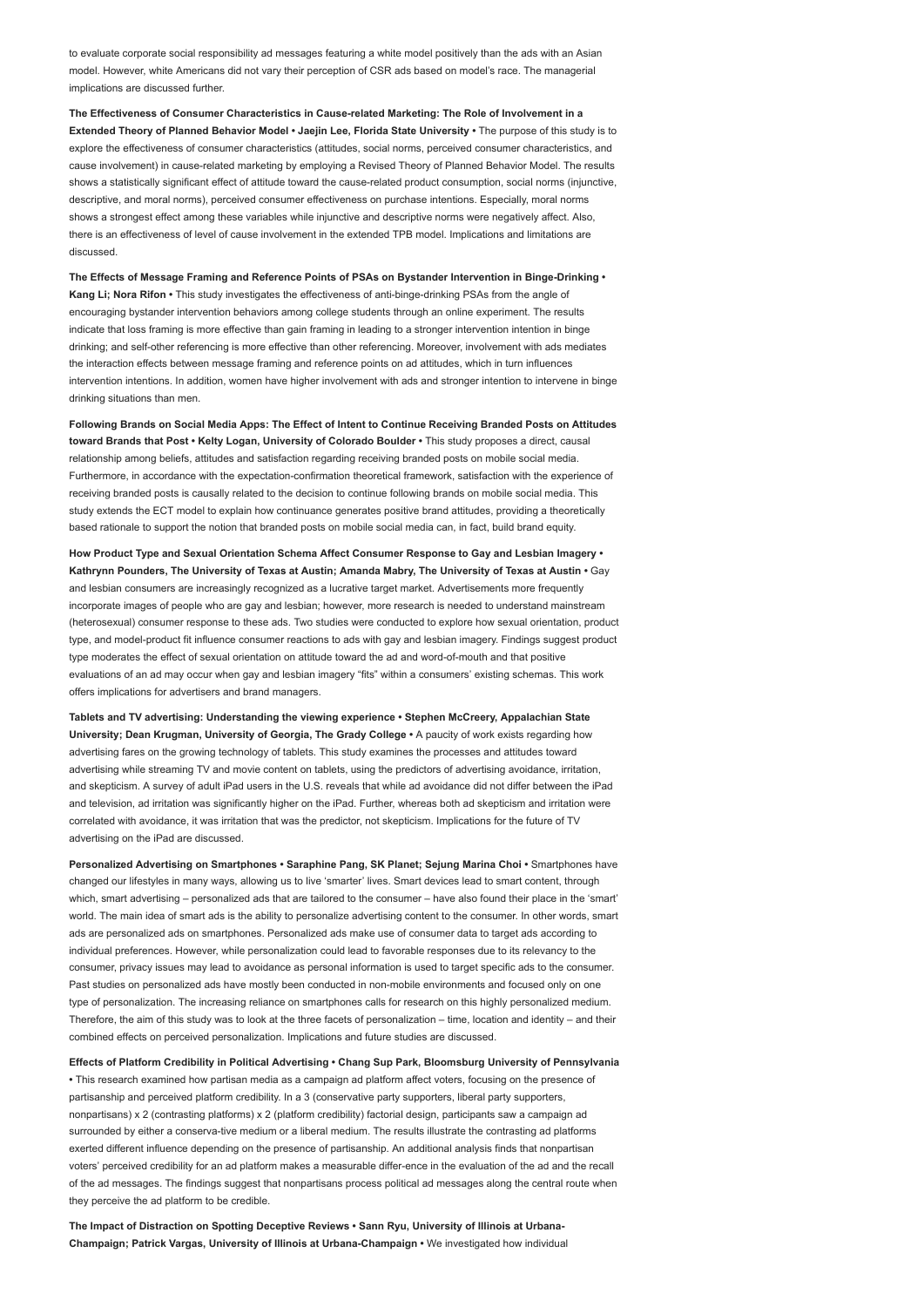to evaluate corporate social responsibility ad messages featuring a white model positively than the ads with an Asian model. However, white Americans did not vary their perception of CSR ads based on model's race. The managerial implications are discussed further.

**The Effectiveness of Consumer Characteristics in Cause-related Marketing: The Role of Involvement in a Extended Theory of Planned Behavior Model • Jaejin Lee, Florida State University •** The purpose of this study is to explore the effectiveness of consumer characteristics (attitudes, social norms, perceived consumer characteristics, and cause involvement) in cause-related marketing by employing a Revised Theory of Planned Behavior Model. The results shows a statistically significant effect of attitude toward the cause-related product consumption, social norms (injunctive, descriptive, and moral norms), perceived consumer effectiveness on purchase intentions. Especially, moral norms shows a strongest effect among these variables while injunctive and descriptive norms were negatively affect. Also, there is an effectiveness of level of cause involvement in the extended TPB model. Implications and limitations are discussed.

**The Effects of Message Framing and Reference Points of PSAs on Bystander Intervention in Binge-Drinking • Kang Li; Nora Rifon •** This study investigates the effectiveness of anti-binge-drinking PSAs from the angle of encouraging bystander intervention behaviors among college students through an online experiment. The results indicate that loss framing is more effective than gain framing in leading to a stronger intervention intention in binge drinking; and self-other referencing is more effective than other referencing. Moreover, involvement with ads mediates the interaction effects between message framing and reference points on ad attitudes, which in turn influences intervention intentions. In addition, women have higher involvement with ads and stronger intention to intervene in binge drinking situations than men.

**Following Brands on Social Media Apps: The Effect of Intent to Continue Receiving Branded Posts on Attitudes toward Brands that Post • Kelty Logan, University of Colorado Boulder •** This study proposes a direct, causal relationship among beliefs, attitudes and satisfaction regarding receiving branded posts on mobile social media. Furthermore, in accordance with the expectation-confirmation theoretical framework, satisfaction with the experience of receiving branded posts is causally related to the decision to continue following brands on mobile social media. This study extends the ECT model to explain how continuance generates positive brand attitudes, providing a theoretically based rationale to support the notion that branded posts on mobile social media can, in fact, build brand equity.

**How Product Type and Sexual Orientation Schema Affect Consumer Response to Gay and Lesbian Imagery • Kathrynn Pounders, The University of Texas at Austin; Amanda Mabry, The University of Texas at Austin •** Gay and lesbian consumers are increasingly recognized as a lucrative target market. Advertisements more frequently incorporate images of people who are gay and lesbian; however, more research is needed to understand mainstream (heterosexual) consumer response to these ads. Two studies were conducted to explore how sexual orientation, product type, and model-product fit influence consumer reactions to ads with gay and lesbian imagery. Findings suggest product type moderates the effect of sexual orientation on attitude toward the ad and word-of-mouth and that positive evaluations of an ad may occur when gay and lesbian imagery "fits" within a consumers' existing schemas. This work offers implications for advertisers and brand managers.

**Tablets and TV advertising: Understanding the viewing experience • Stephen McCreery, Appalachian State University; Dean Krugman, University of Georgia, The Grady College •** A paucity of work exists regarding how advertising fares on the growing technology of tablets. This study examines the processes and attitudes toward advertising while streaming TV and movie content on tablets, using the predictors of advertising avoidance, irritation, and skepticism. A survey of adult iPad users in the U.S. reveals that while ad avoidance did not differ between the iPad and television, ad irritation was significantly higher on the iPad. Further, whereas both ad skepticism and irritation were correlated with avoidance, it was irritation that was the predictor, not skepticism. Implications for the future of TV advertising on the iPad are discussed.

**Personalized Advertising on Smartphones • Saraphine Pang, SK Planet; Sejung Marina Choi •** Smartphones have changed our lifestyles in many ways, allowing us to live 'smarter' lives. Smart devices lead to smart content, through which, smart advertising – personalized ads that are tailored to the consumer – have also found their place in the 'smart' world. The main idea of smart ads is the ability to personalize advertising content to the consumer. In other words, smart ads are personalized ads on smartphones. Personalized ads make use of consumer data to target ads according to individual preferences. However, while personalization could lead to favorable responses due to its relevancy to the consumer, privacy issues may lead to avoidance as personal information is used to target specific ads to the consumer. Past studies on personalized ads have mostly been conducted in non-mobile environments and focused only on one type of personalization. The increasing reliance on smartphones calls for research on this highly personalized medium. Therefore, the aim of this study was to look at the three facets of personalization – time, location and identity – and their combined effects on perceived personalization. Implications and future studies are discussed.

**Effects of Platform Credibility in Political Advertising • Chang Sup Park, Bloomsburg University of Pennsylvania •** This research examined how partisan media as a campaign ad platform affect voters, focusing on the presence of partisanship and perceived platform credibility. In a 3 (conservative party supporters, liberal party supporters, nonpartisans) x 2 (contrasting platforms) x 2 (platform credibility) factorial design, participants saw a campaign ad surrounded by either a conserva-tive medium or a liberal medium. The results illustrate the contrasting ad platforms exerted different influence depending on the presence of partisanship. An additional analysis finds that nonpartisan voters' perceived credibility for an ad platform makes a measurable differ-ence in the evaluation of the ad and the recall of the ad messages. The findings suggest that nonpartisans process political ad messages along the central route when they perceive the ad platform to be credible.

**The Impact of Distraction on Spotting Deceptive Reviews • Sann Ryu, University of Illinois at Urbana-Champaign; Patrick Vargas, University of Illinois at Urbana-Champaign •** We investigated how individual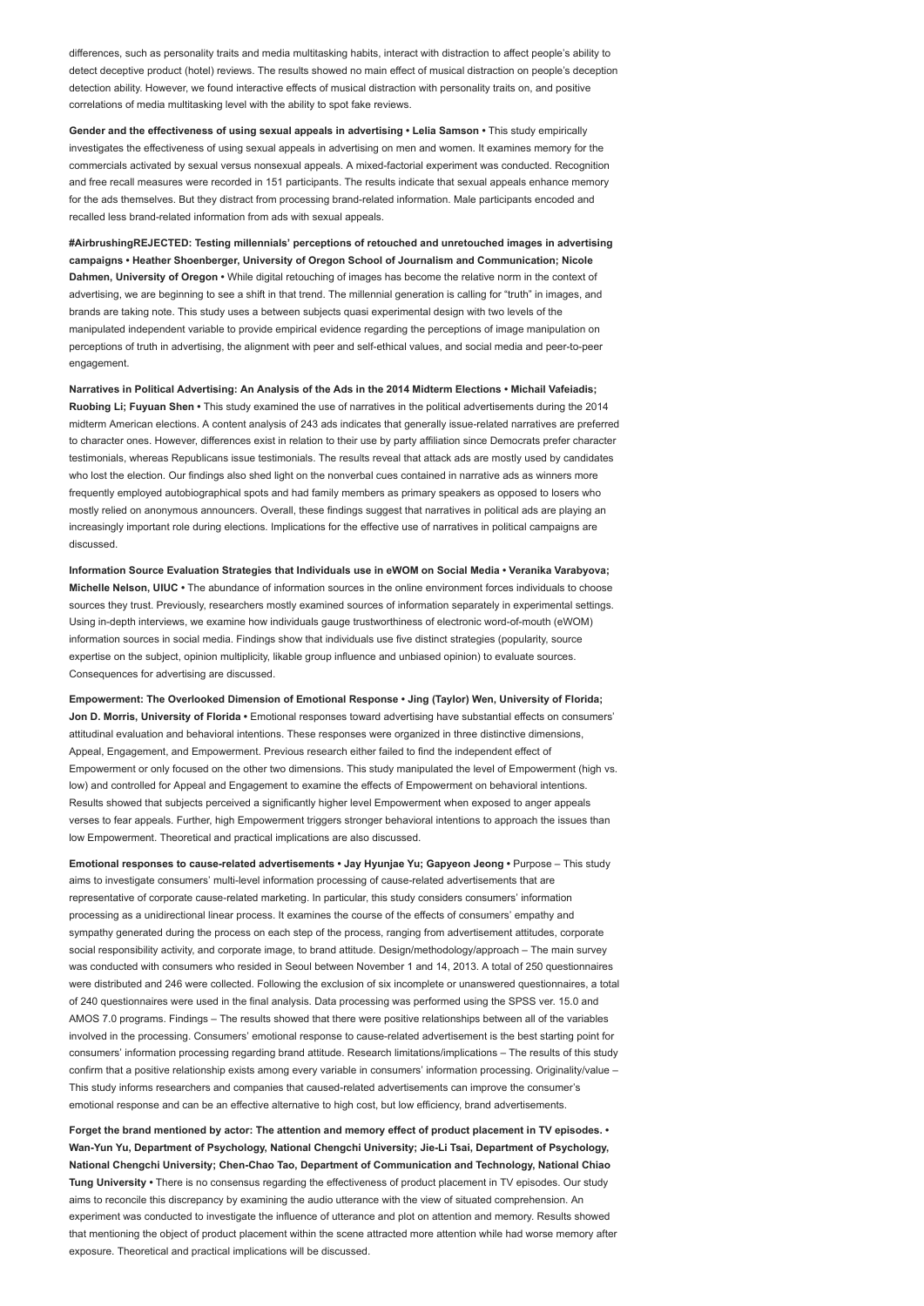differences, such as personality traits and media multitasking habits, interact with distraction to affect people's ability to detect deceptive product (hotel) reviews. The results showed no main effect of musical distraction on people's deception detection ability. However, we found interactive effects of musical distraction with personality traits on, and positive correlations of media multitasking level with the ability to spot fake reviews.

**Gender and the effectiveness of using sexual appeals in advertising • Lelia Samson •** This study empirically investigates the effectiveness of using sexual appeals in advertising on men and women. It examines memory for the commercials activated by sexual versus nonsexual appeals. A mixed-factorial experiment was conducted. Recognition and free recall measures were recorded in 151 participants. The results indicate that sexual appeals enhance memory for the ads themselves. But they distract from processing brand-related information. Male participants encoded and recalled less brand-related information from ads with sexual appeals.

**#AirbrushingREJECTED: Testing millennials' perceptions of retouched and unretouched images in advertising campaigns • Heather Shoenberger, University of Oregon School of Journalism and Communication; Nicole Dahmen, University of Oregon •** While digital retouching of images has become the relative norm in the context of advertising, we are beginning to see a shift in that trend. The millennial generation is calling for "truth" in images, and brands are taking note. This study uses a between subjects quasi experimental design with two levels of the manipulated independent variable to provide empirical evidence regarding the perceptions of image manipulation on perceptions of truth in advertising, the alignment with peer and self-ethical values, and social media and peer-to-peer engagement.

**Narratives in Political Advertising: An Analysis of the Ads in the 2014 Midterm Elections • Michail Vafeiadis; Ruobing Li; Fuyuan Shen •** This study examined the use of narratives in the political advertisements during the 2014 midterm American elections. A content analysis of 243 ads indicates that generally issue-related narratives are preferred to character ones. However, differences exist in relation to their use by party affiliation since Democrats prefer character testimonials, whereas Republicans issue testimonials. The results reveal that attack ads are mostly used by candidates who lost the election. Our findings also shed light on the nonverbal cues contained in narrative ads as winners more frequently employed autobiographical spots and had family members as primary speakers as opposed to losers who mostly relied on anonymous announcers. Overall, these findings suggest that narratives in political ads are playing an increasingly important role during elections. Implications for the effective use of narratives in political campaigns are discussed.

**Information Source Evaluation Strategies that Individuals use in eWOM on Social Media • Veranika Varabyova; Michelle Nelson, UIUC •** The abundance of information sources in the online environment forces individuals to choose sources they trust. Previously, researchers mostly examined sources of information separately in experimental settings. Using in-depth interviews, we examine how individuals gauge trustworthiness of electronic word-of-mouth (eWOM) information sources in social media. Findings show that individuals use five distinct strategies (popularity, source expertise on the subject, opinion multiplicity, likable group influence and unbiased opinion) to evaluate sources. Consequences for advertising are discussed.

**Empowerment: The Overlooked Dimension of Emotional Response • Jing (Taylor) Wen, University of Florida; Jon D. Morris, University of Florida •** Emotional responses toward advertising have substantial effects on consumers' attitudinal evaluation and behavioral intentions. These responses were organized in three distinctive dimensions, Appeal, Engagement, and Empowerment. Previous research either failed to find the independent effect of Empowerment or only focused on the other two dimensions. This study manipulated the level of Empowerment (high vs. low) and controlled for Appeal and Engagement to examine the effects of Empowerment on behavioral intentions. Results showed that subjects perceived a significantly higher level Empowerment when exposed to anger appeals verses to fear appeals. Further, high Empowerment triggers stronger behavioral intentions to approach the issues than low Empowerment. Theoretical and practical implications are also discussed.

**Emotional responses to cause-related advertisements • Jay Hyunjae Yu; Gapyeon Jeong •** Purpose – This study aims to investigate consumers' multi-level information processing of cause-related advertisements that are representative of corporate cause-related marketing. In particular, this study considers consumers' information processing as a unidirectional linear process. It examines the course of the effects of consumers' empathy and sympathy generated during the process on each step of the process, ranging from advertisement attitudes, corporate social responsibility activity, and corporate image, to brand attitude. Design/methodology/approach – The main survey was conducted with consumers who resided in Seoul between November 1 and 14, 2013. A total of 250 questionnaires were distributed and 246 were collected. Following the exclusion of six incomplete or unanswered questionnaires, a total of 240 questionnaires were used in the final analysis. Data processing was performed using the SPSS ver. 15.0 and AMOS 7.0 programs. Findings – The results showed that there were positive relationships between all of the variables involved in the processing. Consumers' emotional response to cause-related advertisement is the best starting point for consumers' information processing regarding brand attitude. Research limitations/implications – The results of this study confirm that a positive relationship exists among every variable in consumers' information processing. Originality/value – This study informs researchers and companies that caused-related advertisements can improve the consumer's emotional response and can be an effective alternative to high cost, but low efficiency, brand advertisements.

**Forget the brand mentioned by actor: The attention and memory effect of product placement in TV episodes. • Wan-Yun Yu, Department of Psychology, National Chengchi University; Jie-Li Tsai, Department of Psychology, National Chengchi University; Chen-Chao Tao, Department of Communication and Technology, National Chiao Tung University •** There is no consensus regarding the effectiveness of product placement in TV episodes. Our study aims to reconcile this discrepancy by examining the audio utterance with the view of situated comprehension. An experiment was conducted to investigate the influence of utterance and plot on attention and memory. Results showed that mentioning the object of product placement within the scene attracted more attention while had worse memory after exposure. Theoretical and practical implications will be discussed.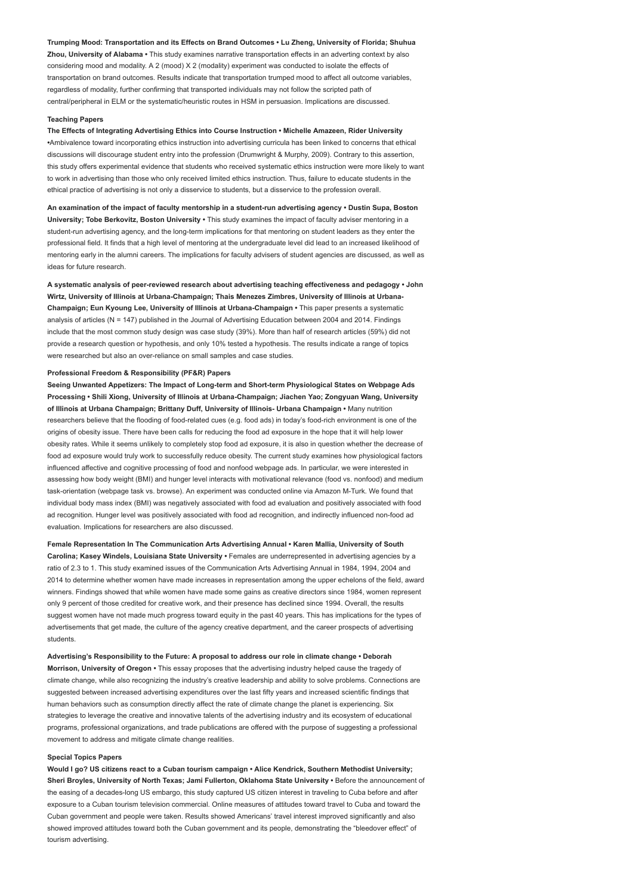**Trumping Mood: Transportation and its Effects on Brand Outcomes • Lu Zheng, University of Florida; Shuhua Zhou, University of Alabama •** This study examines narrative transportation effects in an adverting context by also considering mood and modality. A 2 (mood) X 2 (modality) experiment was conducted to isolate the effects of transportation on brand outcomes. Results indicate that transportation trumped mood to affect all outcome variables, regardless of modality, further confirming that transported individuals may not follow the scripted path of central/peripheral in ELM or the systematic/heuristic routes in HSM in persuasion. Implications are discussed.

#### Teaching Papers

**The Effects of Integrating Advertising Ethics into Course Instruction • Michelle Amazeen, Rider University •**Ambivalence toward incorporating ethics instruction into advertising curricula has been linked to concerns that ethical discussions will discourage student entry into the profession (Drumwright & Murphy, 2009). Contrary to this assertion, this study offers experimental evidence that students who received systematic ethics instruction were more likely to want to work in advertising than those who only received limited ethics instruction. Thus, failure to educate students in the ethical practice of advertising is not only a disservice to students, but a disservice to the profession overall.

**An examination of the impact of faculty mentorship in a student-run advertising agency • Dustin Supa, Boston University; Tobe Berkovitz, Boston University •** This study examines the impact of faculty adviser mentoring in a student-run advertising agency, and the long-term implications for that mentoring on student leaders as they enter the professional field. It finds that a high level of mentoring at the undergraduate level did lead to an increased likelihood of mentoring early in the alumni careers. The implications for faculty advisers of student agencies are discussed, as well as ideas for future research.

**A systematic analysis of peer-reviewed research about advertising teaching effectiveness and pedagogy • John Wirtz, University of Illinois at Urbana-Champaign; Thais Menezes Zimbres, University of Illinois at Urbana-Champaign; Eun Kyoung Lee, University of Illinois at Urbana-Champaign •** This paper presents a systematic analysis of articles (N = 147) published in the Journal of Advertising Education between 2004 and 2014. Findings include that the most common study design was case study (39%). More than half of research articles (59%) did not provide a research question or hypothesis, and only 10% tested a hypothesis. The results indicate a range of topics were researched but also an over-reliance on small samples and case studies.

#### Professional Freedom & Responsibility (PF&R) Papers

**Seeing Unwanted Appetizers: The Impact of Long-term and Short-term Physiological States on Webpage Ads Processing • Shili Xiong, University of Illinois at Urbana-Champaign; Jiachen Yao; Zongyuan Wang, University of Illinois at Urbana Champaign; Brittany Duff, University of Illinois- Urbana Champaign •** Many nutrition researchers believe that the flooding of food-related cues (e.g. food ads) in today's food-rich environment is one of the origins of obesity issue. There have been calls for reducing the food ad exposure in the hope that it will help lower obesity rates. While it seems unlikely to completely stop food ad exposure, it is also in question whether the decrease of food ad exposure would truly work to successfully reduce obesity. The current study examines how physiological factors influenced affective and cognitive processing of food and nonfood webpage ads. In particular, we were interested in assessing how body weight (BMI) and hunger level interacts with motivational relevance (food vs. nonfood) and medium task-orientation (webpage task vs. browse). An experiment was conducted online via Amazon M-Turk. We found that individual body mass index (BMI) was negatively associated with food ad evaluation and positively associated with food ad recognition. Hunger level was positively associated with food ad recognition, and indirectly influenced non-food ad evaluation. Implications for researchers are also discussed.

**Female Representation In The Communication Arts Advertising Annual • Karen Mallia, University of South Carolina; Kasey Windels, Louisiana State University •** Females are underrepresented in advertising agencies by a ratio of 2.3 to 1. This study examined issues of the Communication Arts Advertising Annual in 1984, 1994, 2004 and 2014 to determine whether women have made increases in representation among the upper echelons of the field, award winners. Findings showed that while women have made some gains as creative directors since 1984, women represent only 9 percent of those credited for creative work, and their presence has declined since 1994. Overall, the results suggest women have not made much progress toward equity in the past 40 years. This has implications for the types of advertisements that get made, the culture of the agency creative department, and the career prospects of advertising students.

**Advertising's Responsibility to the Future: A proposal to address our role in climate change • Deborah Morrison, University of Oregon •** This essay proposes that the advertising industry helped cause the tragedy of climate change, while also recognizing the industry's creative leadership and ability to solve problems. Connections are suggested between increased advertising expenditures over the last fifty years and increased scientific findings that human behaviors such as consumption directly affect the rate of climate change the planet is experiencing. Six strategies to leverage the creative and innovative talents of the advertising industry and its ecosystem of educational programs, professional organizations, and trade publications are offered with the purpose of suggesting a professional movement to address and mitigate climate change realities.

#### Special Topics Papers

**Would I go? US citizens react to a Cuban tourism campaign • Alice Kendrick, Southern Methodist University; Sheri Broyles, University of North Texas; Jami Fullerton, Oklahoma State University •** Before the announcement of the easing of a decades-long US embargo, this study captured US citizen interest in traveling to Cuba before and after exposure to a Cuban tourism television commercial. Online measures of attitudes toward travel to Cuba and toward the Cuban government and people were taken. Results showed Americans' travel interest improved significantly and also showed improved attitudes toward both the Cuban government and its people, demonstrating the "bleedover effect" of tourism advertising.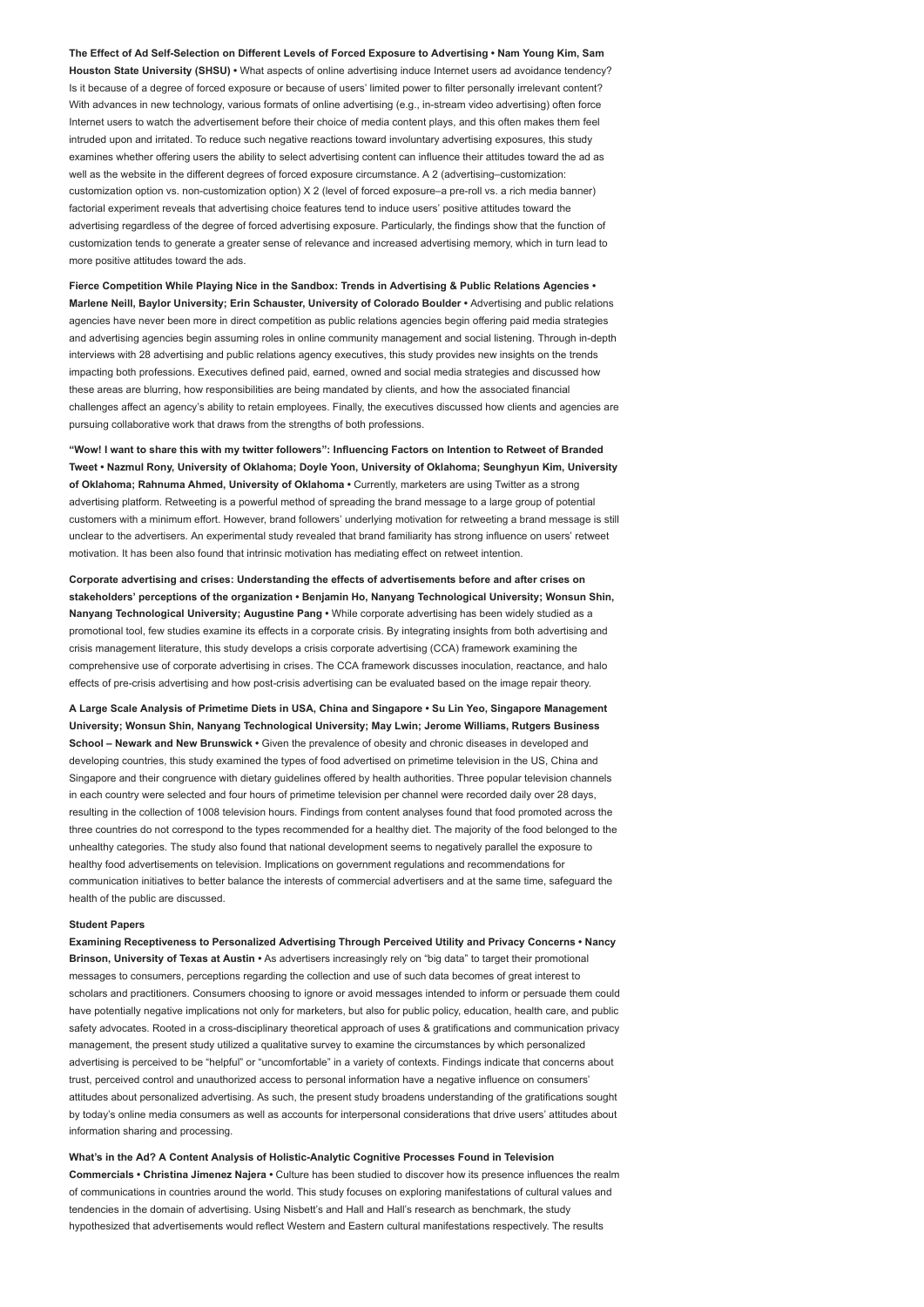**The Effect of Ad Self-Selection on Different Levels of Forced Exposure to Advertising • Nam Young Kim, Sam Houston State University (SHSU) •** What aspects of online advertising induce Internet users ad avoidance tendency? Is it because of a degree of forced exposure or because of users' limited power to filter personally irrelevant content? With advances in new technology, various formats of online advertising (e.g., in-stream video advertising) often force Internet users to watch the advertisement before their choice of media content plays, and this often makes them feel intruded upon and irritated. To reduce such negative reactions toward involuntary advertising exposures, this study examines whether offering users the ability to select advertising content can influence their attitudes toward the ad as well as the website in the different degrees of forced exposure circumstance. A 2 (advertising–customization: customization option vs. non-customization option) X 2 (level of forced exposure–a pre-roll vs. a rich media banner) factorial experiment reveals that advertising choice features tend to induce users' positive attitudes toward the advertising regardless of the degree of forced advertising exposure. Particularly, the findings show that the function of customization tends to generate a greater sense of relevance and increased advertising memory, which in turn lead to more positive attitudes toward the ads.

**Fierce Competition While Playing Nice in the Sandbox: Trends in Advertising & Public Relations Agencies • Marlene Neill, Baylor University; Erin Schauster, University of Colorado Boulder •** Advertising and public relations agencies have never been more in direct competition as public relations agencies begin offering paid media strategies and advertising agencies begin assuming roles in online community management and social listening. Through in-depth interviews with 28 advertising and public relations agency executives, this study provides new insights on the trends impacting both professions. Executives defined paid, earned, owned and social media strategies and discussed how these areas are blurring, how responsibilities are being mandated by clients, and how the associated financial challenges affect an agency's ability to retain employees. Finally, the executives discussed how clients and agencies are pursuing collaborative work that draws from the strengths of both professions.

**"Wow! I want to share this with my twitter followers": Influencing Factors on Intention to Retweet of Branded Tweet • Nazmul Rony, University of Oklahoma; Doyle Yoon, University of Oklahoma; Seunghyun Kim, University of Oklahoma; Rahnuma Ahmed, University of Oklahoma •** Currently, marketers are using Twitter as a strong advertising platform. Retweeting is a powerful method of spreading the brand message to a large group of potential customers with a minimum effort. However, brand followers' underlying motivation for retweeting a brand message is still unclear to the advertisers. An experimental study revealed that brand familiarity has strong influence on users' retweet motivation. It has been also found that intrinsic motivation has mediating effect on retweet intention.

**Corporate advertising and crises: Understanding the effects of advertisements before and after crises on stakeholders' perceptions of the organization • Benjamin Ho, Nanyang Technological University; Wonsun Shin, Nanyang Technological University; Augustine Pang •** While corporate advertising has been widely studied as a promotional tool, few studies examine its effects in a corporate crisis. By integrating insights from both advertising and crisis management literature, this study develops a crisis corporate advertising (CCA) framework examining the comprehensive use of corporate advertising in crises. The CCA framework discusses inoculation, reactance, and halo effects of pre-crisis advertising and how post-crisis advertising can be evaluated based on the image repair theory.

**A Large Scale Analysis of Primetime Diets in USA, China and Singapore • Su Lin Yeo, Singapore Management University; Wonsun Shin, Nanyang Technological University; May Lwin; Jerome Williams, Rutgers Business School – Newark and New Brunswick •** Given the prevalence of obesity and chronic diseases in developed and developing countries, this study examined the types of food advertised on primetime television in the US, China and Singapore and their congruence with dietary guidelines offered by health authorities. Three popular television channels in each country were selected and four hours of primetime television per channel were recorded daily over 28 days, resulting in the collection of 1008 television hours. Findings from content analyses found that food promoted across the three countries do not correspond to the types recommended for a healthy diet. The majority of the food belonged to the unhealthy categories. The study also found that national development seems to negatively parallel the exposure to healthy food advertisements on television. Implications on government regulations and recommendations for communication initiatives to better balance the interests of commercial advertisers and at the same time, safeguard the health of the public are discussed.

**Student Papers**

**Examining Receptiveness to Personalized Advertising Through Perceived Utility and Privacy Concerns • Nancy Brinson, University of Texas at Austin •** As advertisers increasingly rely on "big data" to target their promotional messages to consumers, perceptions regarding the collection and use of such data becomes of great interest to scholars and practitioners. Consumers choosing to ignore or avoid messages intended to inform or persuade them could have potentially negative implications not only for marketers, but also for public policy, education, health care, and public safety advocates. Rooted in a cross-disciplinary theoretical approach of uses & gratifications and communication privacy management, the present study utilized a qualitative survey to examine the circumstances by which personalized advertising is perceived to be "helpful" or "uncomfortable" in a variety of contexts. Findings indicate that concerns about trust, perceived control and unauthorized access to personal information have a negative influence on consumers' attitudes about personalized advertising. As such, the present study broadens understanding of the gratifications sought by today's online media consumers as well as accounts for interpersonal considerations that drive users' attitudes about information sharing and processing.

**What's in the Ad? A Content Analysis of Holistic-Analytic Cognitive Processes Found in Television Commercials • Christina Jimenez Najera •** Culture has been studied to discover how its presence influences the realm of communications in countries around the world. This study focuses on exploring manifestations of cultural values and tendencies in the domain of advertising. Using Nisbett's and Hall and Hall's research as benchmark, the study hypothesized that advertisements would reflect Western and Eastern cultural manifestations respectively. The results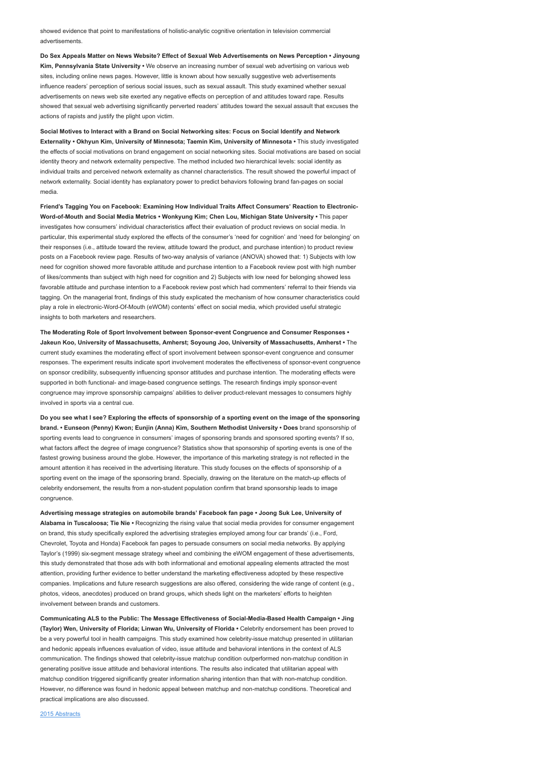showed evidence that point to manifestations of holistic-analytic cognitive orientation in television commercial advertisements.

**Do Sex Appeals Matter on News Website? Effect of Sexual Web Advertisements on News Perception • Jinyoung Kim, Pennsylvania State University •** We observe an increasing number of sexual web advertising on various web sites, including online news pages. However, little is known about how sexually suggestive web advertisements influence readers' perception of serious social issues, such as sexual assault. This study examined whether sexual advertisements on news web site exerted any negative effects on perception of and attitudes toward rape. Results showed that sexual web advertising significantly perverted readers' attitudes toward the sexual assault that excuses the actions of rapists and justify the plight upon victim.

**Social Motives to Interact with a Brand on Social Networking sites: Focus on Social Identify and Network Externality • Okhyun Kim, University of Minnesota; Taemin Kim, University of Minnesota •** This study investigated the effects of social motivations on brand engagement on social networking sites. Social motivations are based on social identity theory and network externality perspective. The method included two hierarchical levels: social identity as individual traits and perceived network externality as channel characteristics. The result showed the powerful impact of network externality. Social identity has explanatory power to predict behaviors following brand fan-pages on social media.

**Friend's Tagging You on Facebook: Examining How Individual Traits Affect Consumers' Reaction to Electronic-Word-of-Mouth and Social Media Metrics • Wonkyung Kim; Chen Lou, Michigan State University •** This paper investigates how consumers' individual characteristics affect their evaluation of product reviews on social media. In particular, this experimental study explored the effects of the consumer's 'need for cognition' and 'need for belonging' on their responses (i.e., attitude toward the review, attitude toward the product, and purchase intention) to product review posts on a Facebook review page. Results of two-way analysis of variance (ANOVA) showed that: 1) Subjects with low need for cognition showed more favorable attitude and purchase intention to a Facebook review post with high number of likes/comments than subject with high need for cognition and 2) Subjects with low need for belonging showed less favorable attitude and purchase intention to a Facebook review post which had commenters' referral to their friends via tagging. On the managerial front, findings of this study explicated the mechanism of how consumer characteristics could play a role in electronic-Word-Of-Mouth (eWOM) contents' effect on social media, which provided useful strategic insights to both marketers and researchers.

**The Moderating Role of Sport Involvement between Sponsor-event Congruence and Consumer Responses • Jakeun Koo, University of Massachusetts, Amherst; Soyoung Joo, University of Massachusetts, Amherst •** The current study examines the moderating effect of sport involvement between sponsor-event congruence and consumer responses. The experiment results indicate sport involvement moderates the effectiveness of sponsor-event congruence on sponsor credibility, subsequently influencing sponsor attitudes and purchase intention. The moderating effects were supported in both functional- and image-based congruence settings. The research findings imply sponsor-event congruence may improve sponsorship campaigns' abilities to deliver product-relevant messages to consumers highly involved in sports via a central cue.

**Do you see what I see? Exploring the effects of sponsorship of a sporting event on the image of the sponsoring brand. • Eunseon (Penny) Kwon; Eunjin (Anna) Kim, Southern Methodist University • Does** brand sponsorship of sporting events lead to congruence in consumers' images of sponsoring brands and sponsored sporting events? If so, what factors affect the degree of image congruence? Statistics show that sponsorship of sporting events is one of the fastest growing business around the globe. However, the importance of this marketing strategy is not reflected in the amount attention it has received in the advertising literature. This study focuses on the effects of sponsorship of a sporting event on the image of the sponsoring brand. Specially, drawing on the literature on the match-up effects of celebrity endorsement, the results from a non-student population confirm that brand sponsorship leads to image congruence.

**Advertising message strategies on automobile brands' Facebook fan page • Joong Suk Lee, University of Alabama in Tuscaloosa; Tie Nie •** Recognizing the rising value that social media provides for consumer engagement on brand, this study specifically explored the advertising strategies employed among four car brands' (i.e., Ford, Chevrolet, Toyota and Honda) Facebook fan pages to persuade consumers on social media networks. By applying Taylor's (1999) six-segment message strategy wheel and combining the eWOM engagement of these advertisements, this study demonstrated that those ads with both informational and emotional appealing elements attracted the most attention, providing further evidence to better understand the marketing effectiveness adopted by these respective companies. Implications and future research suggestions are also offered, considering the wide range of content (e.g., photos, videos, anecdotes) produced on brand groups, which sheds light on the marketers' efforts to heighten involvement between brands and customers.

**Communicating ALS to the Public: The Message Effectiveness of Social-Media-Based Health Campaign • Jing (Taylor) Wen, University of Florida; Linwan Wu, University of Florida •** Celebrity endorsement has been proved to be a very powerful tool in health campaigns. This study examined how celebrity-issue matchup presented in utilitarian and hedonic appeals influences evaluation of video, issue attitude and behavioral intentions in the context of ALS communication. The findings showed that celebrity-issue matchup condition outperformed non-matchup condition in generating positive issue attitude and behavioral intentions. The results also indicated that utilitarian appeal with matchup condition triggered significantly greater information sharing intention than that with non-matchup condition. However, no difference was found in hedonic appeal between matchup and non-matchup conditions. Theoretical and practical implications are also discussed.

2015 Abstracts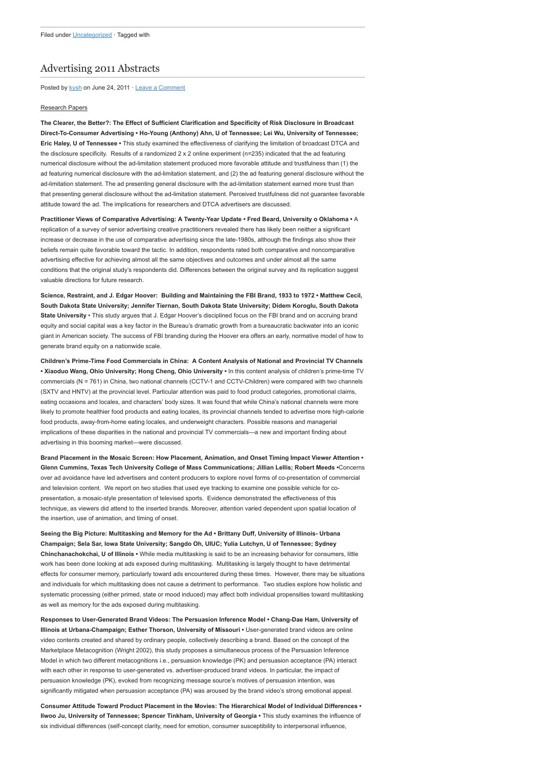Filed under Uncategorized · Tagged with

## Advertising 2011 Abstracts

Posted by kysh on June 24, 2011 · Leave a Comment

Research Papers

**The Clearer, the Better?: The Effect of Sufficient Clarification and Specificity of Risk Disclosure in Broadcast Direct-To-Consumer Advertising • Ho-Young (Anthony) Ahn, U of Tennessee; Lei Wu, University of Tennessee; Eric Haley, U of Tennessee •** This study examined the effectiveness of clarifying the limitation of broadcast DTCA and the disclosure specificity. Results of a randomized 2 x 2 online experiment (n=235) indicated that the ad featuring numerical disclosure without the ad-limitation statement produced more favorable attitude and trustfulness than (1) the ad featuring numerical disclosure with the ad-limitation statement, and (2) the ad featuring general disclosure without the ad-limitation statement. The ad presenting general disclosure with the ad-limitation statement earned more trust than that presenting general disclosure without the ad-limitation statement. Perceived trustfulness did not guarantee favorable attitude toward the ad. The implications for researchers and DTCA advertisers are discussed.

**Practitioner Views of Comparative Advertising: A Twenty-Year Update • Fred Beard, University o Oklahoma •** A replication of a survey of senior advertising creative practitioners revealed there has likely been neither a significant increase or decrease in the use of comparative advertising since the late-1980s, although the findings also show their beliefs remain quite favorable toward the tactic. In addition, respondents rated both comparative and noncomparative advertising effective for achieving almost all the same objectives and outcomes and under almost all the same conditions that the original study's respondents did. Differences between the original survey and its replication suggest valuable directions for future research.

**Science, Restraint, and J. Edgar Hoover: Building and Maintaining the FBI Brand, 1933 to 1972 • Matthew Cecil, South Dakota State University; Jennifer Tiernan, South Dakota State University; Didem Koroglu, South Dakota State University •** This study argues that J. Edgar Hoover's disciplined focus on the FBI brand and on accruing brand equity and social capital was a key factor in the Bureau's dramatic growth from a bureaucratic backwater into an iconic giant in American society. The success of FBI branding during the Hoover era offers an early, normative model of how to generate brand equity on a nationwide scale.

**Children's Prime-Time Food Commercials in China: A Content Analysis of National and Provincial TV Channels • Xiaoduo Wang, Ohio University; Hong Cheng, Ohio University •** In this content analysis of children's prime-time TV commercials (N = 761) in China, two national channels (CCTV-1 and CCTV-Children) were compared with two channels (SXTV and HNTV) at the provincial level. Particular attention was paid to food product categories, promotional claims, eating occasions and locales, and characters' body sizes. It was found that while China's national channels were more likely to promote healthier food products and eating locales, its provincial channels tended to advertise more high-calorie food products, away-from-home eating locales, and underweight characters. Possible reasons and managerial implications of these disparities in the national and provincial TV commercials—a new and important finding about advertising in this booming market—were discussed.

**Brand Placement in the Mosaic Screen: How Placement, Animation, and Onset Timing Impact Viewer Attention • Glenn Cummins, Texas Tech University College of Mass Communications; Jillian Lellis; Robert Meeds •**Concerns over ad avoidance have led advertisers and content producers to explore novel forms of co-presentation of commercial and television content. We report on two studies that used eye tracking to examine one possible vehicle for co-presentation, a mosaic-style presentation of televised sports. Evidence demonstrated the effectiveness of this technique, as viewers did attend to the inserted brands. Moreover, attention varied dependent upon spatial location of the insertion, use of animation, and timing of onset.

**Seeing the Big Picture: Multitasking and Memory for the Ad • Brittany Duff, University of Illinois- Urbana Champaign; Sela Sar, Iowa State University; Sangdo Oh, UIUC; Yulia Lutchyn, U of Tennessee; Sydney Chinchanachokchai, U of Illinois •** While media multitasking is said to be an increasing behavior for consumers, little work has been done looking at ads exposed during multitasking. Multitasking is largely thought to have detrimental effects for consumer memory, particularly toward ads encountered during these times. However, there may be situations and individuals for which multitasking does not cause a detriment to performance. Two studies explore how holistic and systematic processing (either primed, state or mood induced) may affect both individual propensities toward multitasking as well as memory for the ads exposed during multitasking.

**Responses to User-Generated Brand Videos: The Persuasion Inference Model • Chang-Dae Ham, University of Illinois at Urbana-Champaign; Esther Thorson, University of Missouri •** User-generated brand videos are online video contents created and shared by ordinary people, collectively describing a brand. Based on the concept of the Marketplace Metacognition (Wright 2002), this study proposes a simultaneous process of the Persuasion Inference Model in which two different metacognitions i.e., persuasion knowledge (PK) and persuasion acceptance (PA) interact with each other in response to user-generated vs. advertiser-produced brand videos. In particular, the impact of persuasion knowledge (PK), evoked from recognizing message source's motives of persuasion intention, was significantly mitigated when persuasion acceptance (PA) was aroused by the brand video's strong emotional appeal.

**Consumer Attitude Toward Product Placement in the Movies: The Hierarchical Model of Individual Differences • Ilwoo Ju, University of Tennessee; Spencer Tinkham, University of Georgia •** This study examines the influence of six individual differences (self-concept clarity, need for emotion, consumer susceptibility to interpersonal influence,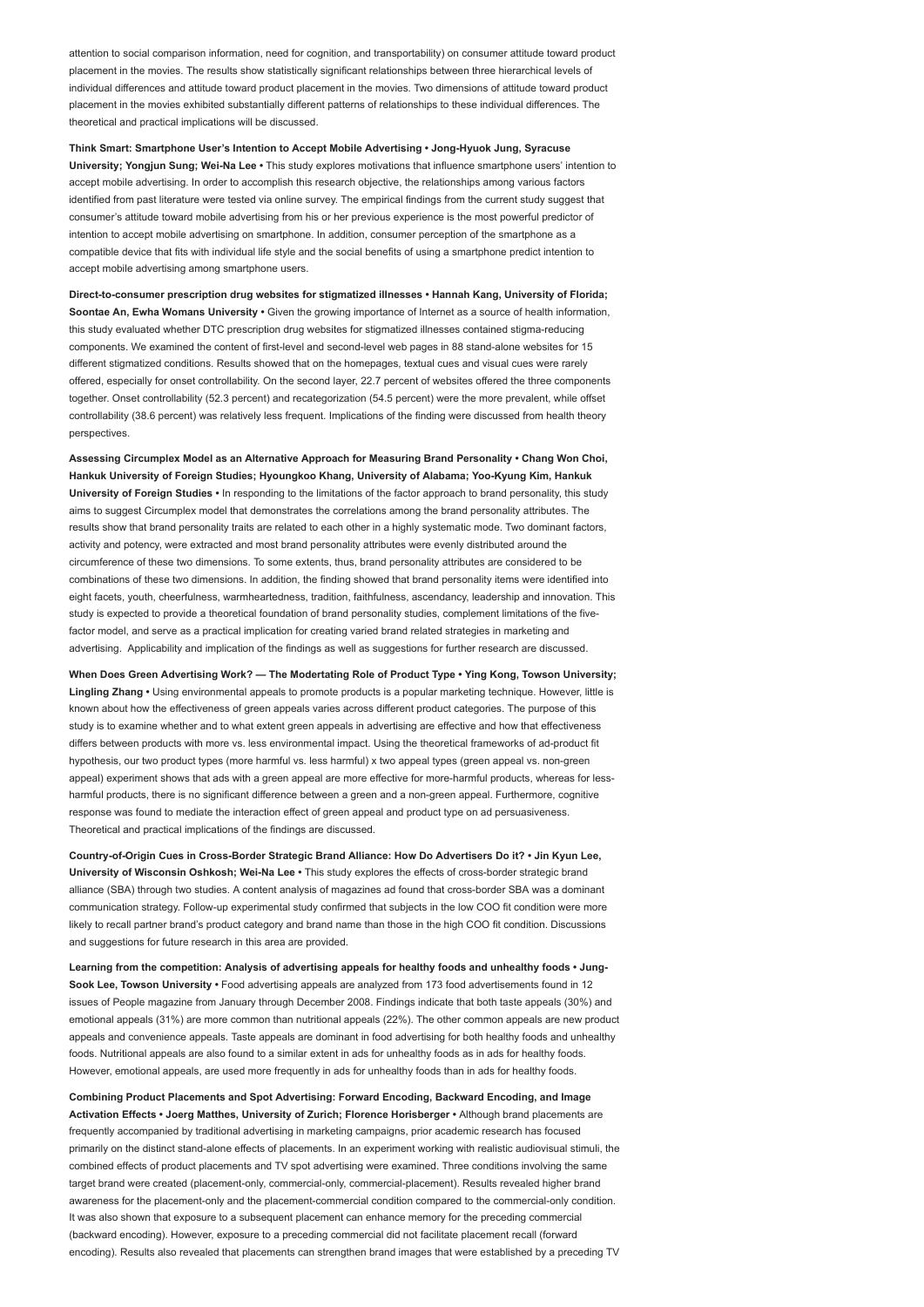attention to social comparison information, need for cognition, and transportability) on consumer attitude toward product placement in the movies. The results show statistically significant relationships between three hierarchical levels of individual differences and attitude toward product placement in the movies. Two dimensions of attitude toward product placement in the movies exhibited substantially different patterns of relationships to these individual differences. The theoretical and practical implications will be discussed.

**Think Smart: Smartphone User's Intention to Accept Mobile Advertising • Jong-Hyuok Jung, Syracuse University; Yongjun Sung; Wei-Na Lee •** This study explores motivations that influence smartphone users' intention to accept mobile advertising. In order to accomplish this research objective, the relationships among various factors identified from past literature were tested via online survey. The empirical findings from the current study suggest that consumer's attitude toward mobile advertising from his or her previous experience is the most powerful predictor of intention to accept mobile advertising on smartphone. In addition, consumer perception of the smartphone as a compatible device that fits with individual life style and the social benefits of using a smartphone predict intention to accept mobile advertising among smartphone users.

**Direct-to-consumer prescription drug websites for stigmatized illnesses • Hannah Kang, University of Florida; Soontae An, Ewha Womans University •** Given the growing importance of Internet as a source of health information, this study evaluated whether DTC prescription drug websites for stigmatized illnesses contained stigma-reducing components. We examined the content of first-level and second-level web pages in 88 stand-alone websites for 15 different stigmatized conditions. Results showed that on the homepages, textual cues and visual cues were rarely offered, especially for onset controllability. On the second layer, 22.7 percent of websites offered the three components together. Onset controllability (52.3 percent) and recategorization (54.5 percent) were the more prevalent, while offset controllability (38.6 percent) was relatively less frequent. Implications of the finding were discussed from health theory perspectives.

**Assessing Circumplex Model as an Alternative Approach for Measuring Brand Personality • Chang Won Choi, Hankuk University of Foreign Studies; Hyoungkoo Khang, University of Alabama; Yoo-Kyung Kim, Hankuk University of Foreign Studies •** In responding to the limitations of the factor approach to brand personality, this study aims to suggest Circumplex model that demonstrates the correlations among the brand personality attributes. The results show that brand personality traits are related to each other in a highly systematic mode. Two dominant factors, activity and potency, were extracted and most brand personality attributes were evenly distributed around the circumference of these two dimensions. To some extents, thus, brand personality attributes are considered to be combinations of these two dimensions. In addition, the finding showed that brand personality items were identified into eight facets, youth, cheerfulness, warmheartedness, tradition, faithfulness, ascendancy, leadership and innovation. This study is expected to provide a theoretical foundation of brand personality studies, complement limitations of the five-factor model, and serve as a practical implication for creating varied brand related strategies in marketing and advertising. Applicability and implication of the findings as well as suggestions for further research are discussed.

**When Does Green Advertising Work? — The Modertating Role of Product Type • Ying Kong, Towson University; Lingling Zhang •** Using environmental appeals to promote products is a popular marketing technique. However, little is known about how the effectiveness of green appeals varies across different product categories. The purpose of this study is to examine whether and to what extent green appeals in advertising are effective and how that effectiveness differs between products with more vs. less environmental impact. Using the theoretical frameworks of ad-product fit hypothesis, our two product types (more harmful vs. less harmful) x two appeal types (green appeal vs. non-green appeal) experiment shows that ads with a green appeal are more effective for more-harmful products, whereas for less-harmful products, there is no significant difference between a green and a non-green appeal. Furthermore, cognitive response was found to mediate the interaction effect of green appeal and product type on ad persuasiveness. Theoretical and practical implications of the findings are discussed.

**Country-of-Origin Cues in Cross-Border Strategic Brand Alliance: How Do Advertisers Do it? • Jin Kyun Lee, University of Wisconsin Oshkosh; Wei-Na Lee •** This study explores the effects of cross-border strategic brand alliance (SBA) through two studies. A content analysis of magazines ad found that cross-border SBA was a dominant communication strategy. Follow-up experimental study confirmed that subjects in the low COO fit condition were more likely to recall partner brand's product category and brand name than those in the high COO fit condition. Discussions and suggestions for future research in this area are provided.

**Learning from the competition: Analysis of advertising appeals for healthy foods and unhealthy foods • Jung-Sook Lee, Towson University •** Food advertising appeals are analyzed from 173 food advertisements found in 12 issues of People magazine from January through December 2008. Findings indicate that both taste appeals (30%) and emotional appeals (31%) are more common than nutritional appeals (22%). The other common appeals are new product appeals and convenience appeals. Taste appeals are dominant in food advertising for both healthy foods and unhealthy foods. Nutritional appeals are also found to a similar extent in ads for unhealthy foods as in ads for healthy foods. However, emotional appeals, are used more frequently in ads for unhealthy foods than in ads for healthy foods.

**Combining Product Placements and Spot Advertising: Forward Encoding, Backward Encoding, and Image Activation Effects • Joerg Matthes, University of Zurich; Florence Horisberger •** Although brand placements are frequently accompanied by traditional advertising in marketing campaigns, prior academic research has focused primarily on the distinct stand-alone effects of placements. In an experiment working with realistic audiovisual stimuli, the combined effects of product placements and TV spot advertising were examined. Three conditions involving the same target brand were created (placement-only, commercial-only, commercial-placement). Results revealed higher brand awareness for the placement-only and the placement-commercial condition compared to the commercial-only condition. It was also shown that exposure to a subsequent placement can enhance memory for the preceding commercial (backward encoding). However, exposure to a preceding commercial did not facilitate placement recall (forward encoding). Results also revealed that placements can strengthen brand images that were established by a preceding TV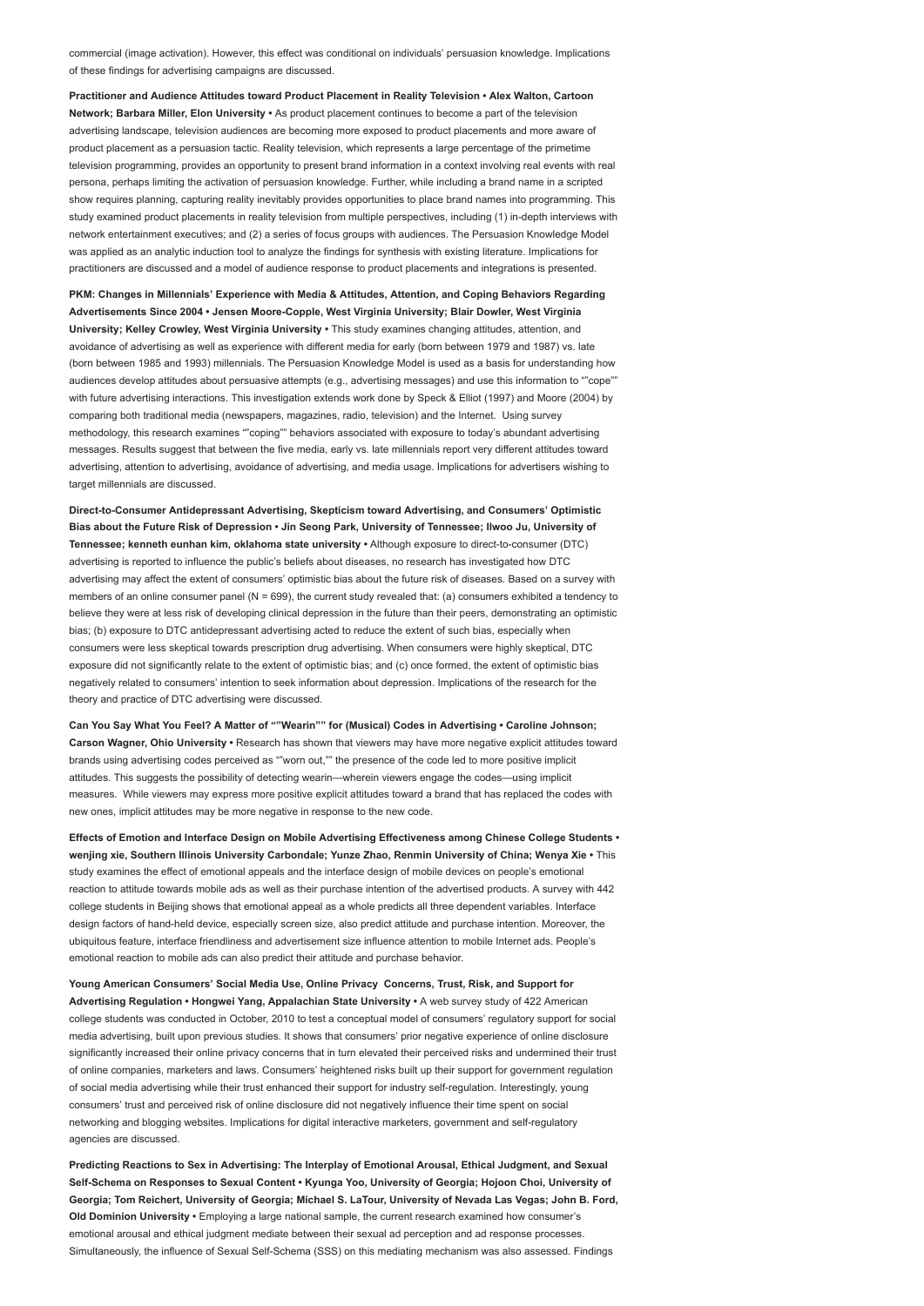commercial (image activation). However, this effect was conditional on individuals' persuasion knowledge. Implications of these findings for advertising campaigns are discussed.

**Practitioner and Audience Attitudes toward Product Placement in Reality Television • Alex Walton, Cartoon Network; Barbara Miller, Elon University •** As product placement continues to become a part of the television advertising landscape, television audiences are becoming more exposed to product placements and more aware of product placement as a persuasion tactic. Reality television, which represents a large percentage of the primetime television programming, provides an opportunity to present brand information in a context involving real events with real persona, perhaps limiting the activation of persuasion knowledge. Further, while including a brand name in a scripted show requires planning, capturing reality inevitably provides opportunities to place brand names into programming. This study examined product placements in reality television from multiple perspectives, including (1) in-depth interviews with network entertainment executives; and (2) a series of focus groups with audiences. The Persuasion Knowledge Model was applied as an analytic induction tool to analyze the findings for synthesis with existing literature. Implications for practitioners are discussed and a model of audience response to product placements and integrations is presented.

**PKM: Changes in Millennials' Experience with Media & Attitudes, Attention, and Coping Behaviors Regarding Advertisements Since 2004 • Jensen Moore-Copple, West Virginia University; Blair Dowler, West Virginia University; Kelley Crowley, West Virginia University •** This study examines changing attitudes, attention, and avoidance of advertising as well as experience with different media for early (born between 1979 and 1987) vs. late (born between 1985 and 1993) millennials. The Persuasion Knowledge Model is used as a basis for understanding how audiences develop attitudes about persuasive attempts (e.g., advertising messages) and use this information to ""cope"" with future advertising interactions. This investigation extends work done by Speck & Elliot (1997) and Moore (2004) by comparing both traditional media (newspapers, magazines, radio, television) and the Internet. Using survey methodology, this research examines ""coping"" behaviors associated with exposure to today's abundant advertising messages. Results suggest that between the five media, early vs. late millennials report very different attitudes toward advertising, attention to advertising, avoidance of advertising, and media usage. Implications for advertisers wishing to target millennials are discussed.

**Direct-to-Consumer Antidepressant Advertising, Skepticism toward Advertising, and Consumers' Optimistic Bias about the Future Risk of Depression • Jin Seong Park, University of Tennessee; Ilwoo Ju, University of Tennessee; kenneth eunhan kim, oklahoma state university •** Although exposure to direct-to-consumer (DTC) advertising is reported to influence the public's beliefs about diseases, no research has investigated how DTC advertising may affect the extent of consumers' optimistic bias about the future risk of diseases. Based on a survey with members of an online consumer panel (N = 699), the current study revealed that: (a) consumers exhibited a tendency to believe they were at less risk of developing clinical depression in the future than their peers, demonstrating an optimistic bias; (b) exposure to DTC antidepressant advertising acted to reduce the extent of such bias, especially when consumers were less skeptical towards prescription drug advertising. When consumers were highly skeptical, DTC exposure did not significantly relate to the extent of optimistic bias; and (c) once formed, the extent of optimistic bias negatively related to consumers' intention to seek information about depression. Implications of the research for the theory and practice of DTC advertising were discussed.

**Can You Say What You Feel? A Matter of ""Wearin"" for (Musical) Codes in Advertising • Caroline Johnson; Carson Wagner, Ohio University •** Research has shown that viewers may have more negative explicit attitudes toward brands using advertising codes perceived as ""worn out,"" the presence of the code led to more positive implicit attitudes. This suggests the possibility of detecting wearin—wherein viewers engage the codes—using implicit measures. While viewers may express more positive explicit attitudes toward a brand that has replaced the codes with new ones, implicit attitudes may be more negative in response to the new code.

**Effects of Emotion and Interface Design on Mobile Advertising Effectiveness among Chinese College Students • wenjing xie, Southern Illinois University Carbondale; Yunze Zhao, Renmin University of China; Wenya Xie •** This study examines the effect of emotional appeals and the interface design of mobile devices on people's emotional reaction to attitude towards mobile ads as well as their purchase intention of the advertised products. A survey with 442 college students in Beijing shows that emotional appeal as a whole predicts all three dependent variables. Interface design factors of hand-held device, especially screen size, also predict attitude and purchase intention. Moreover, the ubiquitous feature, interface friendliness and advertisement size influence attention to mobile Internet ads. People's emotional reaction to mobile ads can also predict their attitude and purchase behavior.

**Young American Consumers' Social Media Use, Online Privacy Concerns, Trust, Risk, and Support for Advertising Regulation • Hongwei Yang, Appalachian State University •** A web survey study of 422 American college students was conducted in October, 2010 to test a conceptual model of consumers' regulatory support for social media advertising, built upon previous studies. It shows that consumers' prior negative experience of online disclosure significantly increased their online privacy concerns that in turn elevated their perceived risks and undermined their trust of online companies, marketers and laws. Consumers' heightened risks built up their support for government regulation of social media advertising while their trust enhanced their support for industry self-regulation. Interestingly, young consumers' trust and perceived risk of online disclosure did not negatively influence their time spent on social networking and blogging websites. Implications for digital interactive marketers, government and self-regulatory agencies are discussed.

**Predicting Reactions to Sex in Advertising: The Interplay of Emotional Arousal, Ethical Judgment, and Sexual Self-Schema on Responses to Sexual Content • Kyunga Yoo, University of Georgia; Hojoon Choi, University of Georgia; Tom Reichert, University of Georgia; Michael S. LaTour, University of Nevada Las Vegas; John B. Ford, Old Dominion University •** Employing a large national sample, the current research examined how consumer's emotional arousal and ethical judgment mediate between their sexual ad perception and ad response processes. Simultaneously, the influence of Sexual Self-Schema (SSS) on this mediating mechanism was also assessed. Findings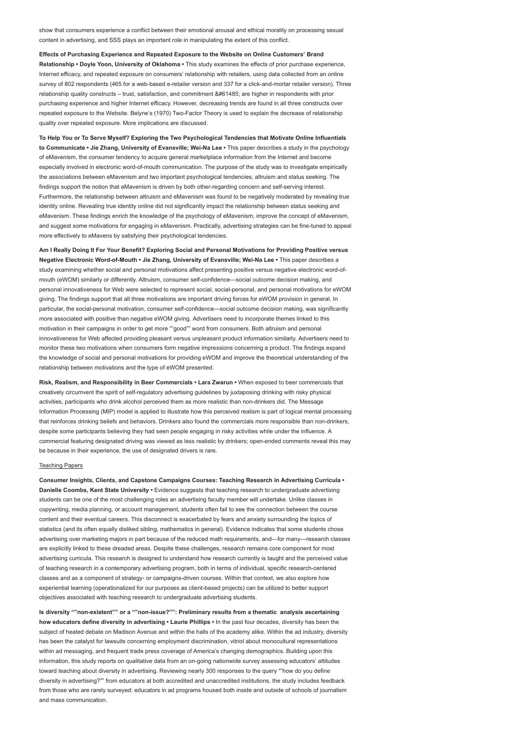show that consumers experience a conflict between their emotional arousal and ethical morality on processing sexual content in advertising, and SSS plays an important role in manipulating the extent of this conflict.

**Effects of Purchasing Experience and Repeated Exposure to the Website on Online Customers' Brand Relationship • Doyle Yoon, University of Oklahoma •** This study examines the effects of prior purchase experience, Internet efficacy, and repeated exposure on consumers' relationship with retailers, using data collected from an online survey of 802 respondents (465 for a web-based e-retailer version and 337 for a click-and-mortar retailer version). Three relationship quality constructs – trust, satisfaction, and commitment &#61485; are higher in respondents with prior purchasing experience and higher Internet efficacy. However, decreasing trends are found in all three constructs over repeated exposure to the Website. Belyne's (1970) Two-Factor Theory is used to explain the decrease of relationship quality over repeated exposure. More implications are discussed.

**To Help You or To Serve Myself? Exploring the Two Psychological Tendencies that Motivate Online Influentials to Communicate • Jie Zhang, University of Evansville; Wei-Na Lee •** This paper describes a study in the psychology of eMavenism, the consumer tendency to acquire general marketplace information from the Internet and become especially involved in electronic word-of-mouth communication. The purpose of the study was to investigate empirically the associations between eMavenism and two important psychological tendencies, altruism and status seeking. The findings support the notion that eMavenism is driven by both other-regarding concern and self-serving interest. Furthermore, the relationship between altruism and eMavenism was found to be negatively moderated by revealing true identity online. Revealing true identity online did not significantly impact the relationship between status seeking and eMavenism. These findings enrich the knowledge of the psychology of eMavenism, improve the concept of eMavenism, and suggest some motivations for engaging in eMavenism. Practically, advertising strategies can be fine-tuned to appeal more effectively to eMavens by satisfying their psychological tendencies.

**Am I Really Doing It For Your Benefit? Exploring Social and Personal Motivations for Providing Positive versus Negative Electronic Word-of-Mouth • Jie Zhang, University of Evansville; Wei-Na Lee •** This paper describes a study examining whether social and personal motivations affect presenting positive versus negative electronic word-of-mouth (eWOM) similarly or differently. Altruism, consumer self-confidence—social outcome decision making, and personal innovativeness for Web were selected to represent social, social-personal, and personal motivations for eWOM giving. The findings support that all three motivations are important driving forces for eWOM provision in general. In particular, the social-personal motivation, consumer self-confidence—social outcome decision making, was significantly more associated with positive than negative eWOM giving. Advertisers need to incorporate themes linked to this motivation in their campaigns in order to get more ""good"" word from consumers. Both altruism and personal innovativeness for Web affected providing pleasant versus unpleasant product information similarly. Advertisers need to monitor these two motivations when consumers form negative impressions concerning a product. The findings expand the knowledge of social and personal motivations for providing eWOM and improve the theoretical understanding of the relationship between motivations and the type of eWOM presented.

**Risk, Realism, and Responsibility in Beer Commercials • Lara Zwarun •** When exposed to beer commercials that creatively circumvent the spirit of self-regulatory advertising guidelines by juxtaposing drinking with risky physical activities, participants who drink alcohol perceived them as more realistic than non-drinkers did. The Message Information Processing (MIP) model is applied to illustrate how this perceived realism is part of logical mental processing that reinforces drinking beliefs and behaviors. Drinkers also found the commercials more responsible than non-drinkers, despite some participants believing they had seen people engaging in risky activities while under the influence. A commercial featuring designated driving was viewed as less realistic by drinkers; open-ended comments reveal this may be because in their experience, the use of designated drivers is rare.

Teaching Papers

**Consumer Insights, Clients, and Capstone Campaigns Courses: Teaching Research in Advertising Curricula • Danielle Coombs, Kent State University •** Evidence suggests that teaching research to undergraduate advertising students can be one of the most challenging roles an advertising faculty member will undertake. Unlike classes in copywriting, media planning, or account management, students often fail to see the connection between the course content and their eventual careers. This disconnect is exacerbated by fears and anxiety surrounding the topics of statistics (and its often equally disliked sibling, mathematics in general). Evidence indicates that some students chose advertising over marketing majors in part because of the reduced math requirements, and—for many—research classes are explicitly linked to these dreaded areas. Despite these challenges, research remains core component for most advertising curricula. This research is designed to understand how research currently is taught and the perceived value of teaching research in a contemporary advertising program, both in terms of individual, specific research-centered classes and as a component of strategy- or campaigns-driven courses. Within that context, we also explore how experiential learning (operationalized for our purposes as client-based projects) can be utilized to better support objectives associated with teaching research to undergraduate advertising students.

**Is diversity ""non-existent"" or a ""non-issue?"": Preliminary results from a thematic analysis ascertaining how educators define diversity in advertising • Laurie Phillips •** In the past four decades, diversity has been the subject of heated debate on Madison Avenue and within the halls of the academy alike. Within the ad industry, diversity has been the catalyst for lawsuits concerning employment discrimination, vitriol about monocultural representations within ad messaging, and frequent trade press coverage of America's changing demographics. Building upon this information, this study reports on qualitative data from an on-going nationwide survey assessing educators' attitudes toward teaching about diversity in advertising. Reviewing nearly 300 responses to the query ""how do you define diversity in advertising?"" from educators at both accredited and unaccredited institutions, the study includes feedback from those who are rarely surveyed: educators in ad programs housed both inside and outside of schools of journalism and mass communication.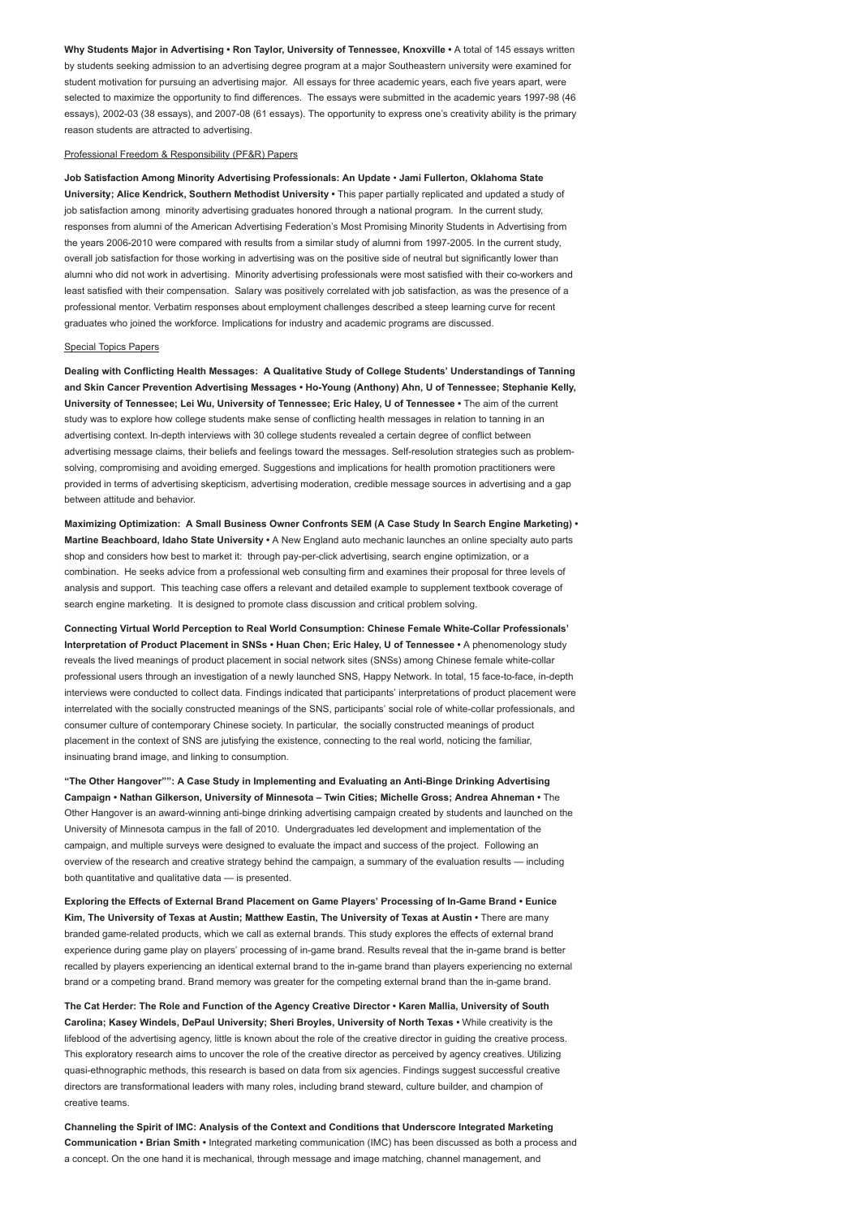**Why Students Major in Advertising • Ron Taylor, University of Tennessee, Knoxville •** A total of 145 essays written by students seeking admission to an advertising degree program at a major Southeastern university were examined for student motivation for pursuing an advertising major. All essays for three academic years, each five years apart, were selected to maximize the opportunity to find differences. The essays were submitted in the academic years 1997-98 (46 essays), 2002-03 (38 essays), and 2007-08 (61 essays). The opportunity to express one's creativity ability is the primary reason students are attracted to advertising.

Professional Freedom & Responsibility (PF&R) Papers

**Job Satisfaction Among Minority Advertising Professionals: An Update • Jami Fullerton, Oklahoma State University; Alice Kendrick, Southern Methodist University •** This paper partially replicated and updated a study of job satisfaction among minority advertising graduates honored through a national program. In the current study, responses from alumni of the American Advertising Federation's Most Promising Minority Students in Advertising from the years 2006-2010 were compared with results from a similar study of alumni from 1997-2005. In the current study, overall job satisfaction for those working in advertising was on the positive side of neutral but significantly lower than alumni who did not work in advertising. Minority advertising professionals were most satisfied with their co-workers and least satisfied with their compensation. Salary was positively correlated with job satisfaction, as was the presence of a professional mentor. Verbatim responses about employment challenges described a steep learning curve for recent graduates who joined the workforce. Implications for industry and academic programs are discussed.

Special Topics Papers

**Dealing with Conflicting Health Messages: A Qualitative Study of College Students' Understandings of Tanning and Skin Cancer Prevention Advertising Messages • Ho-Young (Anthony) Ahn, U of Tennessee; Stephanie Kelly, University of Tennessee; Lei Wu, University of Tennessee; Eric Haley, U of Tennessee •** The aim of the current study was to explore how college students make sense of conflicting health messages in relation to tanning in an advertising context. In-depth interviews with 30 college students revealed a certain degree of conflict between advertising message claims, their beliefs and feelings toward the messages. Self-resolution strategies such as problem-solving, compromising and avoiding emerged. Suggestions and implications for health promotion practitioners were provided in terms of advertising skepticism, advertising moderation, credible message sources in advertising and a gap between attitude and behavior.

**Maximizing Optimization: A Small Business Owner Confronts SEM (A Case Study In Search Engine Marketing) • Martine Beachboard, Idaho State University •** A New England auto mechanic launches an online specialty auto parts shop and considers how best to market it: through pay-per-click advertising, search engine optimization, or a combination. He seeks advice from a professional web consulting firm and examines their proposal for three levels of analysis and support. This teaching case offers a relevant and detailed example to supplement textbook coverage of search engine marketing. It is designed to promote class discussion and critical problem solving.

**Connecting Virtual World Perception to Real World Consumption: Chinese Female White-Collar Professionals' Interpretation of Product Placement in SNSs • Huan Chen; Eric Haley, U of Tennessee •** A phenomenology study reveals the lived meanings of product placement in social network sites (SNSs) among Chinese female white-collar professional users through an investigation of a newly launched SNS, Happy Network. In total, 15 face-to-face, in-depth interviews were conducted to collect data. Findings indicated that participants' interpretations of product placement were interrelated with the socially constructed meanings of the SNS, participants' social role of white-collar professionals, and consumer culture of contemporary Chinese society. In particular, the socially constructed meanings of product placement in the context of SNS are jutisfying the existence, connecting to the real world, noticing the familiar, insinuating brand image, and linking to consumption.

**"The Other Hangover"": A Case Study in Implementing and Evaluating an Anti-Binge Drinking Advertising Campaign • Nathan Gilkerson, University of Minnesota – Twin Cities; Michelle Gross; Andrea Ahneman •** The Other Hangover is an award-winning anti-binge drinking advertising campaign created by students and launched on the University of Minnesota campus in the fall of 2010. Undergraduates led development and implementation of the campaign, and multiple surveys were designed to evaluate the impact and success of the project. Following an overview of the research and creative strategy behind the campaign, a summary of the evaluation results — including both quantitative and qualitative data — is presented.

**Exploring the Effects of External Brand Placement on Game Players' Processing of In-Game Brand • Eunice Kim, The University of Texas at Austin; Matthew Eastin, The University of Texas at Austin •** There are many branded game-related products, which we call as external brands. This study explores the effects of external brand experience during game play on players' processing of in-game brand. Results reveal that the in-game brand is better recalled by players experiencing an identical external brand to the in-game brand than players experiencing no external brand or a competing brand. Brand memory was greater for the competing external brand than the in-game brand.

**The Cat Herder: The Role and Function of the Agency Creative Director • Karen Mallia, University of South Carolina; Kasey Windels, DePaul University; Sheri Broyles, University of North Texas •** While creativity is the lifeblood of the advertising agency, little is known about the role of the creative director in guiding the creative process. This exploratory research aims to uncover the role of the creative director as perceived by agency creatives. Utilizing quasi-ethnographic methods, this research is based on data from six agencies. Findings suggest successful creative directors are transformational leaders with many roles, including brand steward, culture builder, and champion of creative teams.

**Channeling the Spirit of IMC: Analysis of the Context and Conditions that Underscore Integrated Marketing Communication • Brian Smith •** Integrated marketing communication (IMC) has been discussed as both a process and a concept. On the one hand it is mechanical, through message and image matching, channel management, and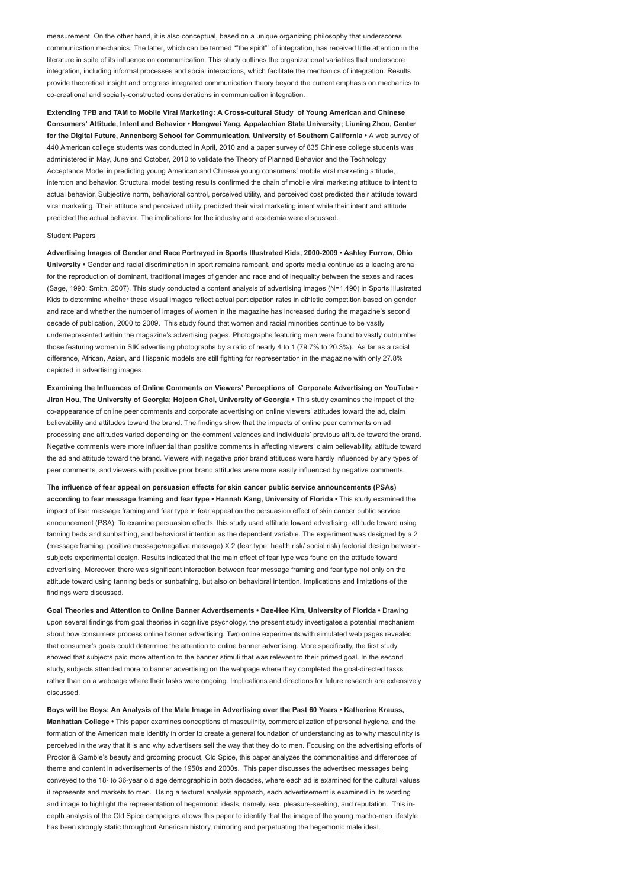measurement. On the other hand, it is also conceptual, based on a unique organizing philosophy that underscores communication mechanics. The latter, which can be termed ""the spirit"" of integration, has received little attention in the literature in spite of its influence on communication. This study outlines the organizational variables that underscore integration, including informal processes and social interactions, which facilitate the mechanics of integration. Results provide theoretical insight and progress integrated communication theory beyond the current emphasis on mechanics to co-creational and socially-constructed considerations in communication integration.

**Extending TPB and TAM to Mobile Viral Marketing: A Cross-cultural Study of Young American and Chinese Consumers' Attitude, Intent and Behavior • Hongwei Yang, Appalachian State University; Liuning Zhou, Center for the Digital Future, Annenberg School for Communication, University of Southern California •** A web survey of 440 American college students was conducted in April, 2010 and a paper survey of 835 Chinese college students was administered in May, June and October, 2010 to validate the Theory of Planned Behavior and the Technology Acceptance Model in predicting young American and Chinese young consumers' mobile viral marketing attitude, intention and behavior. Structural model testing results confirmed the chain of mobile viral marketing attitude to intent to actual behavior. Subjective norm, behavioral control, perceived utility, and perceived cost predicted their attitude toward viral marketing. Their attitude and perceived utility predicted their viral marketing intent while their intent and attitude predicted the actual behavior. The implications for the industry and academia were discussed.

## Student Papers

**Advertising Images of Gender and Race Portrayed in Sports Illustrated Kids, 2000-2009 • Ashley Furrow, Ohio University •** Gender and racial discrimination in sport remains rampant, and sports media continue as a leading arena for the reproduction of dominant, traditional images of gender and race and of inequality between the sexes and races (Sage, 1990; Smith, 2007). This study conducted a content analysis of advertising images (N=1,490) in Sports Illustrated Kids to determine whether these visual images reflect actual participation rates in athletic competition based on gender and race and whether the number of images of women in the magazine has increased during the magazine's second decade of publication, 2000 to 2009. This study found that women and racial minorities continue to be vastly underrepresented within the magazine's advertising pages. Photographs featuring men were found to vastly outnumber those featuring women in SIK advertising photographs by a ratio of nearly 4 to 1 (79.7% to 20.3%). As far as a racial difference, African, Asian, and Hispanic models are still fighting for representation in the magazine with only 27.8% depicted in advertising images.

**Examining the Influences of Online Comments on Viewers' Perceptions of Corporate Advertising on YouTube • Jiran Hou, The University of Georgia; Hojoon Choi, University of Georgia •** This study examines the impact of the co-appearance of online peer comments and corporate advertising on online viewers' attitudes toward the ad, claim believability and attitudes toward the brand. The findings show that the impacts of online peer comments on ad processing and attitudes varied depending on the comment valences and individuals' previous attitude toward the brand. Negative comments were more influential than positive comments in affecting viewers' claim believability, attitude toward the ad and attitude toward the brand. Viewers with negative prior brand attitudes were hardly influenced by any types of peer comments, and viewers with positive prior brand attitudes were more easily influenced by negative comments.

**The influence of fear appeal on persuasion effects for skin cancer public service announcements (PSAs) according to fear message framing and fear type • Hannah Kang, University of Florida •** This study examined the impact of fear message framing and fear type in fear appeal on the persuasion effect of skin cancer public service announcement (PSA). To examine persuasion effects, this study used attitude toward advertising, attitude toward using tanning beds and sunbathing, and behavioral intention as the dependent variable. The experiment was designed by a 2 (message framing: positive message/negative message) X 2 (fear type: health risk/ social risk) factorial design between-subjects experimental design. Results indicated that the main effect of fear type was found on the attitude toward advertising. Moreover, there was significant interaction between fear message framing and fear type not only on the attitude toward using tanning beds or sunbathing, but also on behavioral intention. Implications and limitations of the findings were discussed.

**Goal Theories and Attention to Online Banner Advertisements • Dae-Hee Kim, University of Florida •** Drawing upon several findings from goal theories in cognitive psychology, the present study investigates a potential mechanism about how consumers process online banner advertising. Two online experiments with simulated web pages revealed that consumer's goals could determine the attention to online banner advertising. More specifically, the first study showed that subjects paid more attention to the banner stimuli that was relevant to their primed goal. In the second study, subjects attended more to banner advertising on the webpage where they completed the goal-directed tasks rather than on a webpage where their tasks were ongoing. Implications and directions for future research are extensively discussed.

**Boys will be Boys: An Analysis of the Male Image in Advertising over the Past 60 Years • Katherine Krauss, Manhattan College •** This paper examines conceptions of masculinity, commercialization of personal hygiene, and the formation of the American male identity in order to create a general foundation of understanding as to why masculinity is perceived in the way that it is and why advertisers sell the way that they do to men. Focusing on the advertising efforts of Proctor & Gamble's beauty and grooming product, Old Spice, this paper analyzes the commonalities and differences of theme and content in advertisements of the 1950s and 2000s. This paper discusses the advertised messages being conveyed to the 18- to 36-year old age demographic in both decades, where each ad is examined for the cultural values it represents and markets to men. Using a textural analysis approach, each advertisement is examined in its wording and image to highlight the representation of hegemonic ideals, namely, sex, pleasure-seeking, and reputation. This in-depth analysis of the Old Spice campaigns allows this paper to identify that the image of the young macho-man lifestyle has been strongly static throughout American history, mirroring and perpetuating the hegemonic male ideal.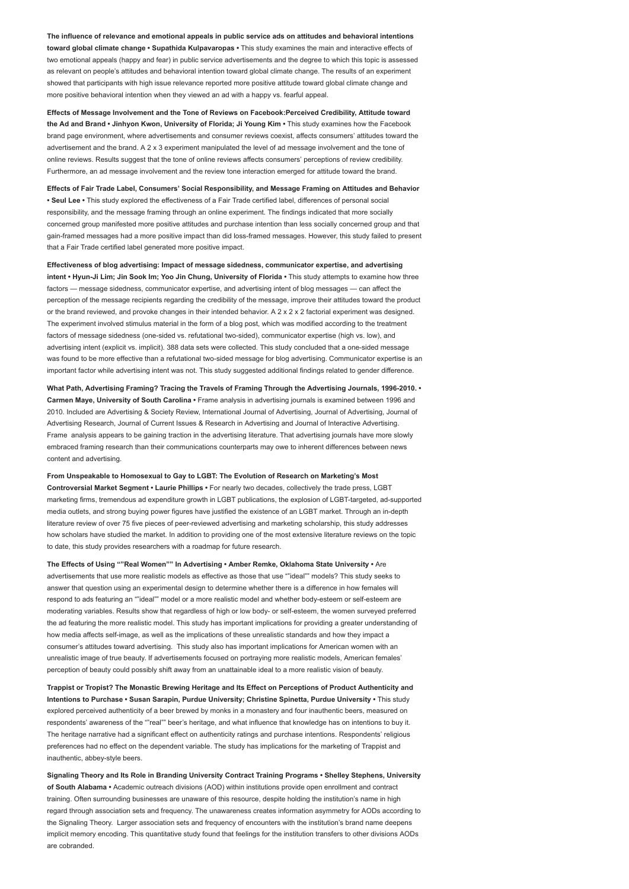**The influence of relevance and emotional appeals in public service ads on attitudes and behavioral intentions toward global climate change • Supathida Kulpavaropas •** This study examines the main and interactive effects of two emotional appeals (happy and fear) in public service advertisements and the degree to which this topic is assessed as relevant on people's attitudes and behavioral intention toward global climate change. The results of an experiment showed that participants with high issue relevance reported more positive attitude toward global climate change and more positive behavioral intention when they viewed an ad with a happy vs. fearful appeal.

**Effects of Message Involvement and the Tone of Reviews on Facebook:Perceived Credibility, Attitude toward the Ad and Brand • Jinhyon Kwon, University of Florida; Ji Young Kim •** This study examines how the Facebook brand page environment, where advertisements and consumer reviews coexist, affects consumers' attitudes toward the advertisement and the brand. A 2 x 3 experiment manipulated the level of ad message involvement and the tone of online reviews. Results suggest that the tone of online reviews affects consumers' perceptions of review credibility. Furthermore, an ad message involvement and the review tone interaction emerged for attitude toward the brand.

**Effects of Fair Trade Label, Consumers' Social Responsibility, and Message Framing on Attitudes and Behavior • Seul Lee •** This study explored the effectiveness of a Fair Trade certified label, differences of personal social responsibility, and the message framing through an online experiment. The findings indicated that more socially concerned group manifested more positive attitudes and purchase intention than less socially concerned group and that gain-framed messages had a more positive impact than did loss-framed messages. However, this study failed to present that a Fair Trade certified label generated more positive impact.

**Effectiveness of blog advertising: Impact of message sidedness, communicator expertise, and advertising intent • Hyun-Ji Lim; Jin Sook Im; Yoo Jin Chung, University of Florida •** This study attempts to examine how three factors — message sidedness, communicator expertise, and advertising intent of blog messages — can affect the perception of the message recipients regarding the credibility of the message, improve their attitudes toward the product or the brand reviewed, and provoke changes in their intended behavior. A 2 x 2 x 2 factorial experiment was designed. The experiment involved stimulus material in the form of a blog post, which was modified according to the treatment factors of message sidedness (one-sided vs. refutational two-sided), communicator expertise (high vs. low), and advertising intent (explicit vs. implicit). 388 data sets were collected. This study concluded that a one-sided message was found to be more effective than a refutational two-sided message for blog advertising. Communicator expertise is an important factor while advertising intent was not. This study suggested additional findings related to gender difference.

**What Path, Advertising Framing? Tracing the Travels of Framing Through the Advertising Journals, 1996-2010. • Carmen Maye, University of South Carolina •** Frame analysis in advertising journals is examined between 1996 and 2010. Included are Advertising & Society Review, International Journal of Advertising, Journal of Advertising, Journal of Advertising Research, Journal of Current Issues & Research in Advertising and Journal of Interactive Advertising. Frame analysis appears to be gaining traction in the advertising literature. That advertising journals have more slowly embraced framing research than their communications counterparts may owe to inherent differences between news content and advertising.

**From Unspeakable to Homosexual to Gay to LGBT: The Evolution of Research on Marketing's Most Controversial Market Segment • Laurie Phillips •** For nearly two decades, collectively the trade press, LGBT marketing firms, tremendous ad expenditure growth in LGBT publications, the explosion of LGBT-targeted, ad-supported media outlets, and strong buying power figures have justified the existence of an LGBT market. Through an in-depth literature review of over 75 five pieces of peer-reviewed advertising and marketing scholarship, this study addresses how scholars have studied the market. In addition to providing one of the most extensive literature reviews on the topic to date, this study provides researchers with a roadmap for future research.

**The Effects of Using ""Real Women"" In Advertising • Amber Remke, Oklahoma State University •** Are advertisements that use more realistic models as effective as those that use ""ideal"" models? This study seeks to answer that question using an experimental design to determine whether there is a difference in how females will respond to ads featuring an ""ideal"" model or a more realistic model and whether body-esteem or self-esteem are moderating variables. Results show that regardless of high or low body- or self-esteem, the women surveyed preferred the ad featuring the more realistic model. This study has important implications for providing a greater understanding of how media affects self-image, as well as the implications of these unrealistic standards and how they impact a consumer's attitudes toward advertising. This study also has important implications for American women with an unrealistic image of true beauty. If advertisements focused on portraying more realistic models, American females' perception of beauty could possibly shift away from an unattainable ideal to a more realistic vision of beauty.

**Trappist or Tropist? The Monastic Brewing Heritage and Its Effect on Perceptions of Product Authenticity and Intentions to Purchase • Susan Sarapin, Purdue University; Christine Spinetta, Purdue University •** This study explored perceived authenticity of a beer brewed by monks in a monastery and four inauthentic beers, measured on respondents' awareness of the ""real"" beer's heritage, and what influence that knowledge has on intentions to buy it. The heritage narrative had a significant effect on authenticity ratings and purchase intentions. Respondents' religious preferences had no effect on the dependent variable. The study has implications for the marketing of Trappist and inauthentic, abbey-style beers.

**Signaling Theory and Its Role in Branding University Contract Training Programs • Shelley Stephens, University of South Alabama •** Academic outreach divisions (AOD) within institutions provide open enrollment and contract training. Often surrounding businesses are unaware of this resource, despite holding the institution's name in high regard through association sets and frequency. The unawareness creates information asymmetry for AODs according to the Signaling Theory. Larger association sets and frequency of encounters with the institution's brand name deepens implicit memory encoding. This quantitative study found that feelings for the institution transfers to other divisions AODs are cobranded.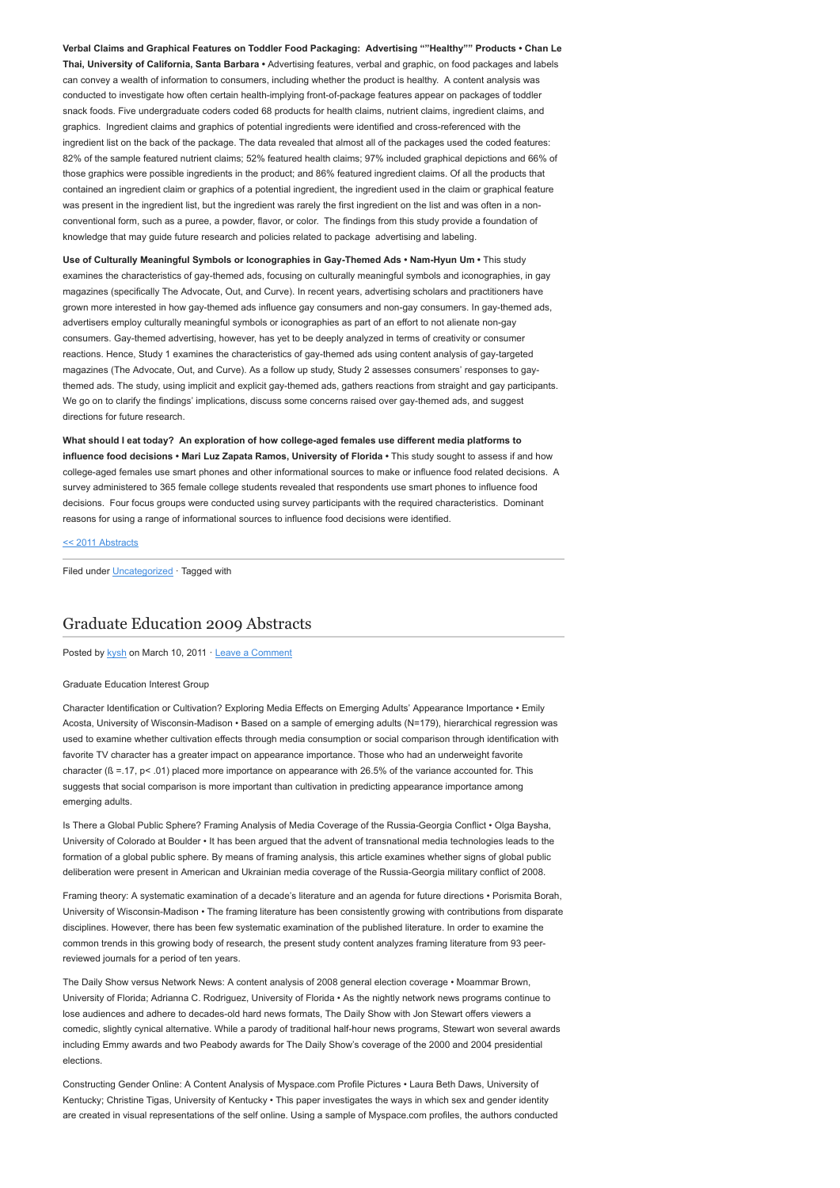**Verbal Claims and Graphical Features on Toddler Food Packaging: Advertising ""Healthy"" Products • Chan Le Thai, University of California, Santa Barbara •** Advertising features, verbal and graphic, on food packages and labels can convey a wealth of information to consumers, including whether the product is healthy. A content analysis was conducted to investigate how often certain health-implying front-of-package features appear on packages of toddler snack foods. Five undergraduate coders coded 68 products for health claims, nutrient claims, ingredient claims, and graphics. Ingredient claims and graphics of potential ingredients were identified and cross-referenced with the ingredient list on the back of the package. The data revealed that almost all of the packages used the coded features: 82% of the sample featured nutrient claims; 52% featured health claims; 97% included graphical depictions and 66% of those graphics were possible ingredients in the product; and 86% featured ingredient claims. Of all the products that contained an ingredient claim or graphics of a potential ingredient, the ingredient used in the claim or graphical feature was present in the ingredient list, but the ingredient was rarely the first ingredient on the list and was often in a non-conventional form, such as a puree, a powder, flavor, or color. The findings from this study provide a foundation of knowledge that may guide future research and policies related to package advertising and labeling.

**Use of Culturally Meaningful Symbols or Iconographies in Gay-Themed Ads • Nam-Hyun Um •** This study examines the characteristics of gay-themed ads, focusing on culturally meaningful symbols and iconographies, in gay magazines (specifically The Advocate, Out, and Curve). In recent years, advertising scholars and practitioners have grown more interested in how gay-themed ads influence gay consumers and non-gay consumers. In gay-themed ads, advertisers employ culturally meaningful symbols or iconographies as part of an effort to not alienate non-gay consumers. Gay-themed advertising, however, has yet to be deeply analyzed in terms of creativity or consumer reactions. Hence, Study 1 examines the characteristics of gay-themed ads using content analysis of gay-targeted magazines (The Advocate, Out, and Curve). As a follow up study, Study 2 assesses consumers' responses to gay-themed ads. The study, using implicit and explicit gay-themed ads, gathers reactions from straight and gay participants. We go on to clarify the findings' implications, discuss some concerns raised over gay-themed ads, and suggest directions for future research.

**What should I eat today? An exploration of how college-aged females use different media platforms to influence food decisions • Mari Luz Zapata Ramos, University of Florida •** This study sought to assess if and how college-aged females use smart phones and other informational sources to make or influence food related decisions. A survey administered to 365 female college students revealed that respondents use smart phones to influence food decisions. Four focus groups were conducted using survey participants with the required characteristics. Dominant reasons for using a range of informational sources to influence food decisions were identified.

<< 2011 Abstracts

Filed under Uncategorized · Tagged with

---

## Graduate Education 2009 Abstracts

Posted by kysh on March 10, 2011 · Leave a Comment

Graduate Education Interest Group

Character Identification or Cultivation? Exploring Media Effects on Emerging Adults' Appearance Importance • Emily Acosta, University of Wisconsin-Madison • Based on a sample of emerging adults (N=179), hierarchical regression was used to examine whether cultivation effects through media consumption or social comparison through identification with favorite TV character has a greater impact on appearance importance. Those who had an underweight favorite character (ß =.17, p< .01) placed more importance on appearance with 26.5% of the variance accounted for. This suggests that social comparison is more important than cultivation in predicting appearance importance among emerging adults.

Is There a Global Public Sphere? Framing Analysis of Media Coverage of the Russia-Georgia Conflict • Olga Baysha, University of Colorado at Boulder • It has been argued that the advent of transnational media technologies leads to the formation of a global public sphere. By means of framing analysis, this article examines whether signs of global public deliberation were present in American and Ukrainian media coverage of the Russia-Georgia military conflict of 2008.

Framing theory: A systematic examination of a decade's literature and an agenda for future directions • Porismita Borah, University of Wisconsin-Madison • The framing literature has been consistently growing with contributions from disparate disciplines. However, there has been few systematic examination of the published literature. In order to examine the common trends in this growing body of research, the present study content analyzes framing literature from 93 peer-reviewed journals for a period of ten years.

The Daily Show versus Network News: A content analysis of 2008 general election coverage • Moammar Brown, University of Florida; Adrianna C. Rodriguez, University of Florida • As the nightly network news programs continue to lose audiences and adhere to decades-old hard news formats, The Daily Show with Jon Stewart offers viewers a comedic, slightly cynical alternative. While a parody of traditional half-hour news programs, Stewart won several awards including Emmy awards and two Peabody awards for The Daily Show's coverage of the 2000 and 2004 presidential elections.

Constructing Gender Online: A Content Analysis of Myspace.com Profile Pictures • Laura Beth Daws, University of Kentucky; Christine Tigas, University of Kentucky • This paper investigates the ways in which sex and gender identity are created in visual representations of the self online. Using a sample of Myspace.com profiles, the authors conducted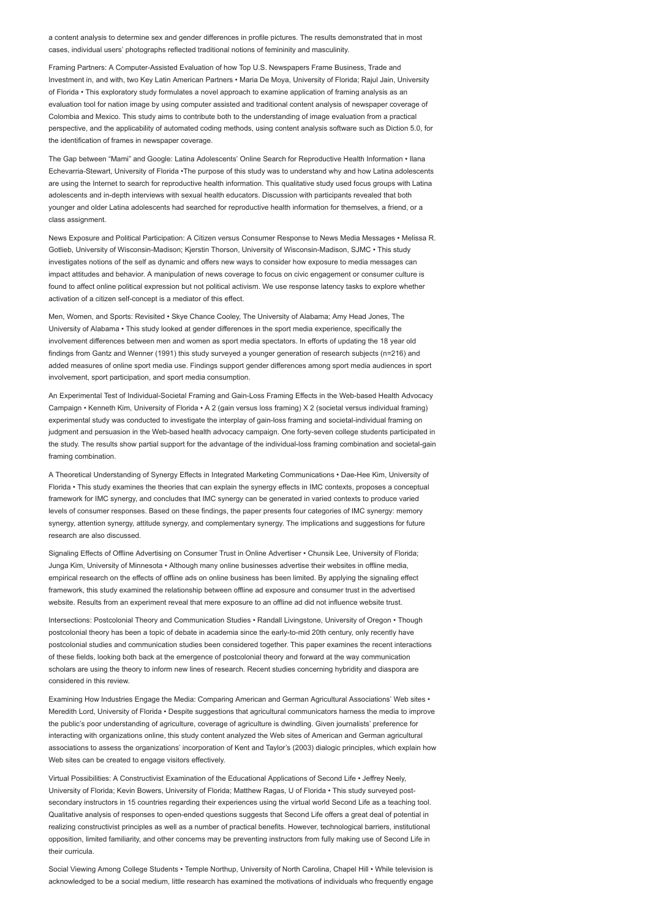a content analysis to determine sex and gender differences in profile pictures. The results demonstrated that in most cases, individual users' photographs reflected traditional notions of femininity and masculinity.

Framing Partners: A Computer-Assisted Evaluation of how Top U.S. Newspapers Frame Business, Trade and Investment in, and with, two Key Latin American Partners • Maria De Moya, University of Florida; Rajul Jain, University of Florida • This exploratory study formulates a novel approach to examine application of framing analysis as an evaluation tool for nation image by using computer assisted and traditional content analysis of newspaper coverage of Colombia and Mexico. This study aims to contribute both to the understanding of image evaluation from a practical perspective, and the applicability of automated coding methods, using content analysis software such as Diction 5.0, for the identification of frames in newspaper coverage.

The Gap between "Mami" and Google: Latina Adolescents' Online Search for Reproductive Health Information • Ilana Echevarria-Stewart, University of Florida •The purpose of this study was to understand why and how Latina adolescents are using the Internet to search for reproductive health information. This qualitative study used focus groups with Latina adolescents and in-depth interviews with sexual health educators. Discussion with participants revealed that both younger and older Latina adolescents had searched for reproductive health information for themselves, a friend, or a class assignment.

News Exposure and Political Participation: A Citizen versus Consumer Response to News Media Messages • Melissa R. Gotlieb, University of Wisconsin-Madison; Kjerstin Thorson, University of Wisconsin-Madison, SJMC • This study investigates notions of the self as dynamic and offers new ways to consider how exposure to media messages can impact attitudes and behavior. A manipulation of news coverage to focus on civic engagement or consumer culture is found to affect online political expression but not political activism. We use response latency tasks to explore whether activation of a citizen self-concept is a mediator of this effect.

Men, Women, and Sports: Revisited • Skye Chance Cooley, The University of Alabama; Amy Head Jones, The University of Alabama • This study looked at gender differences in the sport media experience, specifically the involvement differences between men and women as sport media spectators. In efforts of updating the 18 year old findings from Gantz and Wenner (1991) this study surveyed a younger generation of research subjects (n=216) and added measures of online sport media use. Findings support gender differences among sport media audiences in sport involvement, sport participation, and sport media consumption.

An Experimental Test of Individual-Societal Framing and Gain-Loss Framing Effects in the Web-based Health Advocacy Campaign • Kenneth Kim, University of Florida • A 2 (gain versus loss framing) X 2 (societal versus individual framing) experimental study was conducted to investigate the interplay of gain-loss framing and societal-individual framing on judgment and persuasion in the Web-based health advocacy campaign. One forty-seven college students participated in the study. The results show partial support for the advantage of the individual-loss framing combination and societal-gain framing combination.

A Theoretical Understanding of Synergy Effects in Integrated Marketing Communications • Dae-Hee Kim, University of Florida • This study examines the theories that can explain the synergy effects in IMC contexts, proposes a conceptual framework for IMC synergy, and concludes that IMC synergy can be generated in varied contexts to produce varied levels of consumer responses. Based on these findings, the paper presents four categories of IMC synergy: memory synergy, attention synergy, attitude synergy, and complementary synergy. The implications and suggestions for future research are also discussed.

Signaling Effects of Offline Advertising on Consumer Trust in Online Advertiser • Chunsik Lee, University of Florida; Junga Kim, University of Minnesota • Although many online businesses advertise their websites in offline media, empirical research on the effects of offline ads on online business has been limited. By applying the signaling effect framework, this study examined the relationship between offline ad exposure and consumer trust in the advertised website. Results from an experiment reveal that mere exposure to an offline ad did not influence website trust.

Intersections: Postcolonial Theory and Communication Studies • Randall Livingstone, University of Oregon • Though postcolonial theory has been a topic of debate in academia since the early-to-mid 20th century, only recently have postcolonial studies and communication studies been considered together. This paper examines the recent interactions of these fields, looking both back at the emergence of postcolonial theory and forward at the way communication scholars are using the theory to inform new lines of research. Recent studies concerning hybridity and diaspora are considered in this review.

Examining How Industries Engage the Media: Comparing American and German Agricultural Associations' Web sites • Meredith Lord, University of Florida • Despite suggestions that agricultural communicators harness the media to improve the public's poor understanding of agriculture, coverage of agriculture is dwindling. Given journalists' preference for interacting with organizations online, this study content analyzed the Web sites of American and German agricultural associations to assess the organizations' incorporation of Kent and Taylor's (2003) dialogic principles, which explain how Web sites can be created to engage visitors effectively.

Virtual Possibilities: A Constructivist Examination of the Educational Applications of Second Life • Jeffrey Neely, University of Florida; Kevin Bowers, University of Florida; Matthew Ragas, U of Florida • This study surveyed post-secondary instructors in 15 countries regarding their experiences using the virtual world Second Life as a teaching tool. Qualitative analysis of responses to open-ended questions suggests that Second Life offers a great deal of potential in realizing constructivist principles as well as a number of practical benefits. However, technological barriers, institutional opposition, limited familiarity, and other concerns may be preventing instructors from fully making use of Second Life in their curricula.

Social Viewing Among College Students • Temple Northup, University of North Carolina, Chapel Hill • While television is acknowledged to be a social medium, little research has examined the motivations of individuals who frequently engage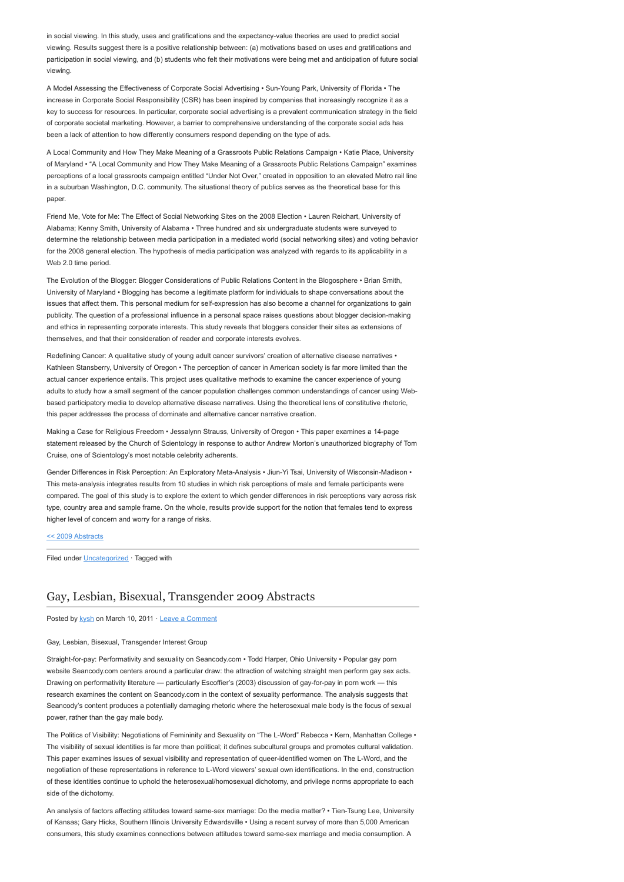in social viewing. In this study, uses and gratifications and the expectancy-value theories are used to predict social viewing. Results suggest there is a positive relationship between: (a) motivations based on uses and gratifications and participation in social viewing, and (b) students who felt their motivations were being met and anticipation of future social viewing.

A Model Assessing the Effectiveness of Corporate Social Advertising • Sun-Young Park, University of Florida • The increase in Corporate Social Responsibility (CSR) has been inspired by companies that increasingly recognize it as a key to success for resources. In particular, corporate social advertising is a prevalent communication strategy in the field of corporate societal marketing. However, a barrier to comprehensive understanding of the corporate social ads has been a lack of attention to how differently consumers respond depending on the type of ads.

A Local Community and How They Make Meaning of a Grassroots Public Relations Campaign • Katie Place, University of Maryland • "A Local Community and How They Make Meaning of a Grassroots Public Relations Campaign" examines perceptions of a local grassroots campaign entitled "Under Not Over," created in opposition to an elevated Metro rail line in a suburban Washington, D.C. community. The situational theory of publics serves as the theoretical base for this paper.

Friend Me, Vote for Me: The Effect of Social Networking Sites on the 2008 Election • Lauren Reichart, University of Alabama; Kenny Smith, University of Alabama • Three hundred and six undergraduate students were surveyed to determine the relationship between media participation in a mediated world (social networking sites) and voting behavior for the 2008 general election. The hypothesis of media participation was analyzed with regards to its applicability in a Web 2.0 time period.

The Evolution of the Blogger: Blogger Considerations of Public Relations Content in the Blogosphere • Brian Smith, University of Maryland • Blogging has become a legitimate platform for individuals to shape conversations about the issues that affect them. This personal medium for self-expression has also become a channel for organizations to gain publicity. The question of a professional influence in a personal space raises questions about blogger decision-making and ethics in representing corporate interests. This study reveals that bloggers consider their sites as extensions of themselves, and that their consideration of reader and corporate interests evolves.

Redefining Cancer: A qualitative study of young adult cancer survivors' creation of alternative disease narratives • Kathleen Stansberry, University of Oregon • The perception of cancer in American society is far more limited than the actual cancer experience entails. This project uses qualitative methods to examine the cancer experience of young adults to study how a small segment of the cancer population challenges common understandings of cancer using Web-based participatory media to develop alternative disease narratives. Using the theoretical lens of constitutive rhetoric, this paper addresses the process of dominate and alternative cancer narrative creation.

Making a Case for Religious Freedom • Jessalynn Strauss, University of Oregon • This paper examines a 14-page statement released by the Church of Scientology in response to author Andrew Morton's unauthorized biography of Tom Cruise, one of Scientology's most notable celebrity adherents.

Gender Differences in Risk Perception: An Exploratory Meta-Analysis • Jiun-Yi Tsai, University of Wisconsin-Madison • This meta-analysis integrates results from 10 studies in which risk perceptions of male and female participants were compared. The goal of this study is to explore the extent to which gender differences in risk perceptions vary across risk type, country area and sample frame. On the whole, results provide support for the notion that females tend to express higher level of concern and worry for a range of risks.

<< 2009 Abstracts

Filed under Uncategorized · Tagged with

## Gay, Lesbian, Bisexual, Transgender 2009 Abstracts

Posted by kysh on March 10, 2011 · Leave a Comment

Gay, Lesbian, Bisexual, Transgender Interest Group

Straight-for-pay: Performativity and sexuality on Seancody.com • Todd Harper, Ohio University • Popular gay porn website Seancody.com centers around a particular draw: the attraction of watching straight men perform gay sex acts. Drawing on performativity literature — particularly Escoffier's (2003) discussion of gay-for-pay in porn work — this research examines the content on Seancody.com in the context of sexuality performance. The analysis suggests that Seancody's content produces a potentially damaging rhetoric where the heterosexual male body is the focus of sexual power, rather than the gay male body.

The Politics of Visibility: Negotiations of Femininity and Sexuality on "The L-Word" Rebecca • Kern, Manhattan College • The visibility of sexual identities is far more than political; it defines subcultural groups and promotes cultural validation. This paper examines issues of sexual visibility and representation of queer-identified women on The L-Word, and the negotiation of these representations in reference to L-Word viewers' sexual own identifications. In the end, construction of these identities continue to uphold the heterosexual/homosexual dichotomy, and privilege norms appropriate to each side of the dichotomy.

An analysis of factors affecting attitudes toward same-sex marriage: Do the media matter? • Tien-Tsung Lee, University of Kansas; Gary Hicks, Southern Illinois University Edwardsville • Using a recent survey of more than 5,000 American consumers, this study examines connections between attitudes toward same-sex marriage and media consumption. A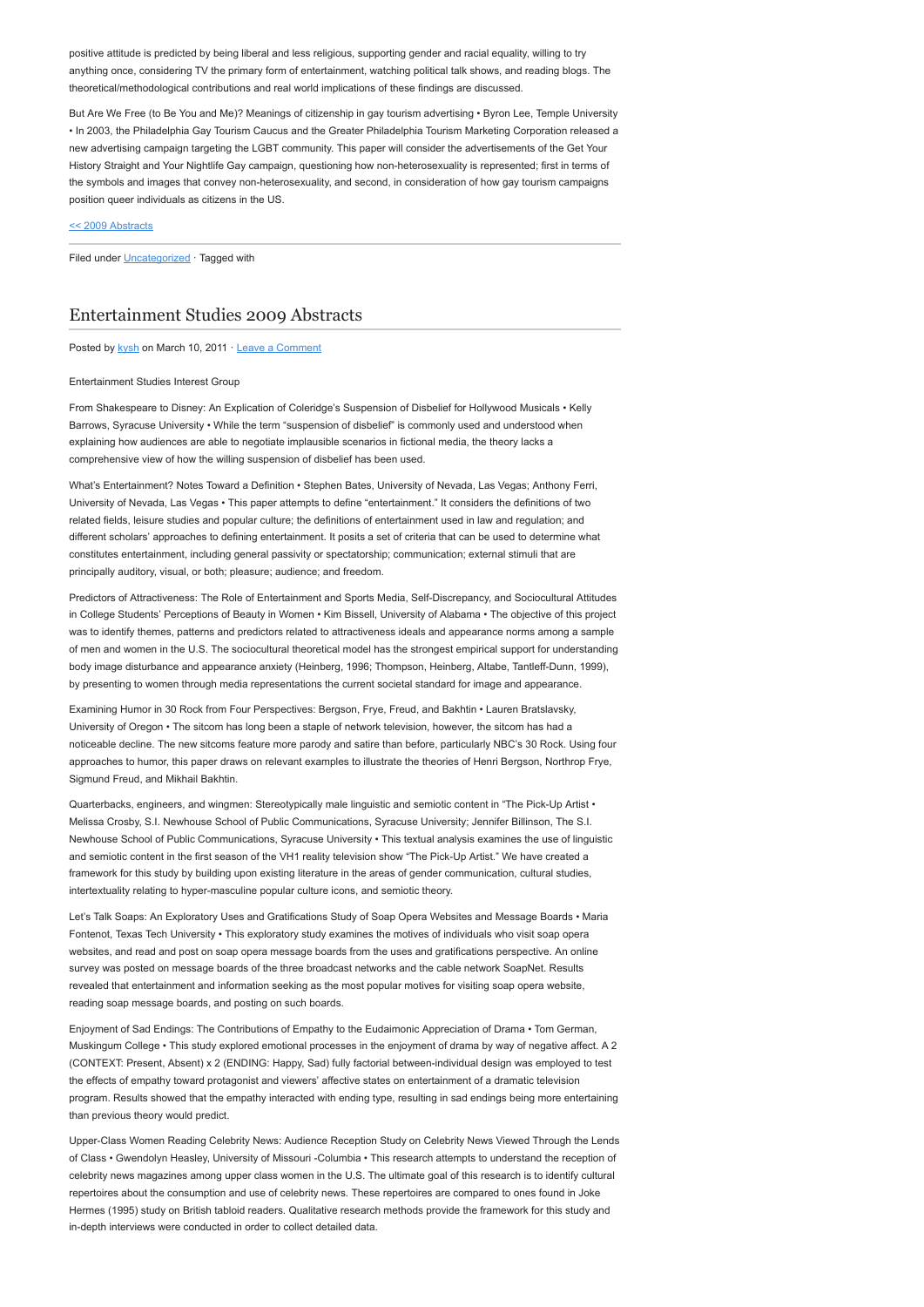positive attitude is predicted by being liberal and less religious, supporting gender and racial equality, willing to try anything once, considering TV the primary form of entertainment, watching political talk shows, and reading blogs. The theoretical/methodological contributions and real world implications of these findings are discussed.

But Are We Free (to Be You and Me)? Meanings of citizenship in gay tourism advertising • Byron Lee, Temple University • In 2003, the Philadelphia Gay Tourism Caucus and the Greater Philadelphia Tourism Marketing Corporation released a new advertising campaign targeting the LGBT community. This paper will consider the advertisements of the Get Your History Straight and Your Nightlife Gay campaign, questioning how non-heterosexuality is represented; first in terms of the symbols and images that convey non-heterosexuality, and second, in consideration of how gay tourism campaigns position queer individuals as citizens in the US.

<< 2009 Abstracts

Filed under Uncategorized · Tagged with

## Entertainment Studies 2009 Abstracts

Posted by kysh on March 10, 2011 · Leave a Comment

Entertainment Studies Interest Group

From Shakespeare to Disney: An Explication of Coleridge's Suspension of Disbelief for Hollywood Musicals • Kelly Barrows, Syracuse University • While the term "suspension of disbelief" is commonly used and understood when explaining how audiences are able to negotiate implausible scenarios in fictional media, the theory lacks a comprehensive view of how the willing suspension of disbelief has been used.

What's Entertainment? Notes Toward a Definition • Stephen Bates, University of Nevada, Las Vegas; Anthony Ferri, University of Nevada, Las Vegas • This paper attempts to define "entertainment." It considers the definitions of two related fields, leisure studies and popular culture; the definitions of entertainment used in law and regulation; and different scholars' approaches to defining entertainment. It posits a set of criteria that can be used to determine what constitutes entertainment, including general passivity or spectatorship; communication; external stimuli that are principally auditory, visual, or both; pleasure; audience; and freedom.

Predictors of Attractiveness: The Role of Entertainment and Sports Media, Self-Discrepancy, and Sociocultural Attitudes in College Students' Perceptions of Beauty in Women • Kim Bissell, University of Alabama • The objective of this project was to identify themes, patterns and predictors related to attractiveness ideals and appearance norms among a sample of men and women in the U.S. The sociocultural theoretical model has the strongest empirical support for understanding body image disturbance and appearance anxiety (Heinberg, 1996; Thompson, Heinberg, Altabe, Tantleff-Dunn, 1999), by presenting to women through media representations the current societal standard for image and appearance.

Examining Humor in 30 Rock from Four Perspectives: Bergson, Frye, Freud, and Bakhtin • Lauren Bratslavsky, University of Oregon • The sitcom has long been a staple of network television, however, the sitcom has had a noticeable decline. The new sitcoms feature more parody and satire than before, particularly NBC's 30 Rock. Using four approaches to humor, this paper draws on relevant examples to illustrate the theories of Henri Bergson, Northrop Frye, Sigmund Freud, and Mikhail Bakhtin.

Quarterbacks, engineers, and wingmen: Stereotypically male linguistic and semiotic content in "The Pick-Up Artist • Melissa Crosby, S.I. Newhouse School of Public Communications, Syracuse University; Jennifer Billinson, The S.I. Newhouse School of Public Communications, Syracuse University • This textual analysis examines the use of linguistic and semiotic content in the first season of the VH1 reality television show "The Pick-Up Artist." We have created a framework for this study by building upon existing literature in the areas of gender communication, cultural studies, intertextuality relating to hyper-masculine popular culture icons, and semiotic theory.

Let's Talk Soaps: An Exploratory Uses and Gratifications Study of Soap Opera Websites and Message Boards • Maria Fontenot, Texas Tech University • This exploratory study examines the motives of individuals who visit soap opera websites, and read and post on soap opera message boards from the uses and gratifications perspective. An online survey was posted on message boards of the three broadcast networks and the cable network SoapNet. Results revealed that entertainment and information seeking as the most popular motives for visiting soap opera website, reading soap message boards, and posting on such boards.

Enjoyment of Sad Endings: The Contributions of Empathy to the Eudaimonic Appreciation of Drama • Tom German, Muskingum College • This study explored emotional processes in the enjoyment of drama by way of negative affect. A 2 (CONTEXT: Present, Absent) x 2 (ENDING: Happy, Sad) fully factorial between-individual design was employed to test the effects of empathy toward protagonist and viewers' affective states on entertainment of a dramatic television program. Results showed that the empathy interacted with ending type, resulting in sad endings being more entertaining than previous theory would predict.

Upper-Class Women Reading Celebrity News: Audience Reception Study on Celebrity News Viewed Through the Lends of Class • Gwendolyn Heasley, University of Missouri -Columbia • This research attempts to understand the reception of celebrity news magazines among upper class women in the U.S. The ultimate goal of this research is to identify cultural repertoires about the consumption and use of celebrity news. These repertoires are compared to ones found in Joke Hermes (1995) study on British tabloid readers. Qualitative research methods provide the framework for this study and in-depth interviews were conducted in order to collect detailed data.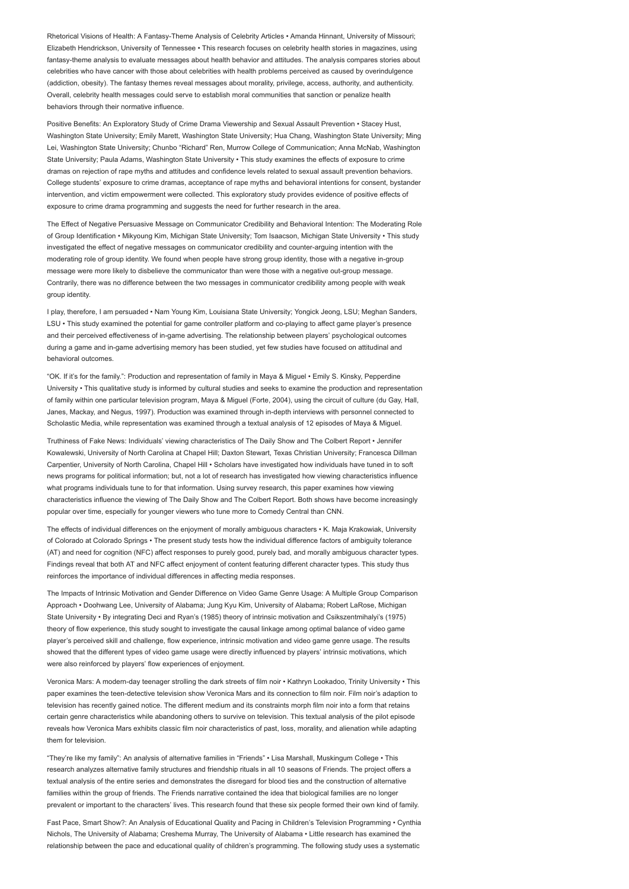Rhetorical Visions of Health: A Fantasy-Theme Analysis of Celebrity Articles • Amanda Hinnant, University of Missouri; Elizabeth Hendrickson, University of Tennessee • This research focuses on celebrity health stories in magazines, using fantasy-theme analysis to evaluate messages about health behavior and attitudes. The analysis compares stories about celebrities who have cancer with those about celebrities with health problems perceived as caused by overindulgence (addiction, obesity). The fantasy themes reveal messages about morality, privilege, access, authority, and authenticity. Overall, celebrity health messages could serve to establish moral communities that sanction or penalize health behaviors through their normative influence.

Positive Benefits: An Exploratory Study of Crime Drama Viewership and Sexual Assault Prevention • Stacey Hust, Washington State University; Emily Marett, Washington State University; Hua Chang, Washington State University; Ming Lei, Washington State University; Chunbo "Richard" Ren, Murrow College of Communication; Anna McNab, Washington State University; Paula Adams, Washington State University • This study examines the effects of exposure to crime dramas on rejection of rape myths and attitudes and confidence levels related to sexual assault prevention behaviors. College students' exposure to crime dramas, acceptance of rape myths and behavioral intentions for consent, bystander intervention, and victim empowerment were collected. This exploratory study provides evidence of positive effects of exposure to crime drama programming and suggests the need for further research in the area.

The Effect of Negative Persuasive Message on Communicator Credibility and Behavioral Intention: The Moderating Role of Group Identification • Mikyoung Kim, Michigan State University; Tom Isaacson, Michigan State University • This study investigated the effect of negative messages on communicator credibility and counter-arguing intention with the moderating role of group identity. We found when people have strong group identity, those with a negative in-group message were more likely to disbelieve the communicator than were those with a negative out-group message. Contrarily, there was no difference between the two messages in communicator credibility among people with weak group identity.

I play, therefore, I am persuaded • Nam Young Kim, Louisiana State University; Yongick Jeong, LSU; Meghan Sanders, LSU • This study examined the potential for game controller platform and co-playing to affect game player's presence and their perceived effectiveness of in-game advertising. The relationship between players' psychological outcomes during a game and in-game advertising memory has been studied, yet few studies have focused on attitudinal and behavioral outcomes.

"OK. If it's for the family.": Production and representation of family in Maya & Miguel • Emily S. Kinsky, Pepperdine University • This qualitative study is informed by cultural studies and seeks to examine the production and representation of family within one particular television program, Maya & Miguel (Forte, 2004), using the circuit of culture (du Gay, Hall, Janes, Mackay, and Negus, 1997). Production was examined through in-depth interviews with personnel connected to Scholastic Media, while representation was examined through a textual analysis of 12 episodes of Maya & Miguel.

Truthiness of Fake News: Individuals' viewing characteristics of The Daily Show and The Colbert Report • Jennifer Kowalewski, University of North Carolina at Chapel Hill; Daxton Stewart, Texas Christian University; Francesca Dillman Carpentier, University of North Carolina, Chapel Hill • Scholars have investigated how individuals have tuned in to soft news programs for political information; but, not a lot of research has investigated how viewing characteristics influence what programs individuals tune to for that information. Using survey research, this paper examines how viewing characteristics influence the viewing of The Daily Show and The Colbert Report. Both shows have become increasingly popular over time, especially for younger viewers who tune more to Comedy Central than CNN.

The effects of individual differences on the enjoyment of morally ambiguous characters • K. Maja Krakowiak, University of Colorado at Colorado Springs • The present study tests how the individual difference factors of ambiguity tolerance (AT) and need for cognition (NFC) affect responses to purely good, purely bad, and morally ambiguous character types. Findings reveal that both AT and NFC affect enjoyment of content featuring different character types. This study thus reinforces the importance of individual differences in affecting media responses.

The Impacts of Intrinsic Motivation and Gender Difference on Video Game Genre Usage: A Multiple Group Comparison Approach • Doohwang Lee, University of Alabama; Jung Kyu Kim, University of Alabama; Robert LaRose, Michigan State University • By integrating Deci and Ryan's (1985) theory of intrinsic motivation and Csikszentmihalyi's (1975) theory of flow experience, this study sought to investigate the causal linkage among optimal balance of video game player's perceived skill and challenge, flow experience, intrinsic motivation and video game genre usage. The results showed that the different types of video game usage were directly influenced by players' intrinsic motivations, which were also reinforced by players' flow experiences of enjoyment.

Veronica Mars: A modern-day teenager strolling the dark streets of film noir • Kathryn Lookadoo, Trinity University • This paper examines the teen-detective television show Veronica Mars and its connection to film noir. Film noir's adaption to television has recently gained notice. The different medium and its constraints morph film noir into a form that retains certain genre characteristics while abandoning others to survive on television. This textual analysis of the pilot episode reveals how Veronica Mars exhibits classic film noir characteristics of past, loss, morality, and alienation while adapting them for television.

"They're like my family": An analysis of alternative families in "Friends" • Lisa Marshall, Muskingum College • This research analyzes alternative family structures and friendship rituals in all 10 seasons of Friends. The project offers a textual analysis of the entire series and demonstrates the disregard for blood ties and the construction of alternative families within the group of friends. The Friends narrative contained the idea that biological families are no longer prevalent or important to the characters' lives. This research found that these six people formed their own kind of family.

Fast Pace, Smart Show?: An Analysis of Educational Quality and Pacing in Children's Television Programming • Cynthia Nichols, The University of Alabama; Creshema Murray, The University of Alabama • Little research has examined the relationship between the pace and educational quality of children's programming. The following study uses a systematic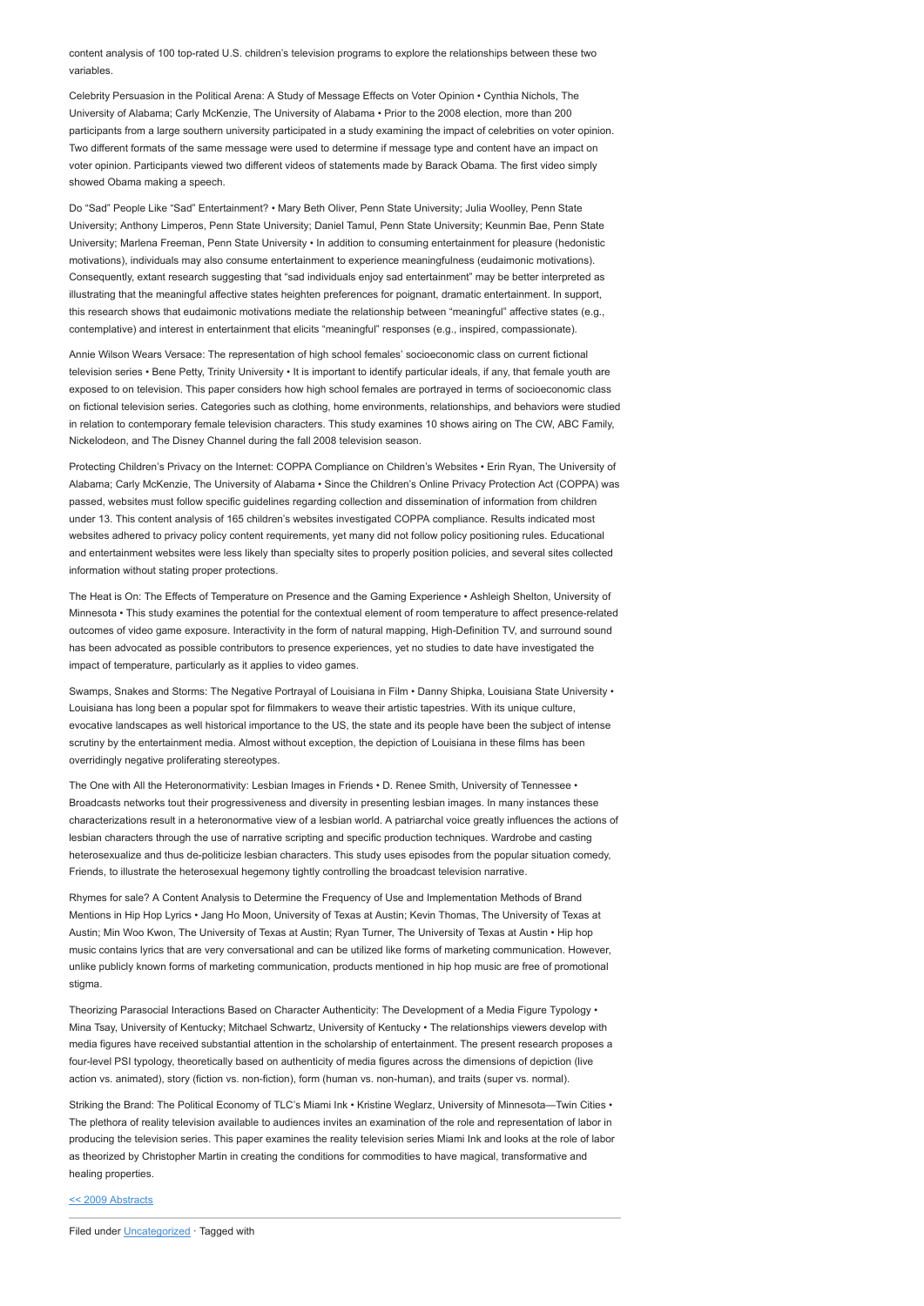content analysis of 100 top-rated U.S. children's television programs to explore the relationships between these two variables.

Celebrity Persuasion in the Political Arena: A Study of Message Effects on Voter Opinion • Cynthia Nichols, The University of Alabama; Carly McKenzie, The University of Alabama • Prior to the 2008 election, more than 200 participants from a large southern university participated in a study examining the impact of celebrities on voter opinion. Two different formats of the same message were used to determine if message type and content have an impact on voter opinion. Participants viewed two different videos of statements made by Barack Obama. The first video simply showed Obama making a speech.

Do "Sad" People Like "Sad" Entertainment? • Mary Beth Oliver, Penn State University; Julia Woolley, Penn State University; Anthony Limperos, Penn State University; Daniel Tamul, Penn State University; Keunmin Bae, Penn State University; Marlena Freeman, Penn State University • In addition to consuming entertainment for pleasure (hedonistic motivations), individuals may also consume entertainment to experience meaningfulness (eudaimonic motivations). Consequently, extant research suggesting that "sad individuals enjoy sad entertainment" may be better interpreted as illustrating that the meaningful affective states heighten preferences for poignant, dramatic entertainment. In support, this research shows that eudaimonic motivations mediate the relationship between "meaningful" affective states (e.g., contemplative) and interest in entertainment that elicits "meaningful" responses (e.g., inspired, compassionate).

Annie Wilson Wears Versace: The representation of high school females' socioeconomic class on current fictional television series • Bene Petty, Trinity University • It is important to identify particular ideals, if any, that female youth are exposed to on television. This paper considers how high school females are portrayed in terms of socioeconomic class on fictional television series. Categories such as clothing, home environments, relationships, and behaviors were studied in relation to contemporary female television characters. This study examines 10 shows airing on The CW, ABC Family, Nickelodeon, and The Disney Channel during the fall 2008 television season.

Protecting Children's Privacy on the Internet: COPPA Compliance on Children's Websites • Erin Ryan, The University of Alabama; Carly McKenzie, The University of Alabama • Since the Children's Online Privacy Protection Act (COPPA) was passed, websites must follow specific guidelines regarding collection and dissemination of information from children under 13. This content analysis of 165 children's websites investigated COPPA compliance. Results indicated most websites adhered to privacy policy content requirements, yet many did not follow policy positioning rules. Educational and entertainment websites were less likely than specialty sites to properly position policies, and several sites collected information without stating proper protections.

The Heat is On: The Effects of Temperature on Presence and the Gaming Experience • Ashleigh Shelton, University of Minnesota • This study examines the potential for the contextual element of room temperature to affect presence-related outcomes of video game exposure. Interactivity in the form of natural mapping, High-Definition TV, and surround sound has been advocated as possible contributors to presence experiences, yet no studies to date have investigated the impact of temperature, particularly as it applies to video games.

Swamps, Snakes and Storms: The Negative Portrayal of Louisiana in Film • Danny Shipka, Louisiana State University • Louisiana has long been a popular spot for filmmakers to weave their artistic tapestries. With its unique culture, evocative landscapes as well historical importance to the US, the state and its people have been the subject of intense scrutiny by the entertainment media. Almost without exception, the depiction of Louisiana in these films has been overridingly negative proliferating stereotypes.

The One with All the Heteronormativity: Lesbian Images in Friends • D. Renee Smith, University of Tennessee • Broadcasts networks tout their progressiveness and diversity in presenting lesbian images. In many instances these characterizations result in a heteronormative view of a lesbian world. A patriarchal voice greatly influences the actions of lesbian characters through the use of narrative scripting and specific production techniques. Wardrobe and casting heterosexualize and thus de-politicize lesbian characters. This study uses episodes from the popular situation comedy, Friends, to illustrate the heterosexual hegemony tightly controlling the broadcast television narrative.

Rhymes for sale? A Content Analysis to Determine the Frequency of Use and Implementation Methods of Brand Mentions in Hip Hop Lyrics • Jang Ho Moon, University of Texas at Austin; Kevin Thomas, The University of Texas at Austin; Min Woo Kwon, The University of Texas at Austin; Ryan Turner, The University of Texas at Austin • Hip hop music contains lyrics that are very conversational and can be utilized like forms of marketing communication. However, unlike publicly known forms of marketing communication, products mentioned in hip hop music are free of promotional stigma.

Theorizing Parasocial Interactions Based on Character Authenticity: The Development of a Media Figure Typology • Mina Tsay, University of Kentucky; Mitchael Schwartz, University of Kentucky • The relationships viewers develop with media figures have received substantial attention in the scholarship of entertainment. The present research proposes a four-level PSI typology, theoretically based on authenticity of media figures across the dimensions of depiction (live action vs. animated), story (fiction vs. non-fiction), form (human vs. non-human), and traits (super vs. normal).

Striking the Brand: The Political Economy of TLC's Miami Ink • Kristine Weglarz, University of Minnesota—Twin Cities • The plethora of reality television available to audiences invites an examination of the role and representation of labor in producing the television series. This paper examines the reality television series Miami Ink and looks at the role of labor as theorized by Christopher Martin in creating the conditions for commodities to have magical, transformative and healing properties.

<< 2009 Abstracts

Filed under Uncategorized · Tagged with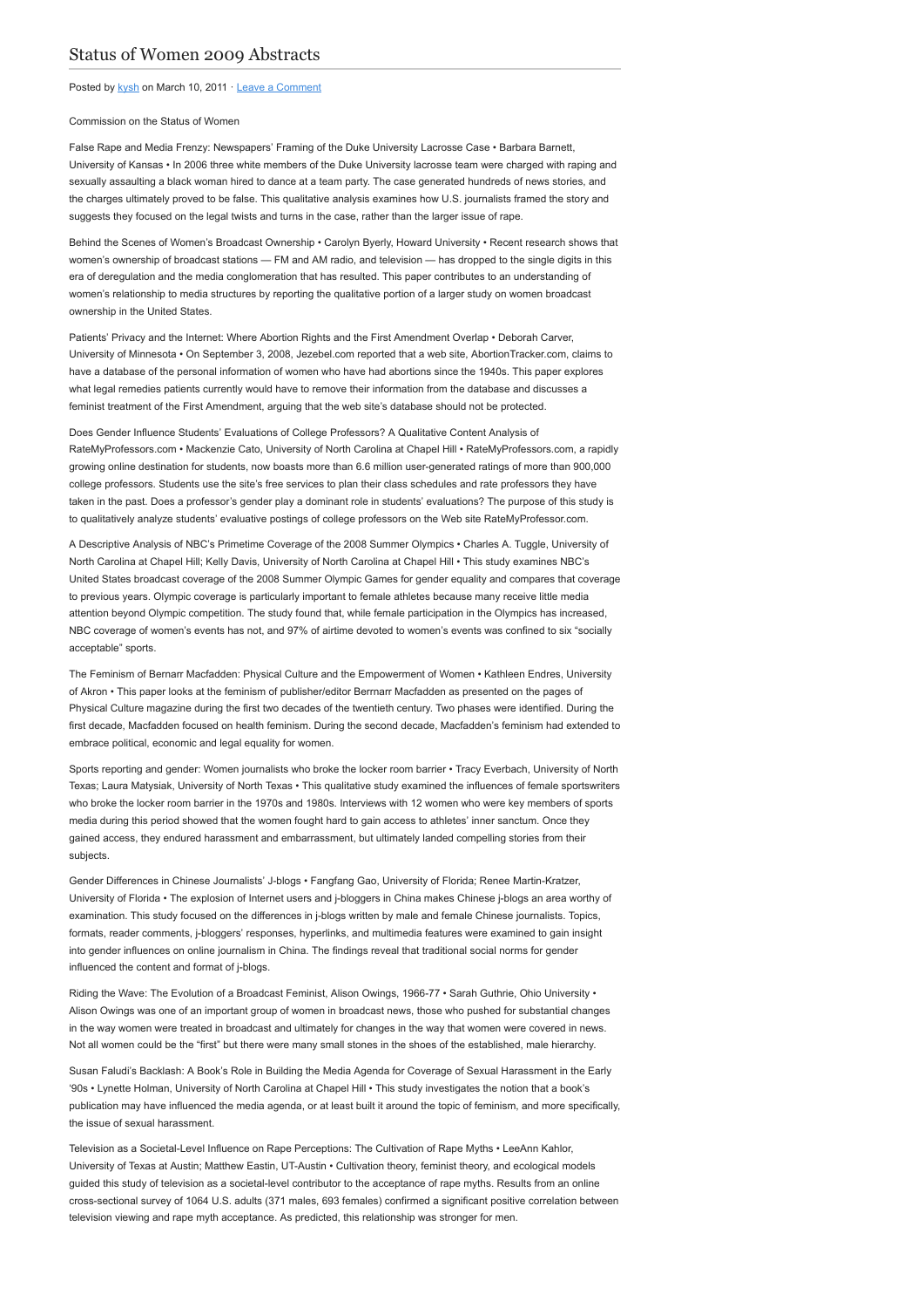# Status of Women 2009 Abstracts

Posted by kysh on March 10, 2011 · Leave a Comment

Commission on the Status of Women

False Rape and Media Frenzy: Newspapers' Framing of the Duke University Lacrosse Case • Barbara Barnett, University of Kansas • In 2006 three white members of the Duke University lacrosse team were charged with raping and sexually assaulting a black woman hired to dance at a team party. The case generated hundreds of news stories, and the charges ultimately proved to be false. This qualitative analysis examines how U.S. journalists framed the story and suggests they focused on the legal twists and turns in the case, rather than the larger issue of rape.

Behind the Scenes of Women's Broadcast Ownership • Carolyn Byerly, Howard University • Recent research shows that women's ownership of broadcast stations — FM and AM radio, and television — has dropped to the single digits in this era of deregulation and the media conglomeration that has resulted. This paper contributes to an understanding of women's relationship to media structures by reporting the qualitative portion of a larger study on women broadcast ownership in the United States.

Patients' Privacy and the Internet: Where Abortion Rights and the First Amendment Overlap • Deborah Carver, University of Minnesota • On September 3, 2008, Jezebel.com reported that a web site, AbortionTracker.com, claims to have a database of the personal information of women who have had abortions since the 1940s. This paper explores what legal remedies patients currently would have to remove their information from the database and discusses a feminist treatment of the First Amendment, arguing that the web site's database should not be protected.

Does Gender Influence Students' Evaluations of College Professors? A Qualitative Content Analysis of RateMyProfessors.com • Mackenzie Cato, University of North Carolina at Chapel Hill • RateMyProfessors.com, a rapidly growing online destination for students, now boasts more than 6.6 million user-generated ratings of more than 900,000 college professors. Students use the site's free services to plan their class schedules and rate professors they have taken in the past. Does a professor's gender play a dominant role in students' evaluations? The purpose of this study is to qualitatively analyze students' evaluative postings of college professors on the Web site RateMyProfessor.com.

A Descriptive Analysis of NBC's Primetime Coverage of the 2008 Summer Olympics • Charles A. Tuggle, University of North Carolina at Chapel Hill; Kelly Davis, University of North Carolina at Chapel Hill • This study examines NBC's United States broadcast coverage of the 2008 Summer Olympic Games for gender equality and compares that coverage to previous years. Olympic coverage is particularly important to female athletes because many receive little media attention beyond Olympic competition. The study found that, while female participation in the Olympics has increased, NBC coverage of women's events has not, and 97% of airtime devoted to women's events was confined to six "socially acceptable" sports.

The Feminism of Bernarr Macfadden: Physical Culture and the Empowerment of Women • Kathleen Endres, University of Akron • This paper looks at the feminism of publisher/editor Berrnarr Macfadden as presented on the pages of Physical Culture magazine during the first two decades of the twentieth century. Two phases were identified. During the first decade, Macfadden focused on health feminism. During the second decade, Macfadden's feminism had extended to embrace political, economic and legal equality for women.

Sports reporting and gender: Women journalists who broke the locker room barrier • Tracy Everbach, University of North Texas; Laura Matysiak, University of North Texas • This qualitative study examined the influences of female sportswriters who broke the locker room barrier in the 1970s and 1980s. Interviews with 12 women who were key members of sports media during this period showed that the women fought hard to gain access to athletes' inner sanctum. Once they gained access, they endured harassment and embarrassment, but ultimately landed compelling stories from their subjects.

Gender Differences in Chinese Journalists' J-blogs • Fangfang Gao, University of Florida; Renee Martin-Kratzer, University of Florida • The explosion of Internet users and j-bloggers in China makes Chinese j-blogs an area worthy of examination. This study focused on the differences in j-blogs written by male and female Chinese journalists. Topics, formats, reader comments, j-bloggers' responses, hyperlinks, and multimedia features were examined to gain insight into gender influences on online journalism in China. The findings reveal that traditional social norms for gender influenced the content and format of j-blogs.

Riding the Wave: The Evolution of a Broadcast Feminist, Alison Owings, 1966-77 • Sarah Guthrie, Ohio University • Alison Owings was one of an important group of women in broadcast news, those who pushed for substantial changes in the way women were treated in broadcast and ultimately for changes in the way that women were covered in news. Not all women could be the "first" but there were many small stones in the shoes of the established, male hierarchy.

Susan Faludi's Backlash: A Book's Role in Building the Media Agenda for Coverage of Sexual Harassment in the Early '90s • Lynette Holman, University of North Carolina at Chapel Hill • This study investigates the notion that a book's publication may have influenced the media agenda, or at least built it around the topic of feminism, and more specifically, the issue of sexual harassment.

Television as a Societal-Level Influence on Rape Perceptions: The Cultivation of Rape Myths • LeeAnn Kahlor, University of Texas at Austin; Matthew Eastin, UT-Austin • Cultivation theory, feminist theory, and ecological models guided this study of television as a societal-level contributor to the acceptance of rape myths. Results from an online cross-sectional survey of 1064 U.S. adults (371 males, 693 females) confirmed a significant positive correlation between television viewing and rape myth acceptance. As predicted, this relationship was stronger for men.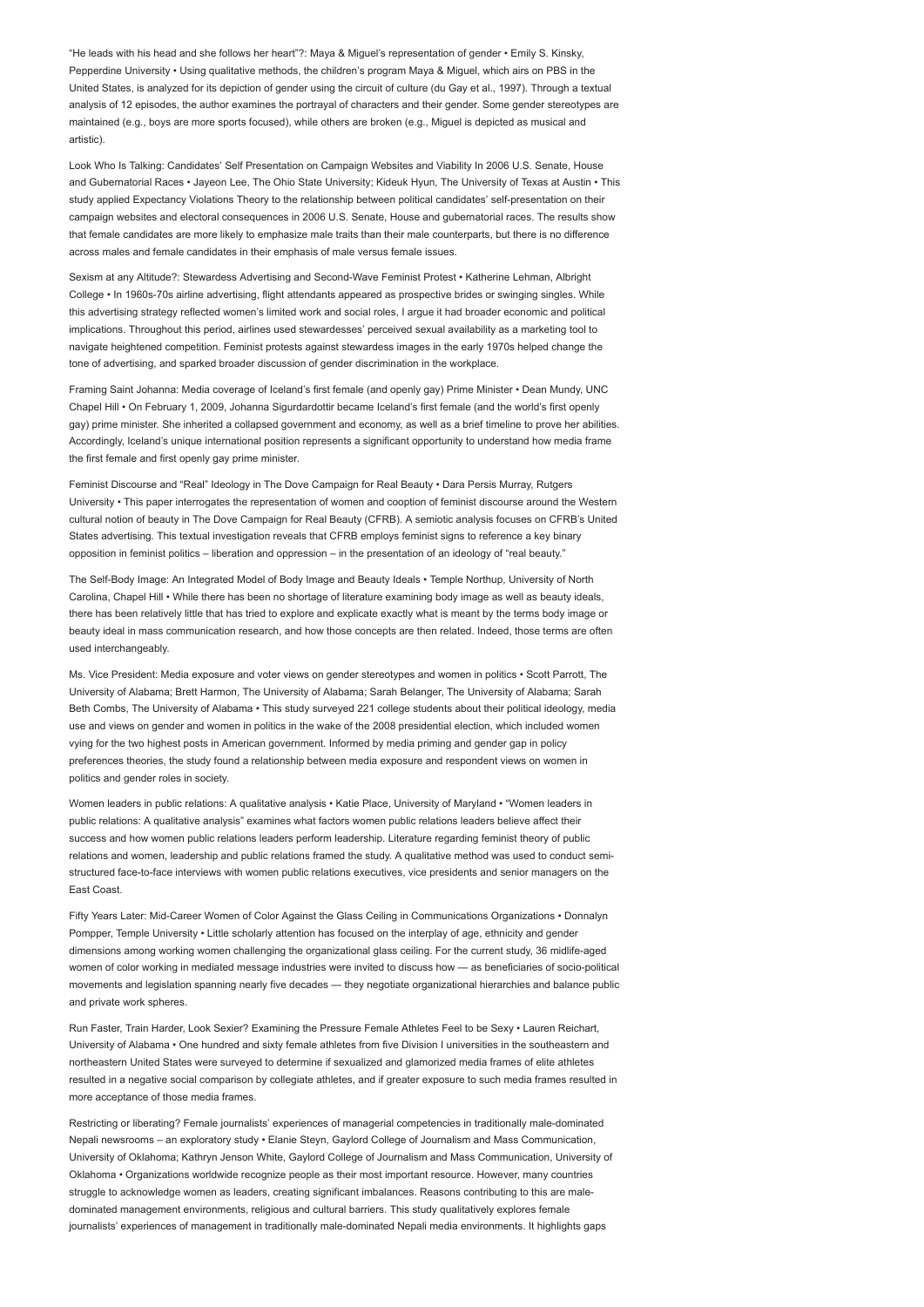"He leads with his head and she follows her heart"?: Maya & Miguel's representation of gender • Emily S. Kinsky, Pepperdine University • Using qualitative methods, the children's program Maya & Miguel, which airs on PBS in the United States, is analyzed for its depiction of gender using the circuit of culture (du Gay et al., 1997). Through a textual analysis of 12 episodes, the author examines the portrayal of characters and their gender. Some gender stereotypes are maintained (e.g., boys are more sports focused), while others are broken (e.g., Miguel is depicted as musical and artistic).

Look Who Is Talking: Candidates' Self Presentation on Campaign Websites and Viability In 2006 U.S. Senate, House and Gubernatorial Races • Jayeon Lee, The Ohio State University; Kideuk Hyun, The University of Texas at Austin • This study applied Expectancy Violations Theory to the relationship between political candidates' self-presentation on their campaign websites and electoral consequences in 2006 U.S. Senate, House and gubernatorial races. The results show that female candidates are more likely to emphasize male traits than their male counterparts, but there is no difference across males and female candidates in their emphasis of male versus female issues.

Sexism at any Altitude?: Stewardess Advertising and Second-Wave Feminist Protest • Katherine Lehman, Albright College • In 1960s-70s airline advertising, flight attendants appeared as prospective brides or swinging singles. While this advertising strategy reflected women's limited work and social roles, I argue it had broader economic and political implications. Throughout this period, airlines used stewardesses' perceived sexual availability as a marketing tool to navigate heightened competition. Feminist protests against stewardess images in the early 1970s helped change the tone of advertising, and sparked broader discussion of gender discrimination in the workplace.

Framing Saint Johanna: Media coverage of Iceland's first female (and openly gay) Prime Minister • Dean Mundy, UNC Chapel Hill • On February 1, 2009, Johanna Sigurdardottir became Iceland's first female (and the world's first openly gay) prime minister. She inherited a collapsed government and economy, as well as a brief timeline to prove her abilities. Accordingly, Iceland's unique international position represents a significant opportunity to understand how media frame the first female and first openly gay prime minister.

Feminist Discourse and "Real" Ideology in The Dove Campaign for Real Beauty • Dara Persis Murray, Rutgers University • This paper interrogates the representation of women and cooption of feminist discourse around the Western cultural notion of beauty in The Dove Campaign for Real Beauty (CFRB). A semiotic analysis focuses on CFRB's United States advertising. This textual investigation reveals that CFRB employs feminist signs to reference a key binary opposition in feminist politics – liberation and oppression – in the presentation of an ideology of "real beauty."

The Self-Body Image: An Integrated Model of Body Image and Beauty Ideals • Temple Northup, University of North Carolina, Chapel Hill • While there has been no shortage of literature examining body image as well as beauty ideals, there has been relatively little that has tried to explore and explicate exactly what is meant by the terms body image or beauty ideal in mass communication research, and how those concepts are then related. Indeed, those terms are often used interchangeably.

Ms. Vice President: Media exposure and voter views on gender stereotypes and women in politics • Scott Parrott, The University of Alabama; Brett Harmon, The University of Alabama; Sarah Belanger, The University of Alabama; Sarah Beth Combs, The University of Alabama • This study surveyed 221 college students about their political ideology, media use and views on gender and women in politics in the wake of the 2008 presidential election, which included women vying for the two highest posts in American government. Informed by media priming and gender gap in policy preferences theories, the study found a relationship between media exposure and respondent views on women in politics and gender roles in society.

Women leaders in public relations: A qualitative analysis • Katie Place, University of Maryland • "Women leaders in public relations: A qualitative analysis" examines what factors women public relations leaders believe affect their success and how women public relations leaders perform leadership. Literature regarding feminist theory of public relations and women, leadership and public relations framed the study. A qualitative method was used to conduct semi-structured face-to-face interviews with women public relations executives, vice presidents and senior managers on the East Coast.

Fifty Years Later: Mid-Career Women of Color Against the Glass Ceiling in Communications Organizations • Donnalyn Pompper, Temple University • Little scholarly attention has focused on the interplay of age, ethnicity and gender dimensions among working women challenging the organizational glass ceiling. For the current study, 36 midlife-aged women of color working in mediated message industries were invited to discuss how — as beneficiaries of socio-political movements and legislation spanning nearly five decades — they negotiate organizational hierarchies and balance public and private work spheres.

Run Faster, Train Harder, Look Sexier? Examining the Pressure Female Athletes Feel to be Sexy • Lauren Reichart, University of Alabama • One hundred and sixty female athletes from five Division I universities in the southeastern and northeastern United States were surveyed to determine if sexualized and glamorized media frames of elite athletes resulted in a negative social comparison by collegiate athletes, and if greater exposure to such media frames resulted in more acceptance of those media frames.

Restricting or liberating? Female journalists' experiences of managerial competencies in traditionally male-dominated Nepali newsrooms – an exploratory study • Elanie Steyn, Gaylord College of Journalism and Mass Communication, University of Oklahoma; Kathryn Jenson White, Gaylord College of Journalism and Mass Communication, University of Oklahoma • Organizations worldwide recognize people as their most important resource. However, many countries struggle to acknowledge women as leaders, creating significant imbalances. Reasons contributing to this are male-dominated management environments, religious and cultural barriers. This study qualitatively explores female journalists' experiences of management in traditionally male-dominated Nepali media environments. It highlights gaps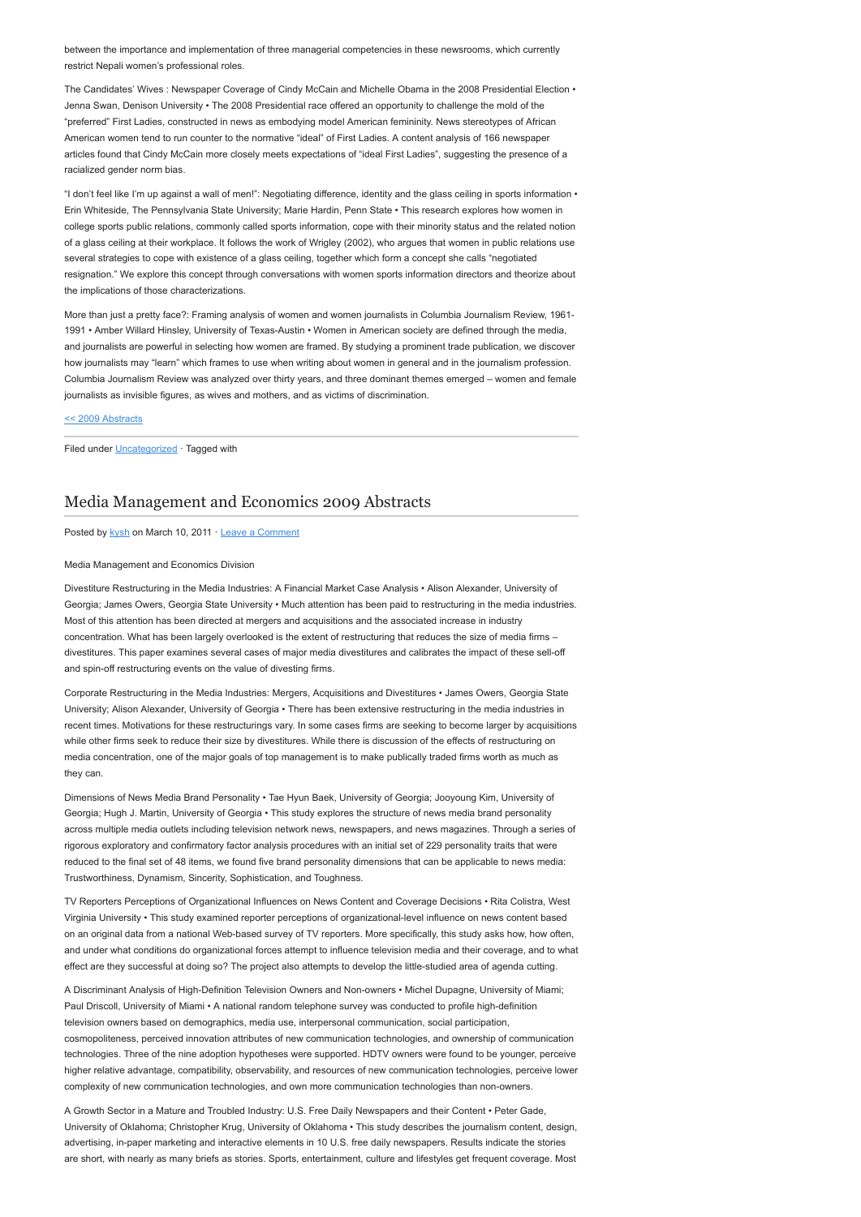between the importance and implementation of three managerial competencies in these newsrooms, which currently restrict Nepali women's professional roles.

The Candidates' Wives : Newspaper Coverage of Cindy McCain and Michelle Obama in the 2008 Presidential Election • Jenna Swan, Denison University • The 2008 Presidential race offered an opportunity to challenge the mold of the "preferred" First Ladies, constructed in news as embodying model American femininity. News stereotypes of African American women tend to run counter to the normative "ideal" of First Ladies. A content analysis of 166 newspaper articles found that Cindy McCain more closely meets expectations of "ideal First Ladies", suggesting the presence of a racialized gender norm bias.

"I don't feel like I'm up against a wall of men!": Negotiating difference, identity and the glass ceiling in sports information • Erin Whiteside, The Pennsylvania State University; Marie Hardin, Penn State • This research explores how women in college sports public relations, commonly called sports information, cope with their minority status and the related notion of a glass ceiling at their workplace. It follows the work of Wrigley (2002), who argues that women in public relations use several strategies to cope with existence of a glass ceiling, together which form a concept she calls "negotiated resignation." We explore this concept through conversations with women sports information directors and theorize about the implications of those characterizations.

More than just a pretty face?: Framing analysis of women and women journalists in Columbia Journalism Review, 1961-1991 • Amber Willard Hinsley, University of Texas-Austin • Women in American society are defined through the media, and journalists are powerful in selecting how women are framed. By studying a prominent trade publication, we discover how journalists may "learn" which frames to use when writing about women in general and in the journalism profession. Columbia Journalism Review was analyzed over thirty years, and three dominant themes emerged – women and female journalists as invisible figures, as wives and mothers, and as victims of discrimination.

<< 2009 Abstracts

Filed under Uncategorized · Tagged with

## Media Management and Economics 2009 Abstracts

Posted by kysh on March 10, 2011 · Leave a Comment

Media Management and Economics Division

Divestiture Restructuring in the Media Industries: A Financial Market Case Analysis • Alison Alexander, University of Georgia; James Owers, Georgia State University • Much attention has been paid to restructuring in the media industries. Most of this attention has been directed at mergers and acquisitions and the associated increase in industry concentration. What has been largely overlooked is the extent of restructuring that reduces the size of media firms – divestitures. This paper examines several cases of major media divestitures and calibrates the impact of these sell-off and spin-off restructuring events on the value of divesting firms.

Corporate Restructuring in the Media Industries: Mergers, Acquisitions and Divestitures • James Owers, Georgia State University; Alison Alexander, University of Georgia • There has been extensive restructuring in the media industries in recent times. Motivations for these restructurings vary. In some cases firms are seeking to become larger by acquisitions while other firms seek to reduce their size by divestitures. While there is discussion of the effects of restructuring on media concentration, one of the major goals of top management is to make publically traded firms worth as much as they can.

Dimensions of News Media Brand Personality • Tae Hyun Baek, University of Georgia; Jooyoung Kim, University of Georgia; Hugh J. Martin, University of Georgia • This study explores the structure of news media brand personality across multiple media outlets including television network news, newspapers, and news magazines. Through a series of rigorous exploratory and confirmatory factor analysis procedures with an initial set of 229 personality traits that were reduced to the final set of 48 items, we found five brand personality dimensions that can be applicable to news media: Trustworthiness, Dynamism, Sincerity, Sophistication, and Toughness.

TV Reporters Perceptions of Organizational Influences on News Content and Coverage Decisions • Rita Colistra, West Virginia University • This study examined reporter perceptions of organizational-level influence on news content based on an original data from a national Web-based survey of TV reporters. More specifically, this study asks how, how often, and under what conditions do organizational forces attempt to influence television media and their coverage, and to what effect are they successful at doing so? The project also attempts to develop the little-studied area of agenda cutting.

A Discriminant Analysis of High-Definition Television Owners and Non-owners • Michel Dupagne, University of Miami; Paul Driscoll, University of Miami • A national random telephone survey was conducted to profile high-definition television owners based on demographics, media use, interpersonal communication, social participation, cosmopoliteness, perceived innovation attributes of new communication technologies, and ownership of communication technologies. Three of the nine adoption hypotheses were supported. HDTV owners were found to be younger, perceive higher relative advantage, compatibility, observability, and resources of new communication technologies, perceive lower complexity of new communication technologies, and own more communication technologies than non-owners.

A Growth Sector in a Mature and Troubled Industry: U.S. Free Daily Newspapers and their Content • Peter Gade, University of Oklahoma; Christopher Krug, University of Oklahoma • This study describes the journalism content, design, advertising, in-paper marketing and interactive elements in 10 U.S. free daily newspapers. Results indicate the stories are short, with nearly as many briefs as stories. Sports, entertainment, culture and lifestyles get frequent coverage. Most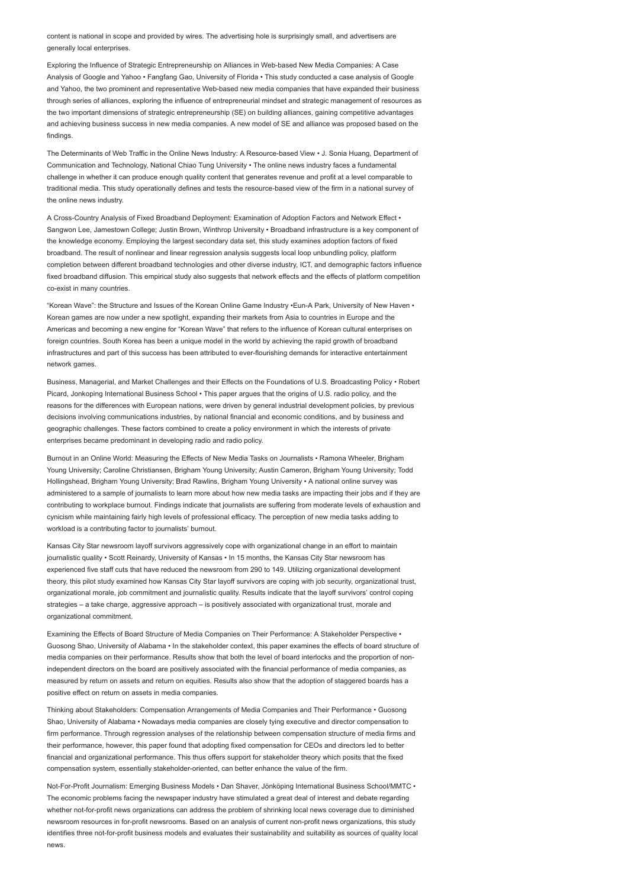content is national in scope and provided by wires. The advertising hole is surprisingly small, and advertisers are generally local enterprises.

Exploring the Influence of Strategic Entrepreneurship on Alliances in Web-based New Media Companies: A Case Analysis of Google and Yahoo • Fangfang Gao, University of Florida • This study conducted a case analysis of Google and Yahoo, the two prominent and representative Web-based new media companies that have expanded their business through series of alliances, exploring the influence of entrepreneurial mindset and strategic management of resources as the two important dimensions of strategic entrepreneurship (SE) on building alliances, gaining competitive advantages and achieving business success in new media companies. A new model of SE and alliance was proposed based on the findings.

The Determinants of Web Traffic in the Online News Industry: A Resource-based View • J. Sonia Huang, Department of Communication and Technology, National Chiao Tung University • The online news industry faces a fundamental challenge in whether it can produce enough quality content that generates revenue and profit at a level comparable to traditional media. This study operationally defines and tests the resource-based view of the firm in a national survey of the online news industry.

A Cross-Country Analysis of Fixed Broadband Deployment: Examination of Adoption Factors and Network Effect • Sangwon Lee, Jamestown College; Justin Brown, Winthrop University • Broadband infrastructure is a key component of the knowledge economy. Employing the largest secondary data set, this study examines adoption factors of fixed broadband. The result of nonlinear and linear regression analysis suggests local loop unbundling policy, platform completion between different broadband technologies and other diverse industry, ICT, and demographic factors influence fixed broadband diffusion. This empirical study also suggests that network effects and the effects of platform competition co-exist in many countries.

"Korean Wave": the Structure and Issues of the Korean Online Game Industry •Eun-A Park, University of New Haven • Korean games are now under a new spotlight, expanding their markets from Asia to countries in Europe and the Americas and becoming a new engine for "Korean Wave" that refers to the influence of Korean cultural enterprises on foreign countries. South Korea has been a unique model in the world by achieving the rapid growth of broadband infrastructures and part of this success has been attributed to ever-flourishing demands for interactive entertainment network games.

Business, Managerial, and Market Challenges and their Effects on the Foundations of U.S. Broadcasting Policy • Robert Picard, Jonkoping International Business School • This paper argues that the origins of U.S. radio policy, and the reasons for the differences with European nations, were driven by general industrial development policies, by previous decisions involving communications industries, by national financial and economic conditions, and by business and geographic challenges. These factors combined to create a policy environment in which the interests of private enterprises became predominant in developing radio and radio policy.

Burnout in an Online World: Measuring the Effects of New Media Tasks on Journalists • Ramona Wheeler, Brigham Young University; Caroline Christiansen, Brigham Young University; Austin Cameron, Brigham Young University; Todd Hollingshead, Brigham Young University; Brad Rawlins, Brigham Young University • A national online survey was administered to a sample of journalists to learn more about how new media tasks are impacting their jobs and if they are contributing to workplace burnout. Findings indicate that journalists are suffering from moderate levels of exhaustion and cynicism while maintaining fairly high levels of professional efficacy. The perception of new media tasks adding to workload is a contributing factor to journalists' burnout.

Kansas City Star newsroom layoff survivors aggressively cope with organizational change in an effort to maintain journalistic quality • Scott Reinardy, University of Kansas • In 15 months, the Kansas City Star newsroom has experienced five staff cuts that have reduced the newsroom from 290 to 149. Utilizing organizational development theory, this pilot study examined how Kansas City Star layoff survivors are coping with job security, organizational trust, organizational morale, job commitment and journalistic quality. Results indicate that the layoff survivors' control coping strategies – a take charge, aggressive approach – is positively associated with organizational trust, morale and organizational commitment.

Examining the Effects of Board Structure of Media Companies on Their Performance: A Stakeholder Perspective • Guosong Shao, University of Alabama • In the stakeholder context, this paper examines the effects of board structure of media companies on their performance. Results show that both the level of board interlocks and the proportion of non-independent directors on the board are positively associated with the financial performance of media companies, as measured by return on assets and return on equities. Results also show that the adoption of staggered boards has a positive effect on return on assets in media companies.

Thinking about Stakeholders: Compensation Arrangements of Media Companies and Their Performance • Guosong Shao, University of Alabama • Nowadays media companies are closely tying executive and director compensation to firm performance. Through regression analyses of the relationship between compensation structure of media firms and their performance, however, this paper found that adopting fixed compensation for CEOs and directors led to better financial and organizational performance. This thus offers support for stakeholder theory which posits that the fixed compensation system, essentially stakeholder-oriented, can better enhance the value of the firm.

Not-For-Profit Journalism: Emerging Business Models • Dan Shaver, Jönköping International Business School/MMTC • The economic problems facing the newspaper industry have stimulated a great deal of interest and debate regarding whether not-for-profit news organizations can address the problem of shrinking local news coverage due to diminished newsroom resources in for-profit newsrooms. Based on an analysis of current non-profit news organizations, this study identifies three not-for-profit business models and evaluates their sustainability and suitability as sources of quality local news.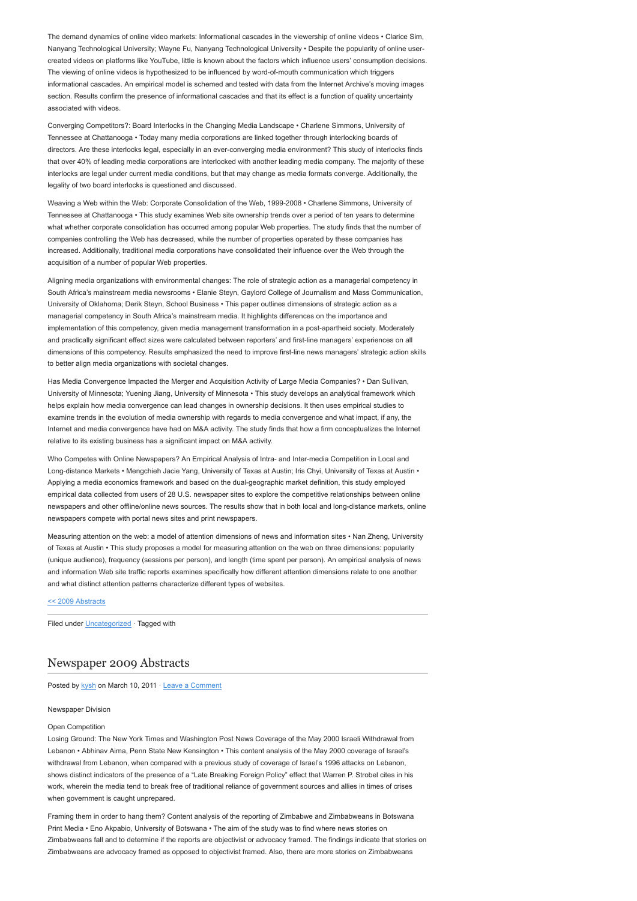The demand dynamics of online video markets: Informational cascades in the viewership of online videos • Clarice Sim, Nanyang Technological University; Wayne Fu, Nanyang Technological University • Despite the popularity of online user-created videos on platforms like YouTube, little is known about the factors which influence users' consumption decisions. The viewing of online videos is hypothesized to be influenced by word-of-mouth communication which triggers informational cascades. An empirical model is schemed and tested with data from the Internet Archive's moving images section. Results confirm the presence of informational cascades and that its effect is a function of quality uncertainty associated with videos.

Converging Competitors?: Board Interlocks in the Changing Media Landscape • Charlene Simmons, University of Tennessee at Chattanooga • Today many media corporations are linked together through interlocking boards of directors. Are these interlocks legal, especially in an ever-converging media environment? This study of interlocks finds that over 40% of leading media corporations are interlocked with another leading media company. The majority of these interlocks are legal under current media conditions, but that may change as media formats converge. Additionally, the legality of two board interlocks is questioned and discussed.

Weaving a Web within the Web: Corporate Consolidation of the Web, 1999-2008 • Charlene Simmons, University of Tennessee at Chattanooga • This study examines Web site ownership trends over a period of ten years to determine what whether corporate consolidation has occurred among popular Web properties. The study finds that the number of companies controlling the Web has decreased, while the number of properties operated by these companies has increased. Additionally, traditional media corporations have consolidated their influence over the Web through the acquisition of a number of popular Web properties.

Aligning media organizations with environmental changes: The role of strategic action as a managerial competency in South Africa's mainstream media newsrooms • Elanie Steyn, Gaylord College of Journalism and Mass Communication, University of Oklahoma; Derik Steyn, School Business • This paper outlines dimensions of strategic action as a managerial competency in South Africa's mainstream media. It highlights differences on the importance and implementation of this competency, given media management transformation in a post-apartheid society. Moderately and practically significant effect sizes were calculated between reporters' and first-line managers' experiences on all dimensions of this competency. Results emphasized the need to improve first-line news managers' strategic action skills to better align media organizations with societal changes.

Has Media Convergence Impacted the Merger and Acquisition Activity of Large Media Companies? • Dan Sullivan, University of Minnesota; Yuening Jiang, University of Minnesota • This study develops an analytical framework which helps explain how media convergence can lead changes in ownership decisions. It then uses empirical studies to examine trends in the evolution of media ownership with regards to media convergence and what impact, if any, the Internet and media convergence have had on M&A activity. The study finds that how a firm conceptualizes the Internet relative to its existing business has a significant impact on M&A activity.

Who Competes with Online Newspapers? An Empirical Analysis of Intra- and Inter-media Competition in Local and Long-distance Markets • Mengchieh Jacie Yang, University of Texas at Austin; Iris Chyi, University of Texas at Austin • Applying a media economics framework and based on the dual-geographic market definition, this study employed empirical data collected from users of 28 U.S. newspaper sites to explore the competitive relationships between online newspapers and other offline/online news sources. The results show that in both local and long-distance markets, online newspapers compete with portal news sites and print newspapers.

Measuring attention on the web: a model of attention dimensions of news and information sites • Nan Zheng, University of Texas at Austin • This study proposes a model for measuring attention on the web on three dimensions: popularity (unique audience), frequency (sessions per person), and length (time spent per person). An empirical analysis of news and information Web site traffic reports examines specifically how different attention dimensions relate to one another and what distinct attention patterns characterize different types of websites.

<< 2009 Abstracts

Filed under Uncategorized · Tagged with

## Newspaper 2009 Abstracts

Posted by kysh on March 10, 2011 · Leave a Comment

Newspaper Division

Open Competition

Losing Ground: The New York Times and Washington Post News Coverage of the May 2000 Israeli Withdrawal from Lebanon • Abhinav Aima, Penn State New Kensington • This content analysis of the May 2000 coverage of Israel's withdrawal from Lebanon, when compared with a previous study of coverage of Israel's 1996 attacks on Lebanon, shows distinct indicators of the presence of a "Late Breaking Foreign Policy" effect that Warren P. Strobel cites in his work, wherein the media tend to break free of traditional reliance of government sources and allies in times of crises when government is caught unprepared.

Framing them in order to hang them? Content analysis of the reporting of Zimbabwe and Zimbabweans in Botswana Print Media • Eno Akpabio, University of Botswana • The aim of the study was to find where news stories on Zimbabweans fall and to determine if the reports are objectivist or advocacy framed. The findings indicate that stories on Zimbabweans are advocacy framed as opposed to objectivist framed. Also, there are more stories on Zimbabweans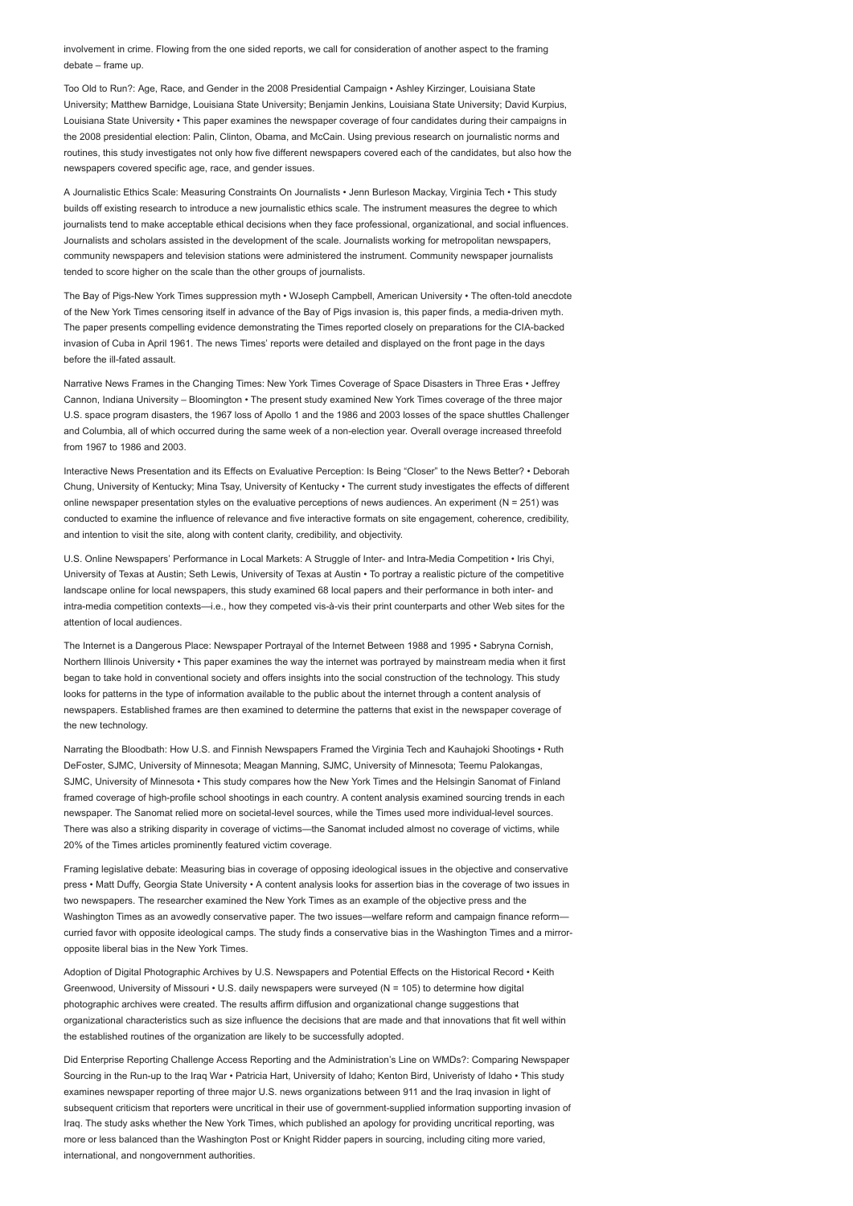involvement in crime. Flowing from the one sided reports, we call for consideration of another aspect to the framing debate – frame up.

Too Old to Run?: Age, Race, and Gender in the 2008 Presidential Campaign • Ashley Kirzinger, Louisiana State University; Matthew Barnidge, Louisiana State University; Benjamin Jenkins, Louisiana State University; David Kurpius, Louisiana State University • This paper examines the newspaper coverage of four candidates during their campaigns in the 2008 presidential election: Palin, Clinton, Obama, and McCain. Using previous research on journalistic norms and routines, this study investigates not only how five different newspapers covered each of the candidates, but also how the newspapers covered specific age, race, and gender issues.

A Journalistic Ethics Scale: Measuring Constraints On Journalists • Jenn Burleson Mackay, Virginia Tech • This study builds off existing research to introduce a new journalistic ethics scale. The instrument measures the degree to which journalists tend to make acceptable ethical decisions when they face professional, organizational, and social influences. Journalists and scholars assisted in the development of the scale. Journalists working for metropolitan newspapers, community newspapers and television stations were administered the instrument. Community newspaper journalists tended to score higher on the scale than the other groups of journalists.

The Bay of Pigs-New York Times suppression myth • WJoseph Campbell, American University • The often-told anecdote of the New York Times censoring itself in advance of the Bay of Pigs invasion is, this paper finds, a media-driven myth. The paper presents compelling evidence demonstrating the Times reported closely on preparations for the CIA-backed invasion of Cuba in April 1961. The news Times' reports were detailed and displayed on the front page in the days before the ill-fated assault.

Narrative News Frames in the Changing Times: New York Times Coverage of Space Disasters in Three Eras • Jeffrey Cannon, Indiana University – Bloomington • The present study examined New York Times coverage of the three major U.S. space program disasters, the 1967 loss of Apollo 1 and the 1986 and 2003 losses of the space shuttles Challenger and Columbia, all of which occurred during the same week of a non-election year. Overall overage increased threefold from 1967 to 1986 and 2003.

Interactive News Presentation and its Effects on Evaluative Perception: Is Being "Closer" to the News Better? • Deborah Chung, University of Kentucky; Mina Tsay, University of Kentucky • The current study investigates the effects of different online newspaper presentation styles on the evaluative perceptions of news audiences. An experiment (N = 251) was conducted to examine the influence of relevance and five interactive formats on site engagement, coherence, credibility, and intention to visit the site, along with content clarity, credibility, and objectivity.

U.S. Online Newspapers' Performance in Local Markets: A Struggle of Inter- and Intra-Media Competition • Iris Chyi, University of Texas at Austin; Seth Lewis, University of Texas at Austin • To portray a realistic picture of the competitive landscape online for local newspapers, this study examined 68 local papers and their performance in both inter- and intra-media competition contexts—i.e., how they competed vis-à-vis their print counterparts and other Web sites for the attention of local audiences.

The Internet is a Dangerous Place: Newspaper Portrayal of the Internet Between 1988 and 1995 • Sabryna Cornish, Northern Illinois University • This paper examines the way the internet was portrayed by mainstream media when it first began to take hold in conventional society and offers insights into the social construction of the technology. This study looks for patterns in the type of information available to the public about the internet through a content analysis of newspapers. Established frames are then examined to determine the patterns that exist in the newspaper coverage of the new technology.

Narrating the Bloodbath: How U.S. and Finnish Newspapers Framed the Virginia Tech and Kauhajoki Shootings • Ruth DeFoster, SJMC, University of Minnesota; Meagan Manning, SJMC, University of Minnesota; Teemu Palokangas, SJMC, University of Minnesota • This study compares how the New York Times and the Helsingin Sanomat of Finland framed coverage of high-profile school shootings in each country. A content analysis examined sourcing trends in each newspaper. The Sanomat relied more on societal-level sources, while the Times used more individual-level sources. There was also a striking disparity in coverage of victims—the Sanomat included almost no coverage of victims, while 20% of the Times articles prominently featured victim coverage.

Framing legislative debate: Measuring bias in coverage of opposing ideological issues in the objective and conservative press • Matt Duffy, Georgia State University • A content analysis looks for assertion bias in the coverage of two issues in two newspapers. The researcher examined the New York Times as an example of the objective press and the Washington Times as an avowedly conservative paper. The two issues—welfare reform and campaign finance reform—curried favor with opposite ideological camps. The study finds a conservative bias in the Washington Times and a mirror-opposite liberal bias in the New York Times.

Adoption of Digital Photographic Archives by U.S. Newspapers and Potential Effects on the Historical Record • Keith Greenwood, University of Missouri • U.S. daily newspapers were surveyed (N = 105) to determine how digital photographic archives were created. The results affirm diffusion and organizational change suggestions that organizational characteristics such as size influence the decisions that are made and that innovations that fit well within the established routines of the organization are likely to be successfully adopted.

Did Enterprise Reporting Challenge Access Reporting and the Administration's Line on WMDs?: Comparing Newspaper Sourcing in the Run-up to the Iraq War • Patricia Hart, University of Idaho; Kenton Bird, Univeristy of Idaho • This study examines newspaper reporting of three major U.S. news organizations between 911 and the Iraq invasion in light of subsequent criticism that reporters were uncritical in their use of government-supplied information supporting invasion of Iraq. The study asks whether the New York Times, which published an apology for providing uncritical reporting, was more or less balanced than the Washington Post or Knight Ridder papers in sourcing, including citing more varied, international, and nongovernment authorities.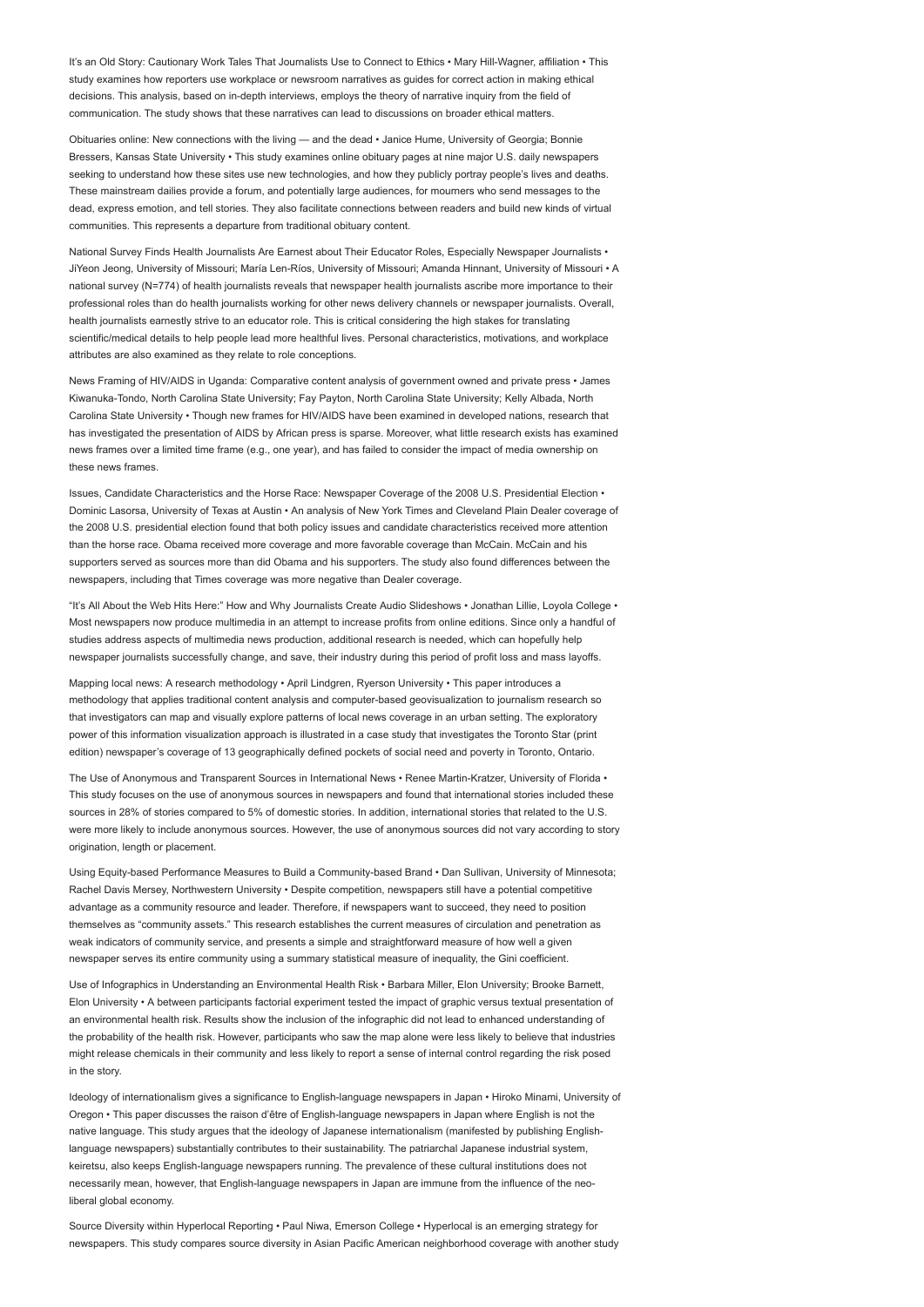It's an Old Story: Cautionary Work Tales That Journalists Use to Connect to Ethics • Mary Hill-Wagner, affiliation • This study examines how reporters use workplace or newsroom narratives as guides for correct action in making ethical decisions. This analysis, based on in-depth interviews, employs the theory of narrative inquiry from the field of communication. The study shows that these narratives can lead to discussions on broader ethical matters.

Obituaries online: New connections with the living — and the dead • Janice Hume, University of Georgia; Bonnie Bressers, Kansas State University • This study examines online obituary pages at nine major U.S. daily newspapers seeking to understand how these sites use new technologies, and how they publicly portray people's lives and deaths. These mainstream dailies provide a forum, and potentially large audiences, for mourners who send messages to the dead, express emotion, and tell stories. They also facilitate connections between readers and build new kinds of virtual communities. This represents a departure from traditional obituary content.

National Survey Finds Health Journalists Are Earnest about Their Educator Roles, Especially Newspaper Journalists • JiYeon Jeong, University of Missouri; María Len-Ríos, University of Missouri; Amanda Hinnant, University of Missouri • A national survey (N=774) of health journalists reveals that newspaper health journalists ascribe more importance to their professional roles than do health journalists working for other news delivery channels or newspaper journalists. Overall, health journalists earnestly strive to an educator role. This is critical considering the high stakes for translating scientific/medical details to help people lead more healthful lives. Personal characteristics, motivations, and workplace attributes are also examined as they relate to role conceptions.

News Framing of HIV/AIDS in Uganda: Comparative content analysis of government owned and private press • James Kiwanuka-Tondo, North Carolina State University; Fay Payton, North Carolina State University; Kelly Albada, North Carolina State University • Though new frames for HIV/AIDS have been examined in developed nations, research that has investigated the presentation of AIDS by African press is sparse. Moreover, what little research exists has examined news frames over a limited time frame (e.g., one year), and has failed to consider the impact of media ownership on these news frames.

Issues, Candidate Characteristics and the Horse Race: Newspaper Coverage of the 2008 U.S. Presidential Election • Dominic Lasorsa, University of Texas at Austin • An analysis of New York Times and Cleveland Plain Dealer coverage of the 2008 U.S. presidential election found that both policy issues and candidate characteristics received more attention than the horse race. Obama received more coverage and more favorable coverage than McCain. McCain and his supporters served as sources more than did Obama and his supporters. The study also found differences between the newspapers, including that Times coverage was more negative than Dealer coverage.

"It's All About the Web Hits Here:" How and Why Journalists Create Audio Slideshows • Jonathan Lillie, Loyola College • Most newspapers now produce multimedia in an attempt to increase profits from online editions. Since only a handful of studies address aspects of multimedia news production, additional research is needed, which can hopefully help newspaper journalists successfully change, and save, their industry during this period of profit loss and mass layoffs.

Mapping local news: A research methodology • April Lindgren, Ryerson University • This paper introduces a methodology that applies traditional content analysis and computer-based geovisualization to journalism research so that investigators can map and visually explore patterns of local news coverage in an urban setting. The exploratory power of this information visualization approach is illustrated in a case study that investigates the Toronto Star (print edition) newspaper's coverage of 13 geographically defined pockets of social need and poverty in Toronto, Ontario.

The Use of Anonymous and Transparent Sources in International News • Renee Martin-Kratzer, University of Florida • This study focuses on the use of anonymous sources in newspapers and found that international stories included these sources in 28% of stories compared to 5% of domestic stories. In addition, international stories that related to the U.S. were more likely to include anonymous sources. However, the use of anonymous sources did not vary according to story origination, length or placement.

Using Equity-based Performance Measures to Build a Community-based Brand • Dan Sullivan, University of Minnesota; Rachel Davis Mersey, Northwestern University • Despite competition, newspapers still have a potential competitive advantage as a community resource and leader. Therefore, if newspapers want to succeed, they need to position themselves as "community assets." This research establishes the current measures of circulation and penetration as weak indicators of community service, and presents a simple and straightforward measure of how well a given newspaper serves its entire community using a summary statistical measure of inequality, the Gini coefficient.

Use of Infographics in Understanding an Environmental Health Risk • Barbara Miller, Elon University; Brooke Barnett, Elon University • A between participants factorial experiment tested the impact of graphic versus textual presentation of an environmental health risk. Results show the inclusion of the infographic did not lead to enhanced understanding of the probability of the health risk. However, participants who saw the map alone were less likely to believe that industries might release chemicals in their community and less likely to report a sense of internal control regarding the risk posed in the story.

Ideology of internationalism gives a significance to English-language newspapers in Japan • Hiroko Minami, University of Oregon • This paper discusses the raison d'être of English-language newspapers in Japan where English is not the native language. This study argues that the ideology of Japanese internationalism (manifested by publishing English-language newspapers) substantially contributes to their sustainability. The patriarchal Japanese industrial system, keiretsu, also keeps English-language newspapers running. The prevalence of these cultural institutions does not necessarily mean, however, that English-language newspapers in Japan are immune from the influence of the neo-liberal global economy.

Source Diversity within Hyperlocal Reporting • Paul Niwa, Emerson College • Hyperlocal is an emerging strategy for newspapers. This study compares source diversity in Asian Pacific American neighborhood coverage with another study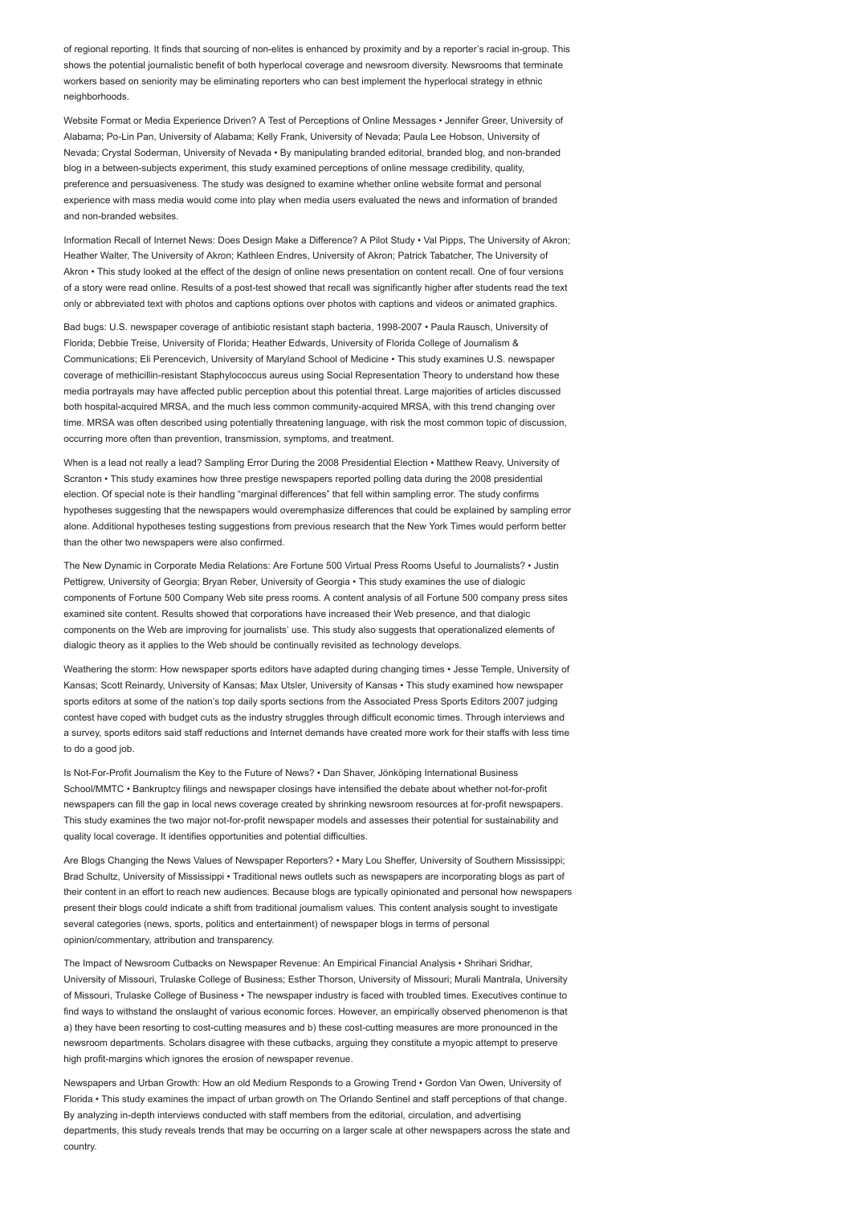of regional reporting. It finds that sourcing of non-elites is enhanced by proximity and by a reporter's racial in-group. This shows the potential journalistic benefit of both hyperlocal coverage and newsroom diversity. Newsrooms that terminate workers based on seniority may be eliminating reporters who can best implement the hyperlocal strategy in ethnic neighborhoods.

Website Format or Media Experience Driven? A Test of Perceptions of Online Messages • Jennifer Greer, University of Alabama; Po-Lin Pan, University of Alabama; Kelly Frank, University of Nevada; Paula Lee Hobson, University of Nevada; Crystal Soderman, University of Nevada • By manipulating branded editorial, branded blog, and non-branded blog in a between-subjects experiment, this study examined perceptions of online message credibility, quality, preference and persuasiveness. The study was designed to examine whether online website format and personal experience with mass media would come into play when media users evaluated the news and information of branded and non-branded websites.

Information Recall of Internet News: Does Design Make a Difference? A Pilot Study • Val Pipps, The University of Akron; Heather Walter, The University of Akron; Kathleen Endres, University of Akron; Patrick Tabatcher, The University of Akron • This study looked at the effect of the design of online news presentation on content recall. One of four versions of a story were read online. Results of a post-test showed that recall was significantly higher after students read the text only or abbreviated text with photos and captions options over photos with captions and videos or animated graphics.

Bad bugs: U.S. newspaper coverage of antibiotic resistant staph bacteria, 1998-2007 • Paula Rausch, University of Florida; Debbie Treise, University of Florida; Heather Edwards, University of Florida College of Journalism & Communications; Eli Perencevich, University of Maryland School of Medicine • This study examines U.S. newspaper coverage of methicillin-resistant Staphylococcus aureus using Social Representation Theory to understand how these media portrayals may have affected public perception about this potential threat. Large majorities of articles discussed both hospital-acquired MRSA, and the much less common community-acquired MRSA, with this trend changing over time. MRSA was often described using potentially threatening language, with risk the most common topic of discussion, occurring more often than prevention, transmission, symptoms, and treatment.

When is a lead not really a lead? Sampling Error During the 2008 Presidential Election • Matthew Reavy, University of Scranton • This study examines how three prestige newspapers reported polling data during the 2008 presidential election. Of special note is their handling "marginal differences" that fell within sampling error. The study confirms hypotheses suggesting that the newspapers would overemphasize differences that could be explained by sampling error alone. Additional hypotheses testing suggestions from previous research that the New York Times would perform better than the other two newspapers were also confirmed.

The New Dynamic in Corporate Media Relations: Are Fortune 500 Virtual Press Rooms Useful to Journalists? • Justin Pettigrew, University of Georgia; Bryan Reber, University of Georgia • This study examines the use of dialogic components of Fortune 500 Company Web site press rooms. A content analysis of all Fortune 500 company press sites examined site content. Results showed that corporations have increased their Web presence, and that dialogic components on the Web are improving for journalists' use. This study also suggests that operationalized elements of dialogic theory as it applies to the Web should be continually revisited as technology develops.

Weathering the storm: How newspaper sports editors have adapted during changing times • Jesse Temple, University of Kansas; Scott Reinardy, University of Kansas; Max Utsler, University of Kansas • This study examined how newspaper sports editors at some of the nation's top daily sports sections from the Associated Press Sports Editors 2007 judging contest have coped with budget cuts as the industry struggles through difficult economic times. Through interviews and a survey, sports editors said staff reductions and Internet demands have created more work for their staffs with less time to do a good job.

Is Not-For-Profit Journalism the Key to the Future of News? • Dan Shaver, Jönköping International Business School/MMTC • Bankruptcy filings and newspaper closings have intensified the debate about whether not-for-profit newspapers can fill the gap in local news coverage created by shrinking newsroom resources at for-profit newspapers. This study examines the two major not-for-profit newspaper models and assesses their potential for sustainability and quality local coverage. It identifies opportunities and potential difficulties.

Are Blogs Changing the News Values of Newspaper Reporters? • Mary Lou Sheffer, University of Southern Mississippi; Brad Schultz, University of Mississippi • Traditional news outlets such as newspapers are incorporating blogs as part of their content in an effort to reach new audiences. Because blogs are typically opinionated and personal how newspapers present their blogs could indicate a shift from traditional journalism values. This content analysis sought to investigate several categories (news, sports, politics and entertainment) of newspaper blogs in terms of personal opinion/commentary, attribution and transparency.

The Impact of Newsroom Cutbacks on Newspaper Revenue: An Empirical Financial Analysis • Shrihari Sridhar, University of Missouri, Trulaske College of Business; Esther Thorson, University of Missouri; Murali Mantrala, University of Missouri, Trulaske College of Business • The newspaper industry is faced with troubled times. Executives continue to find ways to withstand the onslaught of various economic forces. However, an empirically observed phenomenon is that a) they have been resorting to cost-cutting measures and b) these cost-cutting measures are more pronounced in the newsroom departments. Scholars disagree with these cutbacks, arguing they constitute a myopic attempt to preserve high profit-margins which ignores the erosion of newspaper revenue.

Newspapers and Urban Growth: How an old Medium Responds to a Growing Trend • Gordon Van Owen, University of Florida • This study examines the impact of urban growth on The Orlando Sentinel and staff perceptions of that change. By analyzing in-depth interviews conducted with staff members from the editorial, circulation, and advertising departments, this study reveals trends that may be occurring on a larger scale at other newspapers across the state and country.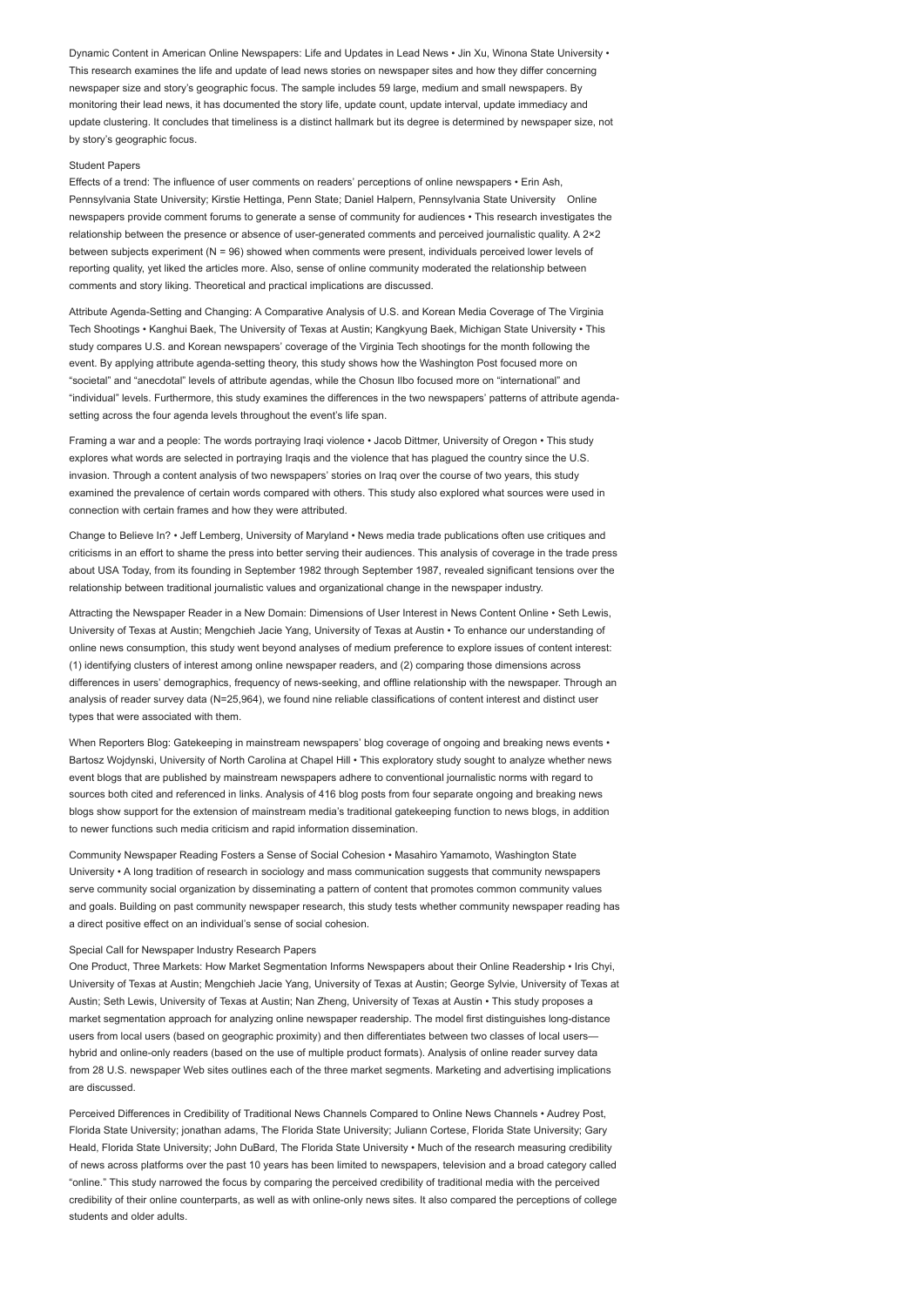Dynamic Content in American Online Newspapers: Life and Updates in Lead News • Jin Xu, Winona State University • This research examines the life and update of lead news stories on newspaper sites and how they differ concerning newspaper size and story's geographic focus. The sample includes 59 large, medium and small newspapers. By monitoring their lead news, it has documented the story life, update count, update interval, update immediacy and update clustering. It concludes that timeliness is a distinct hallmark but its degree is determined by newspaper size, not by story's geographic focus.

Student Papers

Effects of a trend: The influence of user comments on readers' perceptions of online newspapers • Erin Ash, Pennsylvania State University; Kirstie Hettinga, Penn State; Daniel Halpern, Pennsylvania State University Online newspapers provide comment forums to generate a sense of community for audiences • This research investigates the relationship between the presence or absence of user-generated comments and perceived journalistic quality. A 2×2 between subjects experiment (N = 96) showed when comments were present, individuals perceived lower levels of reporting quality, yet liked the articles more. Also, sense of online community moderated the relationship between comments and story liking. Theoretical and practical implications are discussed.

Attribute Agenda-Setting and Changing: A Comparative Analysis of U.S. and Korean Media Coverage of The Virginia Tech Shootings • Kanghui Baek, The University of Texas at Austin; Kangkyung Baek, Michigan State University • This study compares U.S. and Korean newspapers' coverage of the Virginia Tech shootings for the month following the event. By applying attribute agenda-setting theory, this study shows how the Washington Post focused more on "societal" and "anecdotal" levels of attribute agendas, while the Chosun Ilbo focused more on "international" and "individual" levels. Furthermore, this study examines the differences in the two newspapers' patterns of attribute agenda-setting across the four agenda levels throughout the event's life span.

Framing a war and a people: The words portraying Iraqi violence • Jacob Dittmer, University of Oregon • This study explores what words are selected in portraying Iraqis and the violence that has plagued the country since the U.S. invasion. Through a content analysis of two newspapers' stories on Iraq over the course of two years, this study examined the prevalence of certain words compared with others. This study also explored what sources were used in connection with certain frames and how they were attributed.

Change to Believe In? • Jeff Lemberg, University of Maryland • News media trade publications often use critiques and criticisms in an effort to shame the press into better serving their audiences. This analysis of coverage in the trade press about USA Today, from its founding in September 1982 through September 1987, revealed significant tensions over the relationship between traditional journalistic values and organizational change in the newspaper industry.

Attracting the Newspaper Reader in a New Domain: Dimensions of User Interest in News Content Online • Seth Lewis, University of Texas at Austin; Mengchieh Jacie Yang, University of Texas at Austin • To enhance our understanding of online news consumption, this study went beyond analyses of medium preference to explore issues of content interest: (1) identifying clusters of interest among online newspaper readers, and (2) comparing those dimensions across differences in users' demographics, frequency of news-seeking, and offline relationship with the newspaper. Through an analysis of reader survey data (N=25,964), we found nine reliable classifications of content interest and distinct user types that were associated with them.

When Reporters Blog: Gatekeeping in mainstream newspapers' blog coverage of ongoing and breaking news events • Bartosz Wojdynski, University of North Carolina at Chapel Hill • This exploratory study sought to analyze whether news event blogs that are published by mainstream newspapers adhere to conventional journalistic norms with regard to sources both cited and referenced in links. Analysis of 416 blog posts from four separate ongoing and breaking news blogs show support for the extension of mainstream media's traditional gatekeeping function to news blogs, in addition to newer functions such media criticism and rapid information dissemination.

Community Newspaper Reading Fosters a Sense of Social Cohesion • Masahiro Yamamoto, Washington State University • A long tradition of research in sociology and mass communication suggests that community newspapers serve community social organization by disseminating a pattern of content that promotes common community values and goals. Building on past community newspaper research, this study tests whether community newspaper reading has a direct positive effect on an individual's sense of social cohesion.

Special Call for Newspaper Industry Research Papers

One Product, Three Markets: How Market Segmentation Informs Newspapers about their Online Readership • Iris Chyi, University of Texas at Austin; Mengchieh Jacie Yang, University of Texas at Austin; George Sylvie, University of Texas at Austin; Seth Lewis, University of Texas at Austin; Nan Zheng, University of Texas at Austin • This study proposes a market segmentation approach for analyzing online newspaper readership. The model first distinguishes long-distance users from local users (based on geographic proximity) and then differentiates between two classes of local users—hybrid and online-only readers (based on the use of multiple product formats). Analysis of online reader survey data from 28 U.S. newspaper Web sites outlines each of the three market segments. Marketing and advertising implications are discussed.

Perceived Differences in Credibility of Traditional News Channels Compared to Online News Channels • Audrey Post, Florida State University; jonathan adams, The Florida State University; Juliann Cortese, Florida State University; Gary Heald, Florida State University; John DuBard, The Florida State University • Much of the research measuring credibility of news across platforms over the past 10 years has been limited to newspapers, television and a broad category called "online." This study narrowed the focus by comparing the perceived credibility of traditional media with the perceived credibility of their online counterparts, as well as with online-only news sites. It also compared the perceptions of college students and older adults.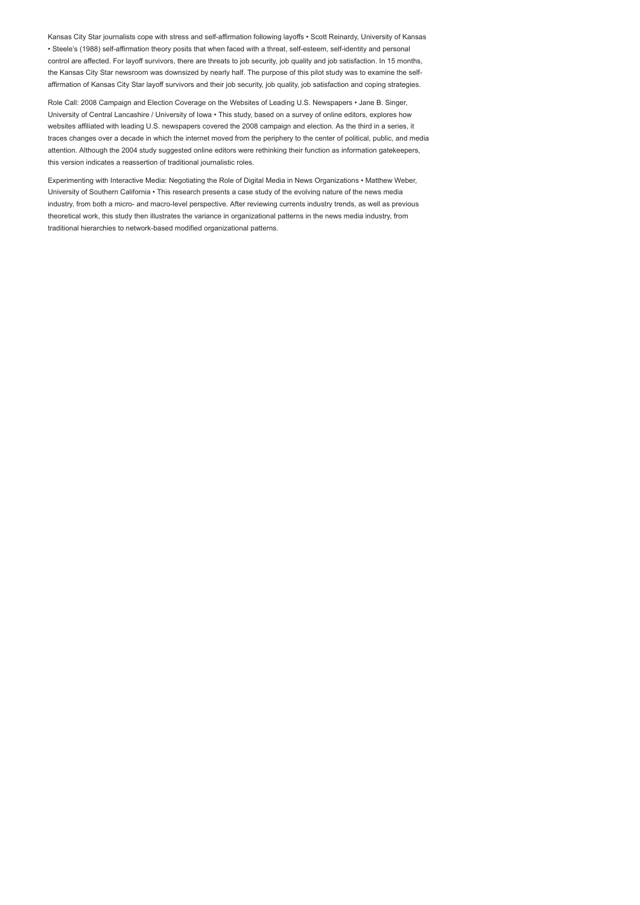Kansas City Star journalists cope with stress and self-affirmation following layoffs • Scott Reinardy, University of Kansas • Steele's (1988) self-affirmation theory posits that when faced with a threat, self-esteem, self-identity and personal control are affected. For layoff survivors, there are threats to job security, job quality and job satisfaction. In 15 months, the Kansas City Star newsroom was downsized by nearly half. The purpose of this pilot study was to examine the self-affirmation of Kansas City Star layoff survivors and their job security, job quality, job satisfaction and coping strategies.

Role Call: 2008 Campaign and Election Coverage on the Websites of Leading U.S. Newspapers • Jane B. Singer, University of Central Lancashire / University of Iowa • This study, based on a survey of online editors, explores how websites affiliated with leading U.S. newspapers covered the 2008 campaign and election. As the third in a series, it traces changes over a decade in which the internet moved from the periphery to the center of political, public, and media attention. Although the 2004 study suggested online editors were rethinking their function as information gatekeepers, this version indicates a reassertion of traditional journalistic roles.

Experimenting with Interactive Media: Negotiating the Role of Digital Media in News Organizations • Matthew Weber, University of Southern California • This research presents a case study of the evolving nature of the news media industry, from both a micro- and macro-level perspective. After reviewing currents industry trends, as well as previous theoretical work, this study then illustrates the variance in organizational patterns in the news media industry, from traditional hierarchies to network-based modified organizational patterns.